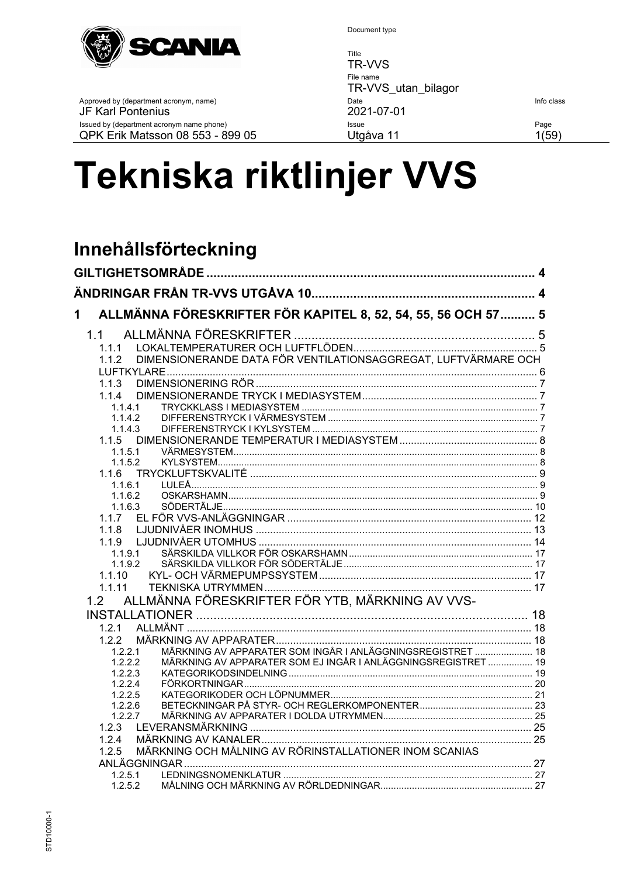| Document type | | |
|---|---|---|
| | Title<br>TR-VVS | |
| | File name<br>TR-VVS_utan_bilagor | |
| Approved by (department acronym, name)<br>JF Karl Pontenius | Date<br>2021-07-01 | Info class |
| Issued by (department acronym name phone)<br>QPK Erik Matsson 08 553 - 899 05 | Issue<br>Utgåva 11 | |

# Tekniska riktlinjer VVS

## Innehållsförteckning

**GILTIGHETSOMRÅDE** .... 4

**ÄNDRINGAR FRÅN TR-VVS UTGÅVA 10** .... 4

**1 ALLMÄNNA FÖRESKRIFTER FÖR KAPITEL 8, 52, 54, 55, 56 OCH 57** .... 5

- 1.1 ALLMÄNNA FÖRESKRIFTER .... 5
  - 1.1.1 LOKALTEMPERATURER OCH LUFTFLÖDEN .... 5
  - 1.1.2 DIMENSIONERANDE DATA FÖR VENTILATIONSAGGREGAT, LUFTVÄRMARE OCH LUFTKYLARE .... 6
  - 1.1.3 DIMENSIONERING RÖR .... 7
  - 1.1.4 DIMENSIONERANDE TRYCK I MEDIASYSTEM .... 7
    - 1.1.4.1 TRYCKKLASS I MEDIASYSTEM .... 7
    - 1.1.4.2 DIFFERENSTRYCK I VÄRMESYSTEM .... 7
    - 1.1.4.3 DIFFERENSTRYCK I KYLSYSTEM .... 7
  - 1.1.5 DIMENSIONERANDE TEMPERATUR I MEDIASYSTEM .... 8
    - 1.1.5.1 VÄRMESYSTEM .... 8
    - 1.1.5.2 KYLSYSTEM .... 8
  - 1.1.6 TRYCKLUFTSKVALITÉ .... 9
    - 1.1.6.1 LULEÅ .... 9
    - 1.1.6.2 OSKARSHAMN .... 9
    - 1.1.6.3 SÖDERTÄLJE .... 10
  - 1.1.7 EL FÖR VVS-ANLÄGGNINGAR .... 12
  - 1.1.8 LJUDNIVÅER INOMHUS .... 13
  - 1.1.9 LJUDNIVÅER UTOMHUS .... 14
    - 1.1.9.1 SÄRSKILDA VILLKOR FÖR OSKARSHAMN .... 17
    - 1.1.9.2 SÄRSKILDA VILLKOR FÖR SÖDERTÄLJE .... 17
  - 1.1.10 KYL- OCH VÄRMEPUMPSSYSTEM .... 17
  - 1.1.11 TEKNISKA UTRYMMEN .... 17
- 1.2 ALLMÄNNA FÖRESKRIFTER FÖR YTB, MÄRKNING AV VVS-INSTALLATIONER .... 18
  - 1.2.1 ALLMÄNT .... 18
  - 1.2.2 MÄRKNING AV APPARATER .... 18
    - 1.2.2.1 MÄRKNING AV APPARATER SOM INGÅR I ANLÄGGNINGSREGISTRET .... 18
    - 1.2.2.2 MÄRKNING AV APPARATER SOM EJ INGÅR I ANLÄGGNINGSREGISTRET .... 19
    - 1.2.2.3 KATEGORIKODSINDELNING .... 19
    - 1.2.2.4 FÖRKORTNINGAR .... 20
    - 1.2.2.5 KATEGORIKODER OCH LÖPNUMMER .... 21
    - 1.2.2.6 BETECKNINGAR PÅ STYR- OCH REGLERKOMPONENTER .... 23
    - 1.2.2.7 MÄRKNING AV APPARATER I DOLDA UTRYMMEN .... 25
  - 1.2.3 LEVERANSMÄRKNING .... 25
  - 1.2.4 MÄRKNING AV KANALER .... 25
  - 1.2.5 MÄRKNING OCH MÅLNING AV RÖRINSTALLATIONER INOM SCANIAS ANLÄGGNINGAR .... 27
    - 1.2.5.1 LEDNINGSNOMENKLATUR .... 27
    - 1.2.5.2 MÅLNING OCH MÄRKNING AV RÖRLDEDNINGAR .... 27

STD10000-1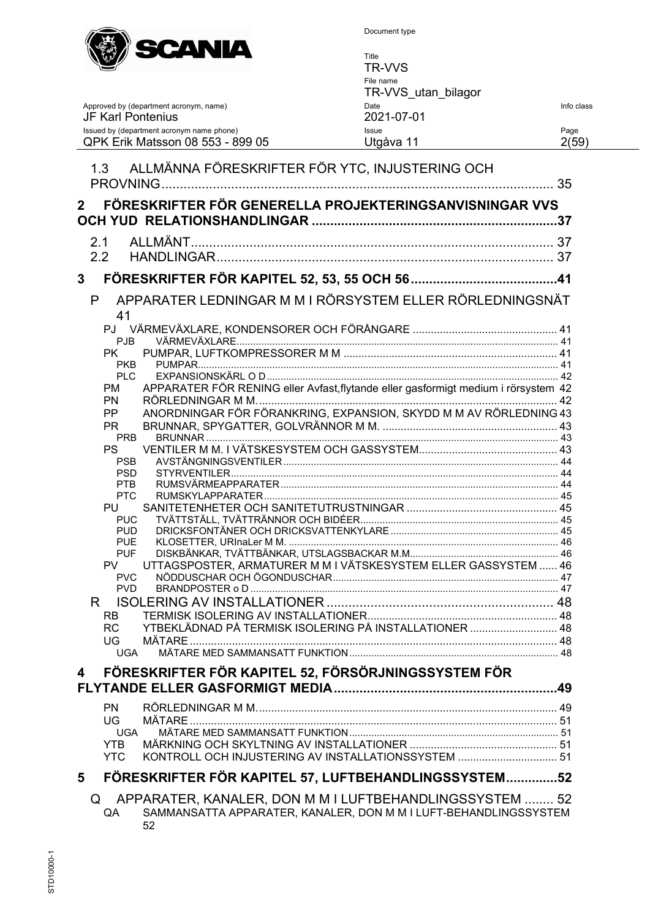1.3 ALLMÄNNA FÖRESKRIFTER FÖR YTC, INJUSTERING OCH PROVNING........................................................................................................ 35

**2 FÖRESKRIFTER FÖR GENERELLA PROJEKTERINGSANVISNINGAR VVS OCH YUD RELATIONSHANDLINGAR ....................................................................37**

2.1 ALLMÄNT........................................................................................................ 37
2.2 HANDLINGAR................................................................................................. 37

**3 FÖRESKRIFTER FÖR KAPITEL 52, 53, 55 OCH 56.........................................41**

P APPARATER LEDNINGAR M M I RÖRSYSTEM ELLER RÖRLEDNINGSNÄT 41

- PJ VÄRMEVÄXLARE, KONDENSORER OCH FÖRÅNGARE ................................................ 41
  - PJB VÄRMEVÄXLARE.......................................................................................... 41
- PK PUMPAR, LUFTKOMPRESSORER M M ...................................................................... 41
  - PKB PUMPAR.......................................................................................................... 41
  - PLC EXPANSIONSKÄRL O D.................................................................................... 42
- PM APPARATER FÖR RENING eller Avfast,flytande eller gasformigt medium i rörsystem 42
- PN RÖRLEDNINGAR M M.................................................................................................. 42
- PP ANORDNINGAR FÖR FÖRANKRING, EXPANSION, SKYDD M M AV RÖRLEDNING 43
- PR BRUNNAR, SPYGATTER, GOLVRÄNNOR M M. ........................................................... 43
  - PRB BRUNNAR........................................................................................................ 43
- PS VENTILER M M. I VÄTSKESYSTEM OCH GASSYSTEM.............................................. 43
  - PSB AVSTÄNGNINGSVENTILER.............................................................................. 44
  - PSD STYRVENTILER................................................................................................. 44
  - PTB RUMSVÄRMEAPPARATER............................................................................... 44
  - PTC RUMSKYLAPPARATER...................................................................................... 45
- PU SANITETENHETER OCH SANITETUTRUSTNINGAR .................................................. 45
  - PUC TVÄTTSTÄLL, TVÄTTRÄNNOR OCH BIDÉER................................................... 45
  - PUD DRICKSFONTÄNER OCH DRICKSVATTENKYLARE .......................................... 45
  - PUE KLOSETTER, URInaLer M M. ........................................................................... 46
  - PUF DISKBÄNKAR, TVÄTTBÄNKAR, UTSLAGSBACKAR M.M.................................. 46
- PV UTTAGSPOSTER, ARMATURER M M I VÄTSKESYSTEM ELLER GASSYSTEM ...... 46
  - PVC NÖDDUSCHAR OCH ÖGONDUSCHAR.............................................................. 47
  - PVD BRANDPOSTER o D........................................................................................... 47

R ISOLERING AV INSTALLATIONER ............................................................ 48

- RB TERMISK ISOLERING AV INSTALLATIONER................................................................ 48
- RC YTBEKLÄDNAD PÅ TERMISK ISOLERING PÅ INSTALLATIONER ............................ 48
- UG MÄTARE.......................................................................................................................... 48
  - UGA MÄTARE MED SAMMANSATT FUNKTION......................................................... 48

**4 FÖRESKRIFTER FÖR KAPITEL 52, FÖRSÖRJNINGSSYSTEM FÖR FLYTANDE ELLER GASFORMIGT MEDIA.............................................................49**

- PN RÖRLEDNINGAR M M.................................................................................................. 49
- UG MÄTARE.......................................................................................................................... 51
  - UGA MÄTARE MED SAMMANSATT FUNKTION......................................................... 51
- YTB MÄRKNING OCH SKYLTNING AV INSTALLATIONER ................................................ 51
- YTC KONTROLL OCH INJUSTERING AV INSTALLATIONSSYSTEM ................................ 51

**5 FÖRESKRIFTER FÖR KAPITEL 57, LUFTBEHANDLINGSSYSTEM..............52**

Q APPARATER, KANALER, DON M M I LUFTBEHANDLINGSSYSTEM ........ 52

- QA SAMMANSATTA APPARATER, KANALER, DON M M I LUFT-BEHANDLINGSSYSTEM 52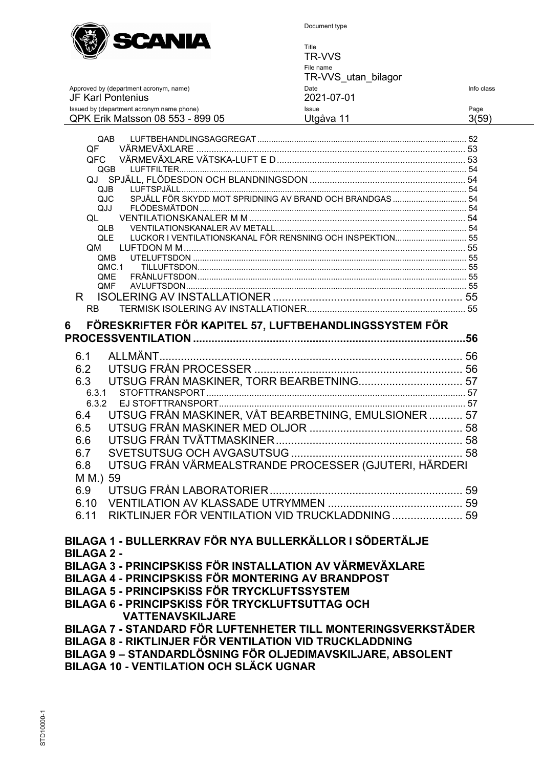QAB LUFTBEHANDLINGSAGGREGAT ..... 52
QF VÄRMEVÄXLARE ..... 53
QFC VÄRMEVÄXLARE VÄTSKA-LUFT E D ..... 53
QGB LUFTFILTER ..... 54
QJ SPJÄLL, FLÖDESDON OCH BLANDNINGSDON ..... 54
QJB LUFTSPJÄLL ..... 54
QJC SPJÄLL FÖR SKYDD MOT SPRIDNING AV BRAND OCH BRANDGAS ..... 54
QJJ FLÖDESMÄTDON ..... 54
QL VENTILATIONSKANALER M M ..... 54
QLB VENTILATIONSKANALER AV METALL ..... 54
QLE LUCKOR I VENTILATIONSKANAL FÖR RENSNING OCH INSPEKTION ..... 55
QM LUFTDON M M ..... 55
QMB UTELUFTSDON ..... 55
QMC.1 TILLUFTSDON ..... 55
QME FRÅNLUFTSDON ..... 55
QMF AVLUFTSDON ..... 55
R ISOLERING AV INSTALLATIONER ..... 55
RB TERMISK ISOLERING AV INSTALLATIONER ..... 55

**6 FÖRESKRIFTER FÖR KAPITEL 57, LUFTBEHANDLINGSSYSTEM FÖR PROCESSVENTILATION ..... 56**

6.1 ALLMÄNT ..... 56
6.2 UTSUG FRÅN PROCESSER ..... 56
6.3 UTSUG FRÅN MASKINER, TORR BEARBETNING ..... 57
6.3.1 STOFTTRANSPORT ..... 57
6.3.2 EJ STOFTTRANSPORT ..... 57
6.4 UTSUG FRÅN MASKINER, VÅT BEARBETNING, EMULSIONER ..... 57
6.5 UTSUG FRÅN MASKINER MED OLJOR ..... 58
6.6 UTSUG FRÅN TVÄTTMASKINER ..... 58
6.7 SVETSUTSUG OCH AVGASUTSUG ..... 58
6.8 UTSUG FRÅN VÄRMEALSTRANDE PROCESSER (GJUTERI, HÄRDERI M M.) 59
6.9 UTSUG FRÅN LABORATORIER ..... 59
6.10 VENTILATION AV KLASSADE UTRYMMEN ..... 59
6.11 RIKTLINJER FÖR VENTILATION VID TRUCKLADDNING ..... 59

**BILAGA 1 - BULLERKRAV FÖR NYA BULLERKÄLLOR I SÖDERTÄLJE**
**BILAGA 2 -**
**BILAGA 3 - PRINCIPSKISS FÖR INSTALLATION AV VÄRMEVÄXLARE**
**BILAGA 4 - PRINCIPSKISS FÖR MONTERING AV BRANDPOST**
**BILAGA 5 - PRINCIPSKISS FÖR TRYCKLUFTSSYSTEM**
**BILAGA 6 - PRINCIPSKISS FÖR TRYCKLUFTSUTTAG OCH VATTENAVSKILJARE**
**BILAGA 7 - STANDARD FÖR LUFTENHETER TILL MONTERINGSVERKSTÄDER**
**BILAGA 8 - RIKTLINJER FÖR VENTILATION VID TRUCKLADDNING**
**BILAGA 9 – STANDARDLÖSNING FÖR OLJEDIMAVSKILJARE, ABSOLENT**
**BILAGA 10 - VENTILATION OCH SLÄCK UGNAR**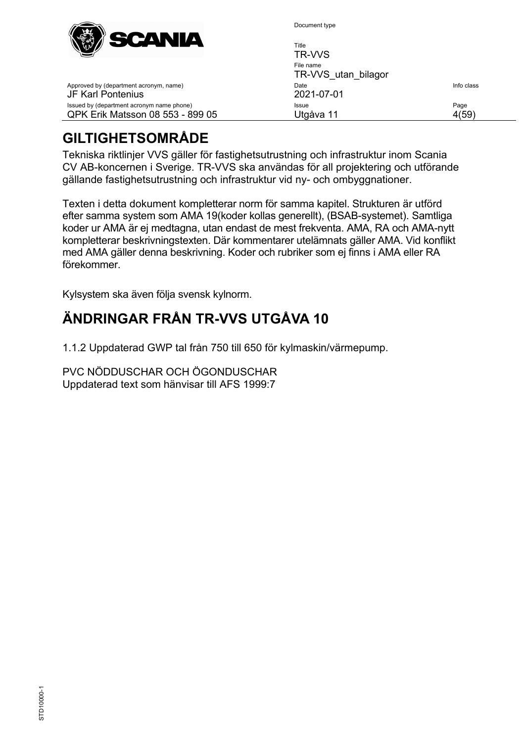# GILTIGHETSOMRÅDE

Tekniska riktlinjer VVS gäller för fastighetsutrustning och infrastruktur inom Scania CV AB-koncernen i Sverige. TR-VVS ska användas för all projektering och utförande gällande fastighetsutrustning och infrastruktur vid ny- och ombyggnationer.

Texten i detta dokument kompletterar norm för samma kapitel. Strukturen är utförd efter samma system som AMA 19(koder kollas generellt), (BSAB-systemet). Samtliga koder ur AMA är ej medtagna, utan endast de mest frekventa. AMA, RA och AMA-nytt kompletterar beskrivningstexten. Där kommentarer utelämnats gäller AMA. Vid konflikt med AMA gäller denna beskrivning. Koder och rubriker som ej finns i AMA eller RA förekommer.

Kylsystem ska även följa svensk kylnorm.

# ÄNDRINGAR FRÅN TR-VVS UTGÅVA 10

1.1.2 Uppdaterad GWP tal från 750 till 650 för kylmaskin/värmepump.

PVC NÖDDUSCHAR OCH ÖGONDUSCHAR
Uppdaterad text som hänvisar till AFS 1999:7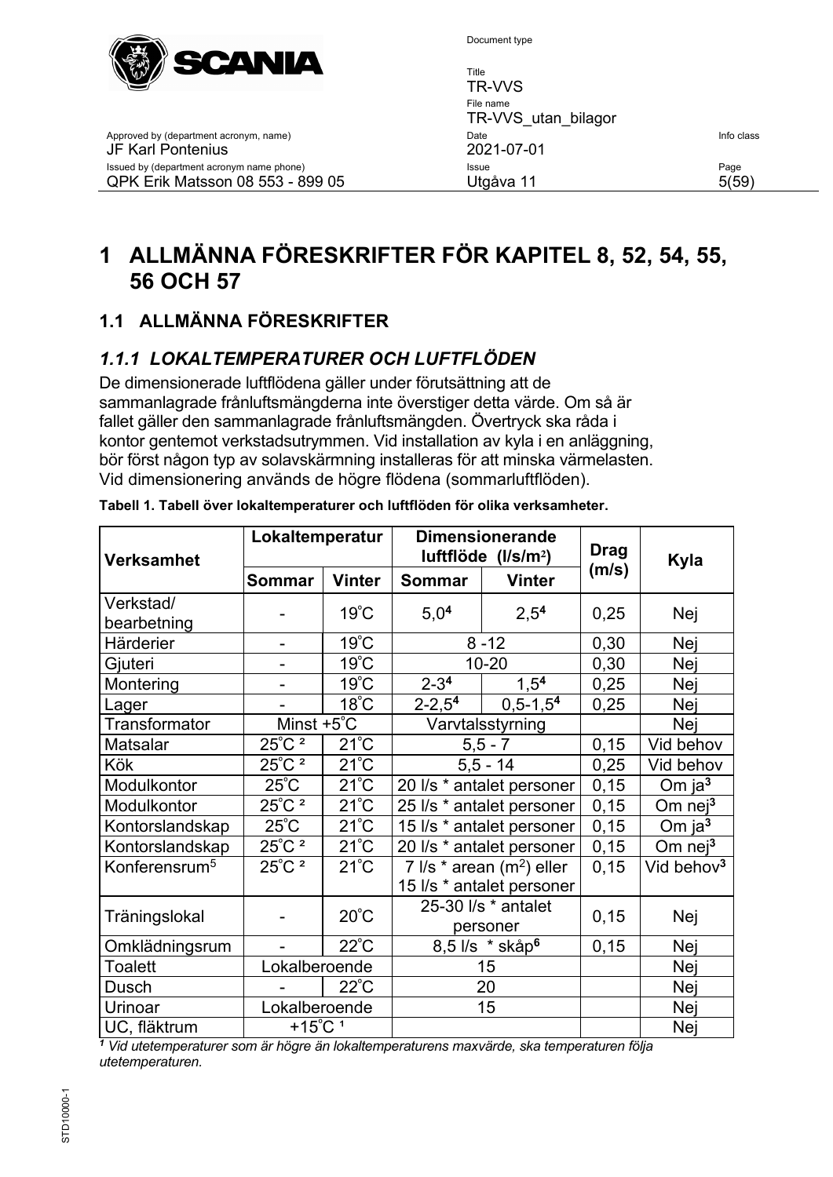# 1 ALLMÄNNA FÖRESKRIFTER FÖR KAPITEL 8, 52, 54, 55, 56 OCH 57

## 1.1 ALLMÄNNA FÖRESKRIFTER

### *1.1.1 LOKALTEMPERATURER OCH LUFTFLÖDEN*

De dimensionerade luftflödena gäller under förutsättning att de sammanlagrade frånluftsmängderna inte överstiger detta värde. Om så är fallet gäller den sammanlagrade frånluftsmängden. Övertryck ska råda i kontor gentemot verkstadsutrymmen. Vid installation av kyla i en anläggning, bör först någon typ av solavskärmning installeras för att minska värmelasten. Vid dimensionering används de högre flödena (sommarluftflöden).

**Tabell 1. Tabell över lokaltemperaturer och luftflöden för olika verksamheter.**

| Verksamhet | Lokaltemperatur | | Dimensionerande luftflöde (l/s/m²) | | Drag (m/s) | Kyla |
|---|---|---|---|---|---|---|
| | Sommar | Vinter | Sommar | Vinter | | |
| Verkstad/ bearbetning | - | 19˚C | 5,0[4] | 2,5[4] | 0,25 | Nej |
| Härderier | - | 19˚C | 8 -12 | | 0,30 | Nej |
| Gjuteri | - | 19˚C | 10-20 | | 0,30 | Nej |
| Montering | - | 19˚C | 2-3[4] | 1,5[4] | 0,25 | Nej |
| Lager | - | 18˚C | 2-2,5[4] | 0,5-1,5[4] | 0,25 | Nej |
| Transformator | Minst +5˚C | | Varvtalsstyrning | | | Nej |
| Matsalar | 25˚C [2] | 21˚C | 5,5 - 7 | | 0,15 | Vid behov |
| Kök | 25˚C [2] | 21˚C | 5,5 - 14 | | 0,25 | Vid behov |
| Modulkontor | 25˚C | 21˚C | 20 l/s * antalet personer | | 0,15 | Om ja[3] |
| Modulkontor | 25˚C [2] | 21˚C | 25 l/s * antalet personer | | 0,15 | Om nej[3] |
| Kontorslandskap | 25˚C | 21˚C | 15 l/s * antalet personer | | 0,15 | Om ja[3] |
| Kontorslandskap | 25˚C [2] | 21˚C | 20 l/s * antalet personer | | 0,15 | Om nej[3] |
| Konferensrum[5] | 25˚C [2] | 21˚C | 7 l/s * arean (m²) eller 15 l/s * antalet personer | | 0,15 | Vid behov[3] |
| Träningslokal | - | 20˚C | 25-30 l/s * antalet personer | | 0,15 | Nej |
| Omklädningsrum | - | 22˚C | 8,5 l/s * skåp[6] | | 0,15 | Nej |
| Toalett | Lokalberoende | | 15 | | | Nej |
| Dusch | - | 22˚C | 20 | | | Nej |
| Urinoar | Lokalberoende | | 15 | | | Nej |
| UC, fläktrum | +15˚C [1] | | | | | Nej |

*[1] Vid utetemperaturer som är högre än lokaltemperaturens maxvärde, ska temperaturen följa utetemperaturen.*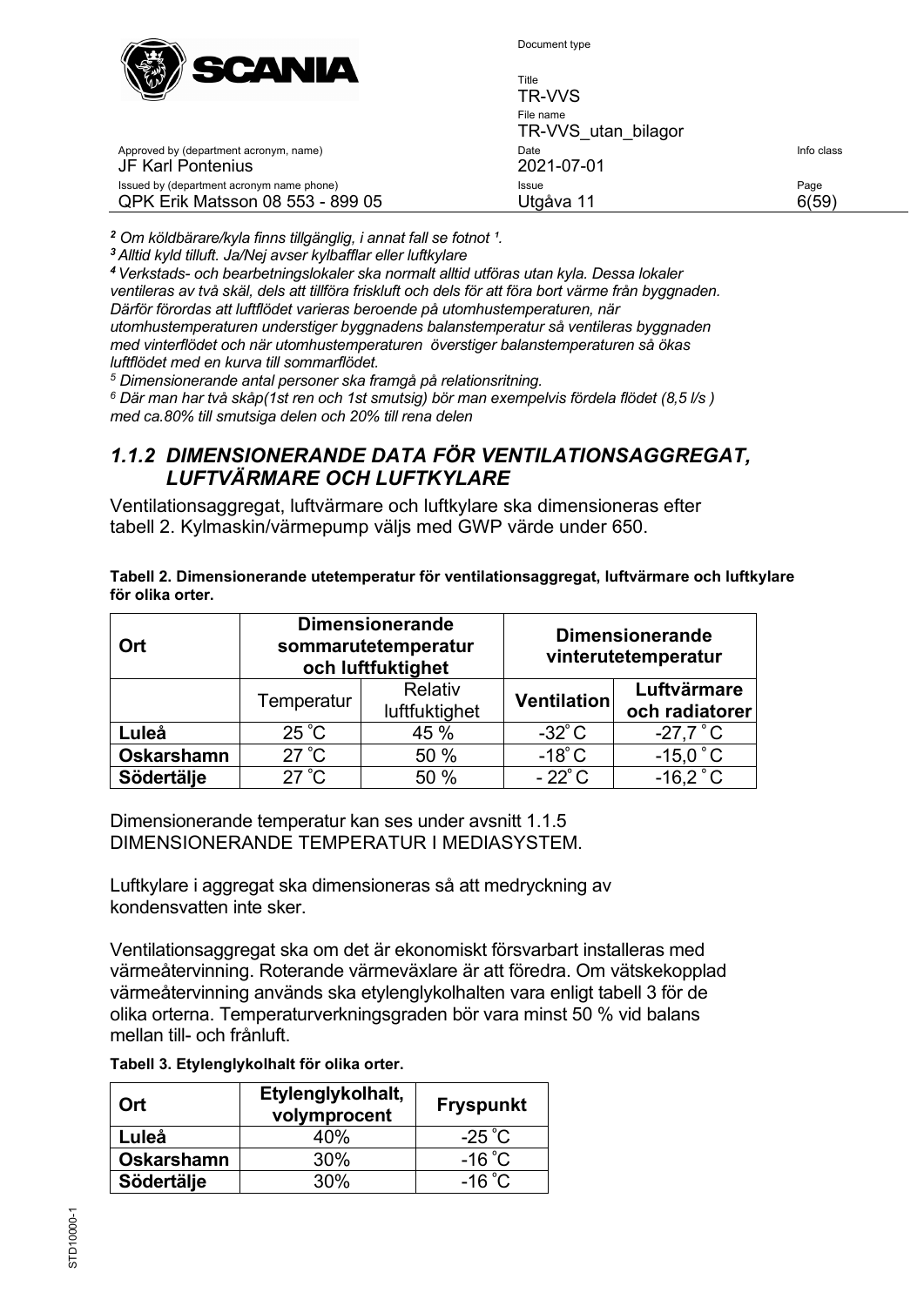*[2] Om köldbärare/kyla finns tillgänglig, i annat fall se fotnot [1].*

*[3] Alltid kyld tilluft. Ja/Nej avser kylbafflar eller luftkylare*

*[4] Verkstads- och bearbetningslokaler ska normalt alltid utföras utan kyla. Dessa lokaler ventileras av två skäl, dels att tillföra friskluft och dels för att föra bort värme från byggnaden. Därför förordas att luftflödet varieras beroende på utomhustemperaturen, när utomhustemperaturen understiger byggnadens balanstemperatur så ventileras byggnaden med vinterflödet och när utomhustemperaturen överstiger balanstemperaturen så ökas luftflödet med en kurva till sommarflödet.*

*[5] Dimensionerande antal personer ska framgå på relationsritning.*

*[6] Där man har två skåp(1st ren och 1st smutsig) bör man exempelvis fördela flödet (8,5 l/s ) med ca.80% till smutsiga delen och 20% till rena delen*

## *1.1.2 DIMENSIONERANDE DATA FÖR VENTILATIONSAGGREGAT, LUFTVÄRMARE OCH LUFTKYLARE*

Ventilationsaggregat, luftvärmare och luftkylare ska dimensioneras efter tabell 2. Kylmaskin/värmepump väljs med GWP värde under 650.

**Tabell 2. Dimensionerande utetemperatur för ventilationsaggregat, luftvärmare och luftkylare för olika orter.**

| Ort | Dimensionerande sommarutetemperatur och luftfuktighet | | Dimensionerande vinterutetemperatur | |
|---|---|---|---|---|
| | Temperatur | Relativ luftfuktighet | **Ventilation** | **Luftvärmare och radiatorer** |
| **Luleå** | 25 °C | 45 % | -32° C | -27,7 ° C |
| **Oskarshamn** | 27 °C | 50 % | -18° C | -15,0 ° C |
| **Södertälje** | 27 °C | 50 % | - 22° C | -16,2 ° C |

Dimensionerande temperatur kan ses under avsnitt 1.1.5 DIMENSIONERANDE TEMPERATUR I MEDIASYSTEM.

Luftkylare i aggregat ska dimensioneras så att medryckning av kondensvatten inte sker.

Ventilationsaggregat ska om det är ekonomiskt försvarbart installeras med värmeåtervinning. Roterande värmeväxlare är att föredra. Om vätskekopplad värmeåtervinning används ska etylenglykolhalten vara enligt tabell 3 för de olika orterna. Temperaturverkningsgraden bör vara minst 50 % vid balans mellan till- och frånluft.

**Tabell 3. Etylenglykolhalt för olika orter.**

| Ort | Etylenglykolhalt, volymprocent | Fryspunkt |
|---|---|---|
| **Luleå** | 40% | -25 °C |
| **Oskarshamn** | 30% | -16 °C |
| **Södertälje** | 30% | -16 °C |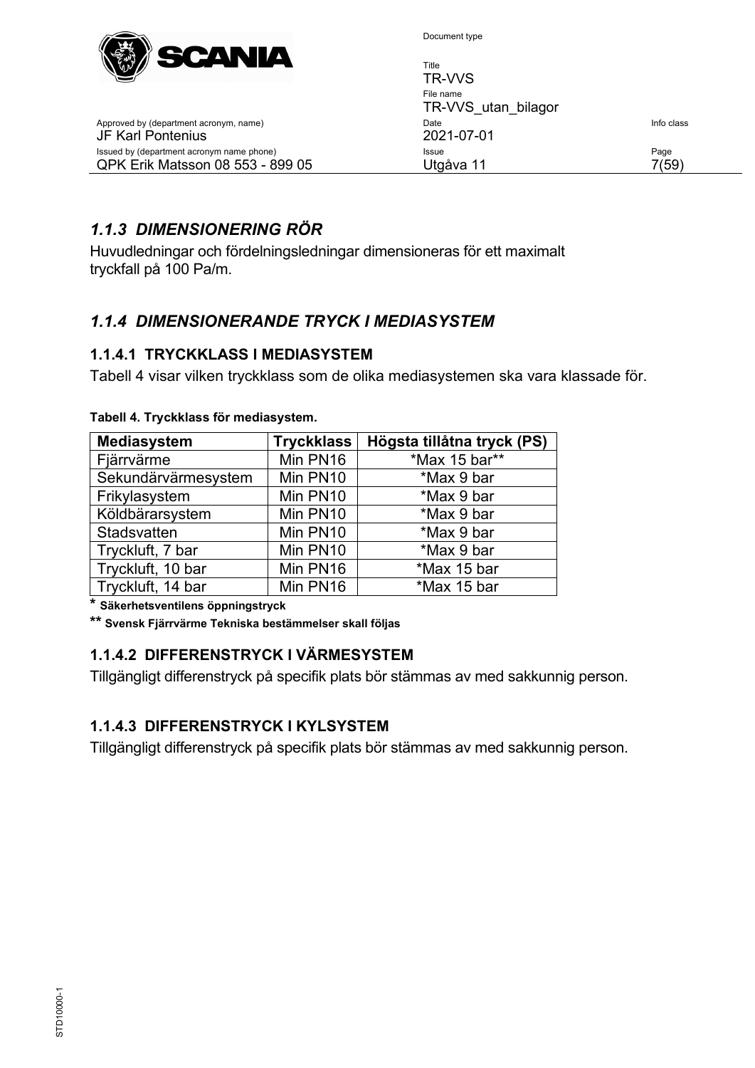## *1.1.3 DIMENSIONERING RÖR*

Huvudledningar och fördelningsledningar dimensioneras för ett maximalt tryckfall på 100 Pa/m.

## *1.1.4 DIMENSIONERANDE TRYCK I MEDIASYSTEM*

### 1.1.4.1 TRYCKKLASS I MEDIASYSTEM

Tabell 4 visar vilken tryckklass som de olika mediasystemen ska vara klassade för.

**Tabell 4. Tryckklass för mediasystem.**

| Mediasystem | Tryckklass | Högsta tillåtna tryck (PS) |
|---|---|---|
| Fjärrvärme | Min PN16 | *Max 15 bar** |
| Sekundärvärmesystem | Min PN10 | *Max 9 bar |
| Frikylasystem | Min PN10 | *Max 9 bar |
| Köldbärarsystem | Min PN10 | *Max 9 bar |
| Stadsvatten | Min PN10 | *Max 9 bar |
| Tryckluft, 7 bar | Min PN10 | *Max 9 bar |
| Tryckluft, 10 bar | Min PN16 | *Max 15 bar |
| Tryckluft, 14 bar | Min PN16 | *Max 15 bar |

**\* Säkerhetsventilens öppningstryck**

**\*\* Svensk Fjärrvärme Tekniska bestämmelser skall följas**

### 1.1.4.2 DIFFERENSTRYCK I VÄRMESYSTEM

Tillgängligt differenstryck på specifik plats bör stämmas av med sakkunnig person.

### 1.1.4.3 DIFFERENSTRYCK I KYLSYSTEM

Tillgängligt differenstryck på specifik plats bör stämmas av med sakkunnig person.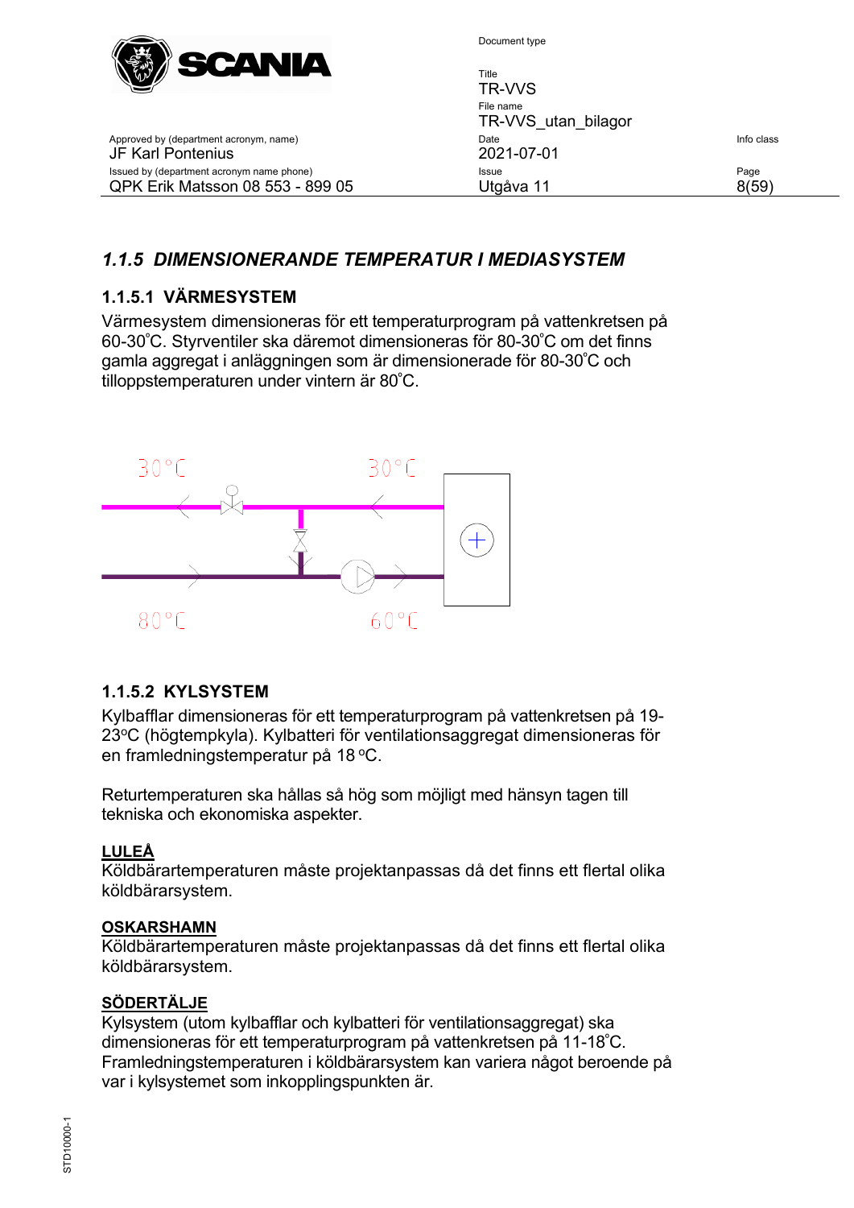### *1.1.5 DIMENSIONERANDE TEMPERATUR I MEDIASYSTEM*

#### 1.1.5.1 VÄRMESYSTEM

Värmesystem dimensioneras för ett temperaturprogram på vattenkretsen på 60-30˚C. Styrventiler ska däremot dimensioneras för 80-30˚C om det finns gamla aggregat i anläggningen som är dimensionerade för 80-30˚C och tilloppstemperaturen under vintern är 80˚C.

30°C 30°C

80°C 60°C

#### 1.1.5.2 KYLSYSTEM

Kylbafflar dimensioneras för ett temperaturprogram på vattenkretsen på 19-23°C (högtempkyla). Kylbatteri för ventilationsaggregat dimensioneras för en framledningstemperatur på 18 °C.

Returtemperaturen ska hållas så hög som möjligt med hänsyn tagen till tekniska och ekonomiska aspekter.

**LULEÅ**

Köldbärartemperaturen måste projektanpassas då det finns ett flertal olika köldbärarsystem.

**OSKARSHAMN**

Köldbärartemperaturen måste projektanpassas då det finns ett flertal olika köldbärarsystem.

**SÖDERTÄLJE**

Kylsystem (utom kylbafflar och kylbatteri för ventilationsaggregat) ska dimensioneras för ett temperaturprogram på vattenkretsen på 11-18˚C. Framledningstemperaturen i köldbärarsystem kan variera något beroende på var i kylsystemet som inkopplingspunkten är.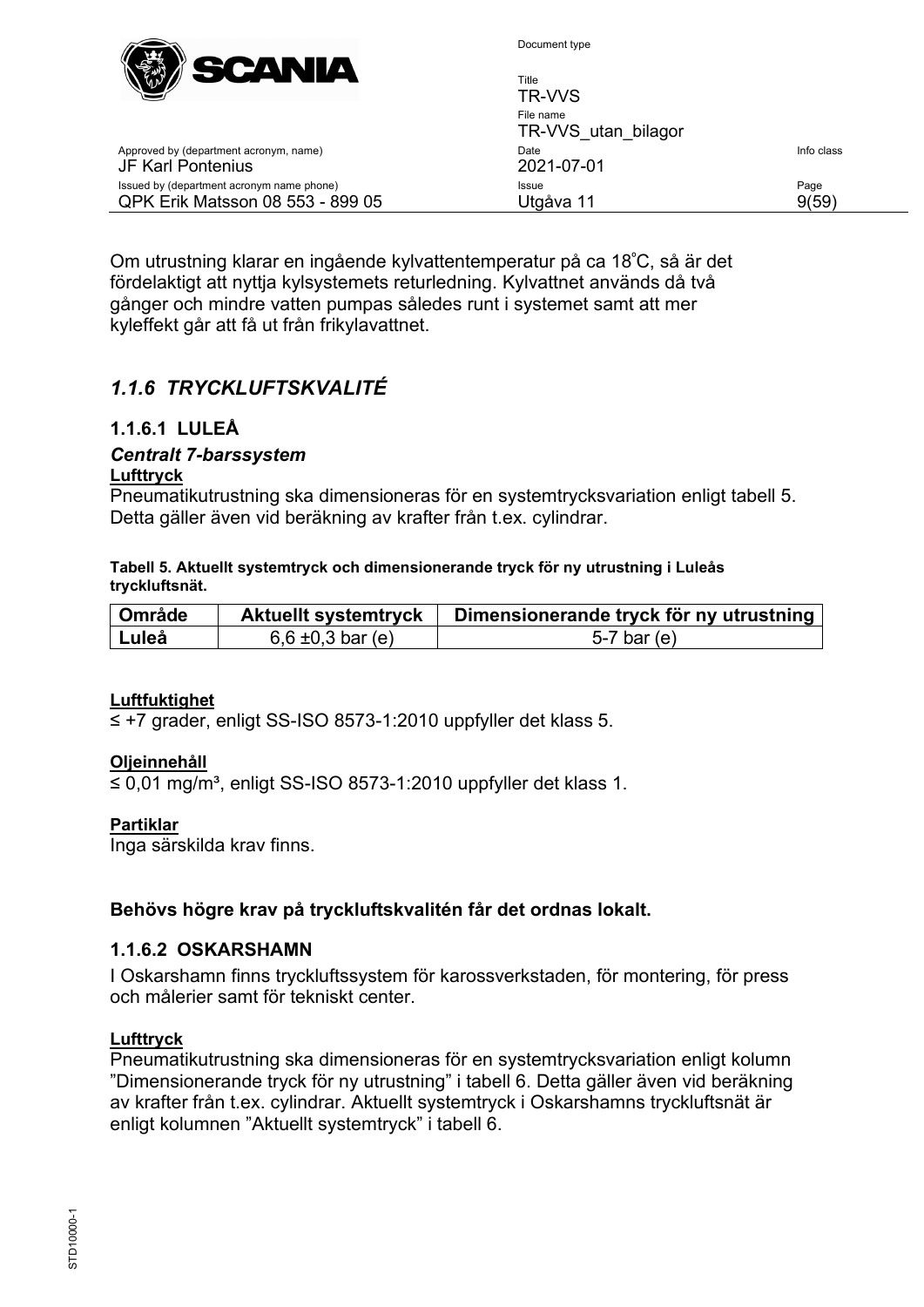Om utrustning klarar en ingående kylvattentemperatur på ca 18˚C, så är det fördelaktigt att nyttja kylsystemets returledning. Kylvattnet används då två gånger och mindre vatten pumpas således runt i systemet samt att mer kyleffekt går att få ut från frikylavattnet.

## *1.1.6 TRYCKLUFTSKVALITÉ*

### 1.1.6.1 LULEÅ

#### *Centralt 7-barssystem*

**Lufttryck**

Pneumatikutrustning ska dimensioneras för en systemtrycksvariation enligt tabell 5. Detta gäller även vid beräkning av krafter från t.ex. cylindrar.

**Tabell 5. Aktuellt systemtryck och dimensionerande tryck för ny utrustning i Luleås tryckluftsnät.**

| Område | Aktuellt systemtryck | Dimensionerande tryck för ny utrustning |
|---|---|---|
| **Luleå** | 6,6 ±0,3 bar (e) | 5-7 bar (e) |

**Luftfuktighet**

≤ +7 grader, enligt SS-ISO 8573-1:2010 uppfyller det klass 5.

**Oljeinnehåll**

≤ 0,01 mg/m³, enligt SS-ISO 8573-1:2010 uppfyller det klass 1.

**Partiklar**

Inga särskilda krav finns.

**Behövs högre krav på tryckluftskvalitén får det ordnas lokalt.**

### 1.1.6.2 OSKARSHAMN

I Oskarshamn finns tryckluftssystem för karossverkstaden, för montering, för press och målerier samt för tekniskt center.

**Lufttryck**

Pneumatikutrustning ska dimensioneras för en systemtrycksvariation enligt kolumn ”Dimensionerande tryck för ny utrustning” i tabell 6. Detta gäller även vid beräkning av krafter från t.ex. cylindrar. Aktuellt systemtryck i Oskarshamns tryckluftsnät är enligt kolumnen ”Aktuellt systemtryck” i tabell 6.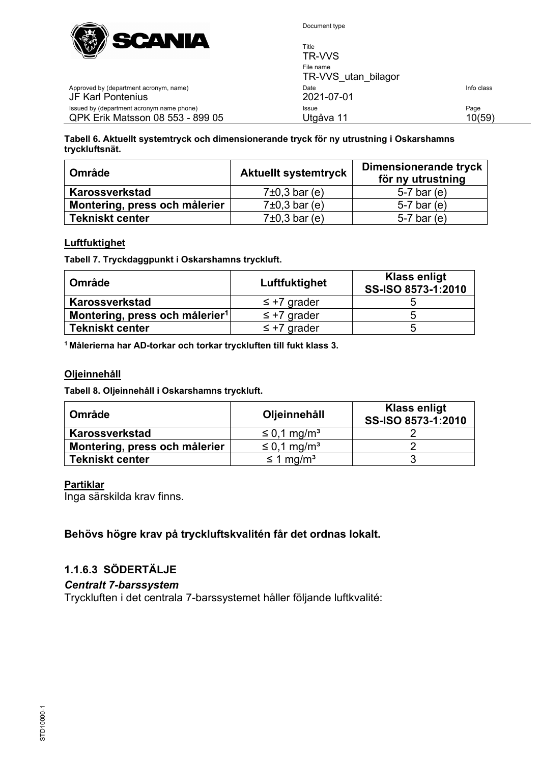**Tabell 6. Aktuellt systemtryck och dimensionerande tryck för ny utrustning i Oskarshamns tryckluftsnät.**

| Område | Aktuellt systemtryck | Dimensionerande tryck för ny utrustning |
|---|---|---|
| **Karossverkstad** | 7±0,3 bar (e) | 5-7 bar (e) |
| **Montering, press och målerier** | 7±0,3 bar (e) | 5-7 bar (e) |
| **Tekniskt center** | 7±0,3 bar (e) | 5-7 bar (e) |

**Luftfuktighet**

**Tabell 7. Tryckdaggpunkt i Oskarshamns tryckluft.**

| Område | Luftfuktighet | Klass enligt SS-ISO 8573-1:2010 |
|---|---|---|
| **Karossverkstad** | ≤ +7 grader | 5 |
| **Montering, press och målerier**[1] | ≤ +7 grader | 5 |
| **Tekniskt center** | ≤ +7 grader | 5 |

**[1] Målerierna har AD-torkar och torkar tryckluften till fukt klass 3.**

**Oljeinnehåll**

**Tabell 8. Oljeinnehåll i Oskarshamns tryckluft.**

| Område | Oljeinnehåll | Klass enligt SS-ISO 8573-1:2010 |
|---|---|---|
| **Karossverkstad** | ≤ 0,1 mg/m³ | 2 |
| **Montering, press och målerier** | ≤ 0,1 mg/m³ | 2 |
| **Tekniskt center** | ≤ 1 mg/m³ | 3 |

**Partiklar**

Inga särskilda krav finns.

**Behövs högre krav på tryckluftskvalitén får det ordnas lokalt.**

### 1.1.6.3 SÖDERTÄLJE

***Centralt 7-barssystem***

Tryckluften i det centrala 7-barssystemet håller följande luftkvalité: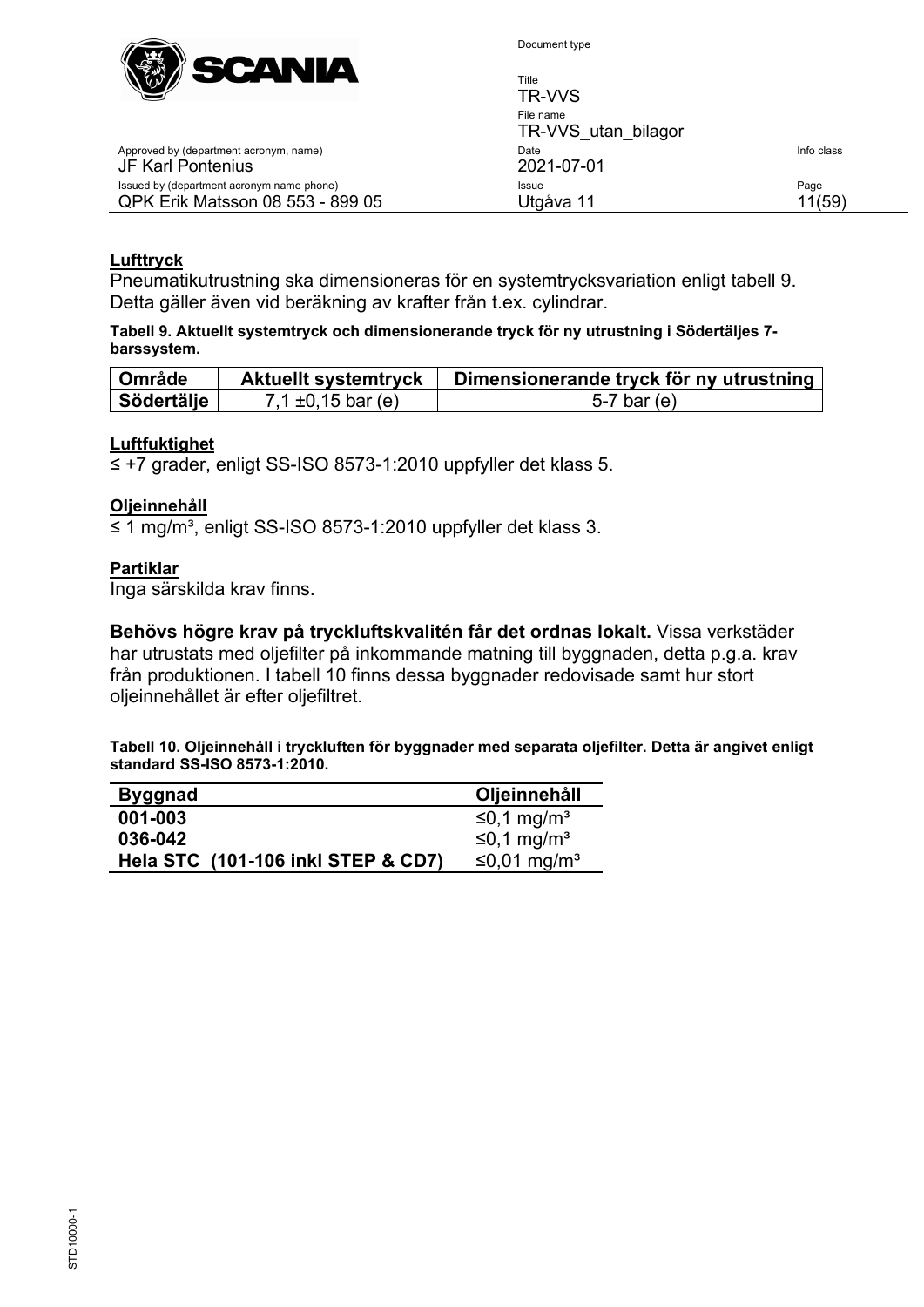**Lufttryck**

Pneumatikutrustning ska dimensioneras för en systemtrycksvariation enligt tabell 9. Detta gäller även vid beräkning av krafter från t.ex. cylindrar.

**Tabell 9. Aktuellt systemtryck och dimensionerande tryck för ny utrustning i Södertäljes 7-barssystem.**

| Område | Aktuellt systemtryck | Dimensionerande tryck för ny utrustning |
|---|---|---|
| **Södertälje** | 7,1 ±0,15 bar (e) | 5-7 bar (e) |

**Luftfuktighet**

≤ +7 grader, enligt SS-ISO 8573-1:2010 uppfyller det klass 5.

**Oljeinnehåll**

≤ 1 mg/m³, enligt SS-ISO 8573-1:2010 uppfyller det klass 3.

**Partiklar**

Inga särskilda krav finns.

**Behövs högre krav på tryckluftskvalitén får det ordnas lokalt.** Vissa verkstäder har utrustats med oljefilter på inkommande matning till byggnaden, detta p.g.a. krav från produktionen. I tabell 10 finns dessa byggnader redovisade samt hur stort oljeinnehållet är efter oljefiltret.

**Tabell 10. Oljeinnehåll i tryckluften för byggnader med separata oljefilter. Detta är angivet enligt standard SS-ISO 8573-1:2010.**

| Byggnad | Oljeinnehåll |
|---|---|
| **001-003** | ≤0,1 mg/m³ |
| **036-042** | ≤0,1 mg/m³ |
| **Hela STC (101-106 inkl STEP & CD7)** | ≤0,01 mg/m³ |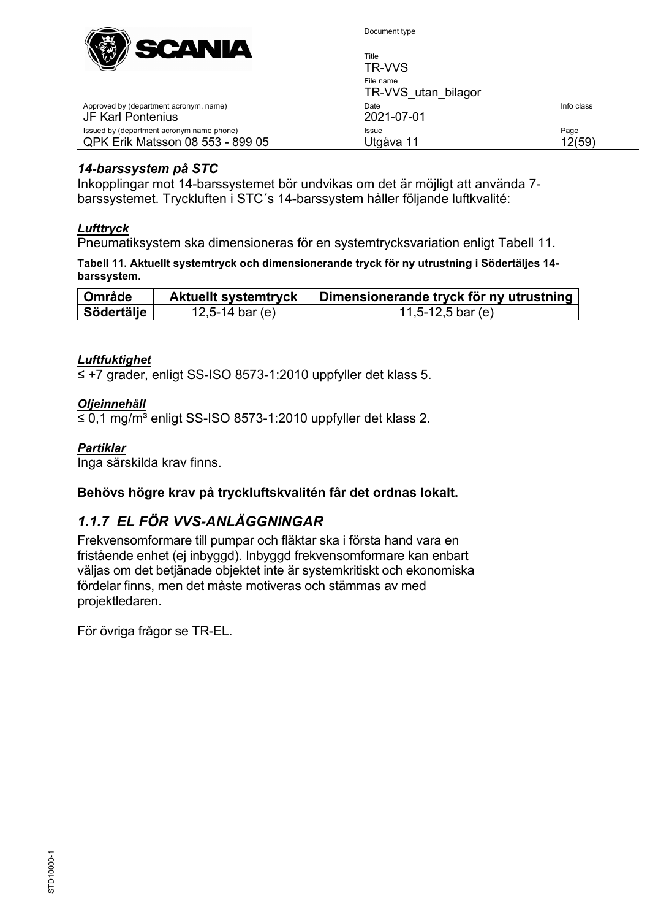### *14-barssystem på STC*

Inkopplingar mot 14-barssystemet bör undvikas om det är möjligt att använda 7-barssystemet. Tryckluften i STC´s 14-barssystem håller följande luftkvalité:

***Lufttryck***

Pneumatiksystem ska dimensioneras för en systemtrycksvariation enligt Tabell 11.

**Tabell 11. Aktuellt systemtryck och dimensionerande tryck för ny utrustning i Södertäljes 14-barssystem.**

| Område | Aktuellt systemtryck | Dimensionerande tryck för ny utrustning |
|---|---|---|
| Södertälje | 12,5-14 bar (e) | 11,5-12,5 bar (e) |

***Luftfuktighet***

≤ +7 grader, enligt SS-ISO 8573-1:2010 uppfyller det klass 5.

***Oljeinnehåll***

≤ 0,1 mg/m³ enligt SS-ISO 8573-1:2010 uppfyller det klass 2.

***Partiklar***

Inga särskilda krav finns.

**Behövs högre krav på tryckluftskvalitén får det ordnas lokalt.**

## *1.1.7 EL FÖR VVS-ANLÄGGNINGAR*

Frekvensomformare till pumpar och fläktar ska i första hand vara en fristående enhet (ej inbyggd). Inbyggd frekvensomformare kan enbart väljas om det betjänade objektet inte är systemkritiskt och ekonomiska fördelar finns, men det måste motiveras och stämmas av med projektledaren.

För övriga frågor se TR-EL.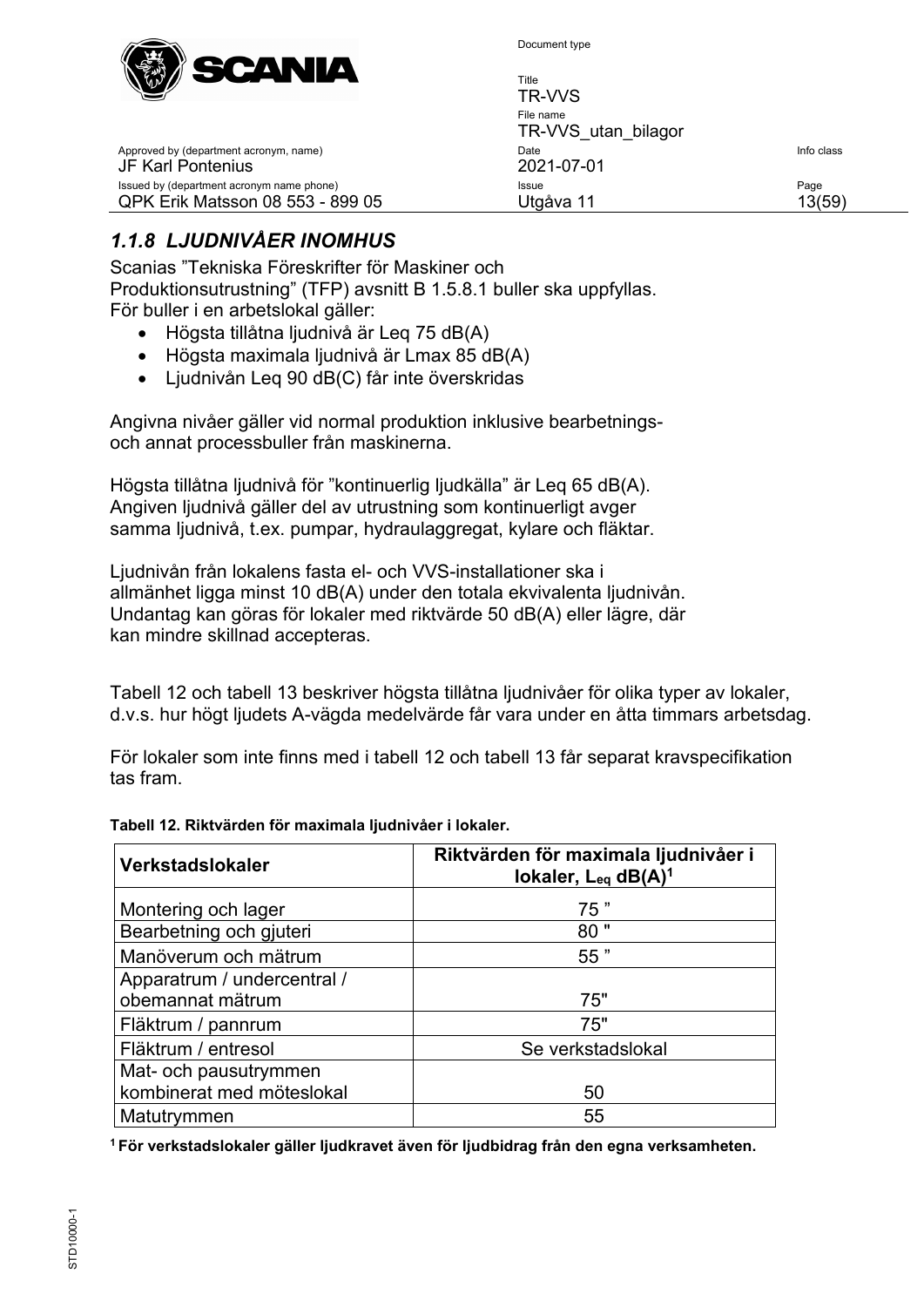### *1.1.8 LJUDNIVÅER INOMHUS*

Scanias "Tekniska Föreskrifter för Maskiner och Produktionsutrustning" (TFP) avsnitt B 1.5.8.1 buller ska uppfyllas.
För buller i en arbetslokal gäller:

- Högsta tillåtna ljudnivå är Leq 75 dB(A)
- Högsta maximala ljudnivå är Lmax 85 dB(A)
- Ljudnivån Leq 90 dB(C) får inte överskridas

Angivna nivåer gäller vid normal produktion inklusive bearbetnings- och annat processbuller från maskinerna.

Högsta tillåtna ljudnivå för "kontinuerlig ljudkälla" är Leq 65 dB(A). Angiven ljudnivå gäller del av utrustning som kontinuerligt avger samma ljudnivå, t.ex. pumpar, hydraulaggregat, kylare och fläktar.

Ljudnivån från lokalens fasta el- och VVS-installationer ska i allmänhet ligga minst 10 dB(A) under den totala ekvivalenta ljudnivån. Undantag kan göras för lokaler med riktvärde 50 dB(A) eller lägre, där kan mindre skillnad accepteras.

Tabell 12 och tabell 13 beskriver högsta tillåtna ljudnivåer för olika typer av lokaler, d.v.s. hur högt ljudets A-vägda medelvärde får vara under en åtta timmars arbetsdag.

För lokaler som inte finns med i tabell 12 och tabell 13 får separat kravspecifikation tas fram.

**Tabell 12. Riktvärden för maximala ljudnivåer i lokaler.**

| Verkstadslokaler | Riktvärden för maximala ljudnivåer i lokaler, $L_{eq}$ dB(A)[1] |
|---|---|
| Montering och lager | 75 " |
| Bearbetning och gjuteri | 80 " |
| Manöverum och mätrum | 55 " |
| Apparatrum / undercentral / obemannat mätrum | 75" |
| Fläktrum / pannrum | 75" |
| Fläktrum / entresol | Se verkstadslokal |
| Mat- och pausutrymmen kombinerat med möteslokal | 50 |
| Matutrymmen | 55 |

**[1] För verkstadslokaler gäller ljudkravet även för ljudbidrag från den egna verksamheten.**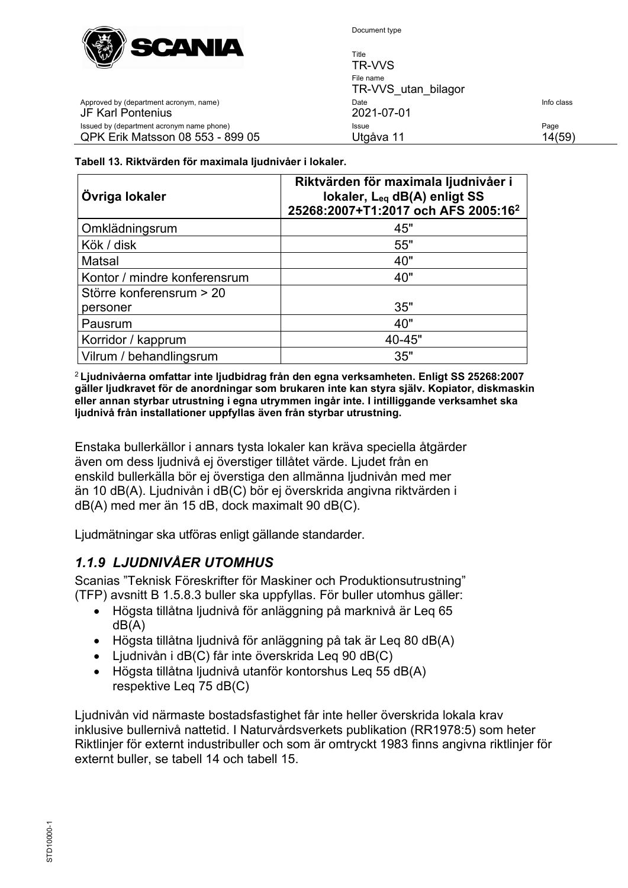**Tabell 13. Riktvärden för maximala ljudnivåer i lokaler.**

| Övriga lokaler | Riktvärden för maximala ljudnivåer i lokaler, $L_{eq}$ dB(A) enligt SS 25268:2007+T1:2017 och AFS 2005:16[2] |
|---|---|
| Omklädningsrum | 45" |
| Kök / disk | 55" |
| Matsal | 40" |
| Kontor / mindre konferensrum | 40" |
| Större konferensrum > 20 personer | 35" |
| Pausrum | 40" |
| Korridor / kapprum | 40-45" |
| Vilrum / behandlingsrum | 35" |

[2] **Ljudnivåerna omfattar inte ljudbidrag från den egna verksamheten. Enligt SS 25268:2007 gäller ljudkravet för de anordningar som brukaren inte kan styra själv. Kopiator, diskmaskin eller annan styrbar utrustning i egna utrymmen ingår inte. I intilliggande verksamhet ska ljudnivå från installationer uppfyllas även från styrbar utrustning.**

Enstaka bullerkällor i annars tysta lokaler kan kräva speciella åtgärder även om dess ljudnivå ej överstiger tillåtet värde. Ljudet från en enskild bullerkälla bör ej överstiga den allmänna ljudnivån med mer än 10 dB(A). Ljudnivån i dB(C) bör ej överskrida angivna riktvärden i dB(A) med mer än 15 dB, dock maximalt 90 dB(C).

Ljudmätningar ska utföras enligt gällande standarder.

### *1.1.9 LJUDNIVÅER UTOMHUS*

Scanias "Teknisk Föreskrifter för Maskiner och Produktionsutrustning" (TFP) avsnitt B 1.5.8.3 buller ska uppfyllas. För buller utomhus gäller:

- Högsta tillåtna ljudnivå för anläggning på marknivå är Leq 65 dB(A)
- Högsta tillåtna ljudnivå för anläggning på tak är Leq 80 dB(A)
- Ljudnivån i dB(C) får inte överskrida Leq 90 dB(C)
- Högsta tillåtna ljudnivå utanför kontorshus Leq 55 dB(A) respektive Leq 75 dB(C)

Ljudnivån vid närmaste bostadsfastighet får inte heller överskrida lokala krav inklusive bullernivå nattetid. I Naturvårdsverkets publikation (RR1978:5) som heter Riktlinjer för externt industribuller och som är omtryckt 1983 finns angivna riktlinjer för externt buller, se tabell 14 och tabell 15.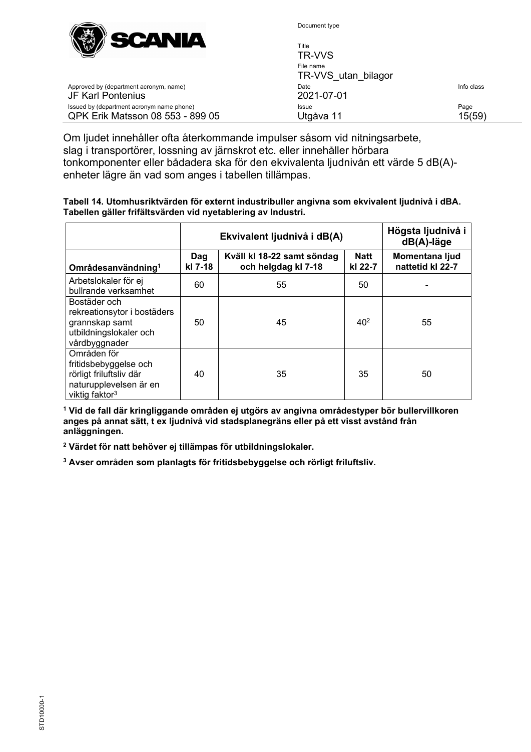Om ljudet innehåller ofta återkommande impulser såsom vid nitningsarbete, slag i transportörer, lossning av järnskrot etc. eller innehåller hörbara tonkomponenter eller bådadera ska för den ekvivalenta ljudnivån ett värde 5 dB(A)-enheter lägre än vad som anges i tabellen tillämpas.

**Tabell 14. Utomhusriktvärden för externt industribuller angivna som ekvivalent ljudnivå i dBA. Tabellen gäller frifältsvärden vid nyetablering av Industri.**

| | Ekvivalent ljudnivå i dB(A) | | | Högsta ljudnivå i dB(A)-läge |
|---|---|---|---|---|
| **Områdesanvändning[1]** | **Dag kl 7-18** | **Kväll kl 18-22 samt söndag och helgdag kl 7-18** | **Natt kl 22-7** | **Momentana ljud nattetid kl 22-7** |
| Arbetslokaler för ej bullrande verksamhet | 60 | 55 | 50 | - |
| Bostäder och rekreationsytor i bostäders grannskap samt utbildningslokaler och vårdbyggnader | 50 | 45 | 40[2] | 55 |
| Områden för fritidsbebyggelse och rörligt friluftsliv där naturupplevelsen är en viktig faktor[3] | 40 | 35 | 35 | 50 |

**[1] Vid de fall där kringliggande områden ej utgörs av angivna områdestyper bör bullervillkoren anges på annat sätt, t ex ljudnivå vid stadsplanegräns eller på ett visst avstånd från anläggningen.**

**[2] Värdet för natt behöver ej tillämpas för utbildningslokaler.**

**[3] Avser områden som planlagts för fritidsbebyggelse och rörligt friluftsliv.**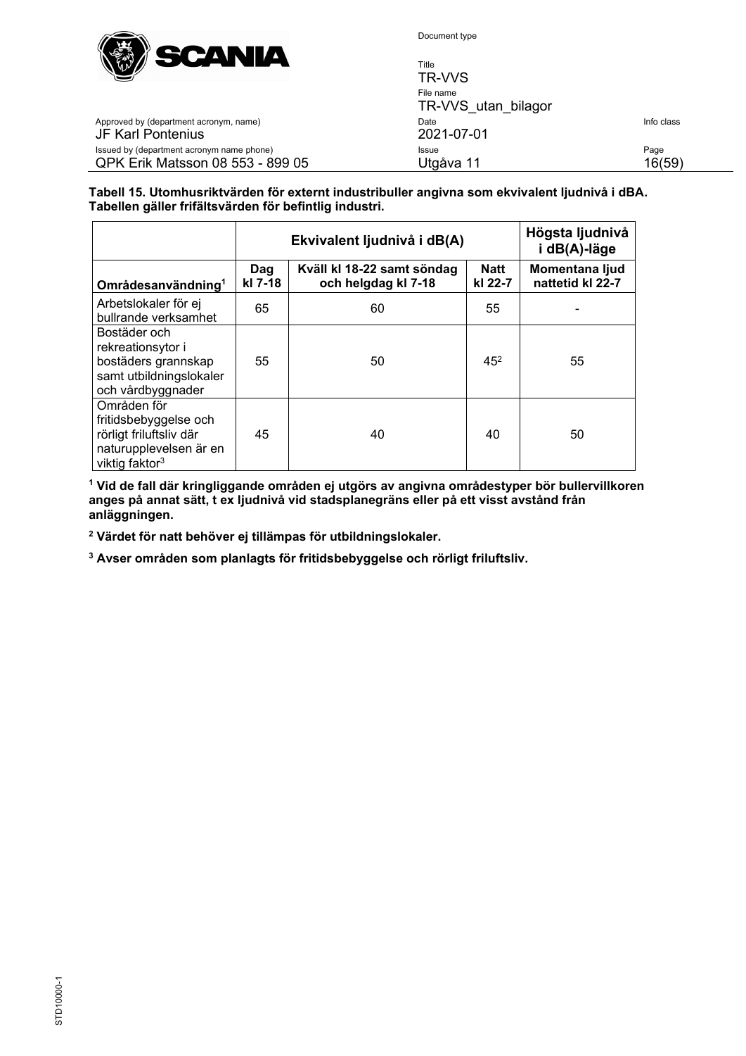**Tabell 15. Utomhusriktvärden för externt industribuller angivna som ekvivalent ljudnivå i dBA. Tabellen gäller frifältsvärden för befintlig industri.**

| | Ekvivalent ljudnivå i dB(A) | | | Högsta ljudnivå i dB(A)-läge |
|---|---|---|---|---|
| **Områdesanvändning**[1] | **Dag kl 7-18** | **Kväll kl 18-22 samt söndag och helgdag kl 7-18** | **Natt kl 22-7** | **Momentana ljud nattetid kl 22-7** |
| Arbetslokaler för ej bullrande verksamhet | 65 | 60 | 55 | - |
| Bostäder och rekreationsytor i bostäders grannskap samt utbildningslokaler och vårdbyggnader | 55 | 50 | 45[2] | 55 |
| Områden för fritidsbebyggelse och rörligt friluftsliv där naturupplevelsen är en viktig faktor[3] | 45 | 40 | 40 | 50 |

**[1] Vid de fall där kringliggande områden ej utgörs av angivna områdestyper bör bullervillkoren anges på annat sätt, t ex ljudnivå vid stadsplanegräns eller på ett visst avstånd från anläggningen.**

**[2] Värdet för natt behöver ej tillämpas för utbildningslokaler.**

**[3] Avser områden som planlagts för fritidsbebyggelse och rörligt friluftsliv.**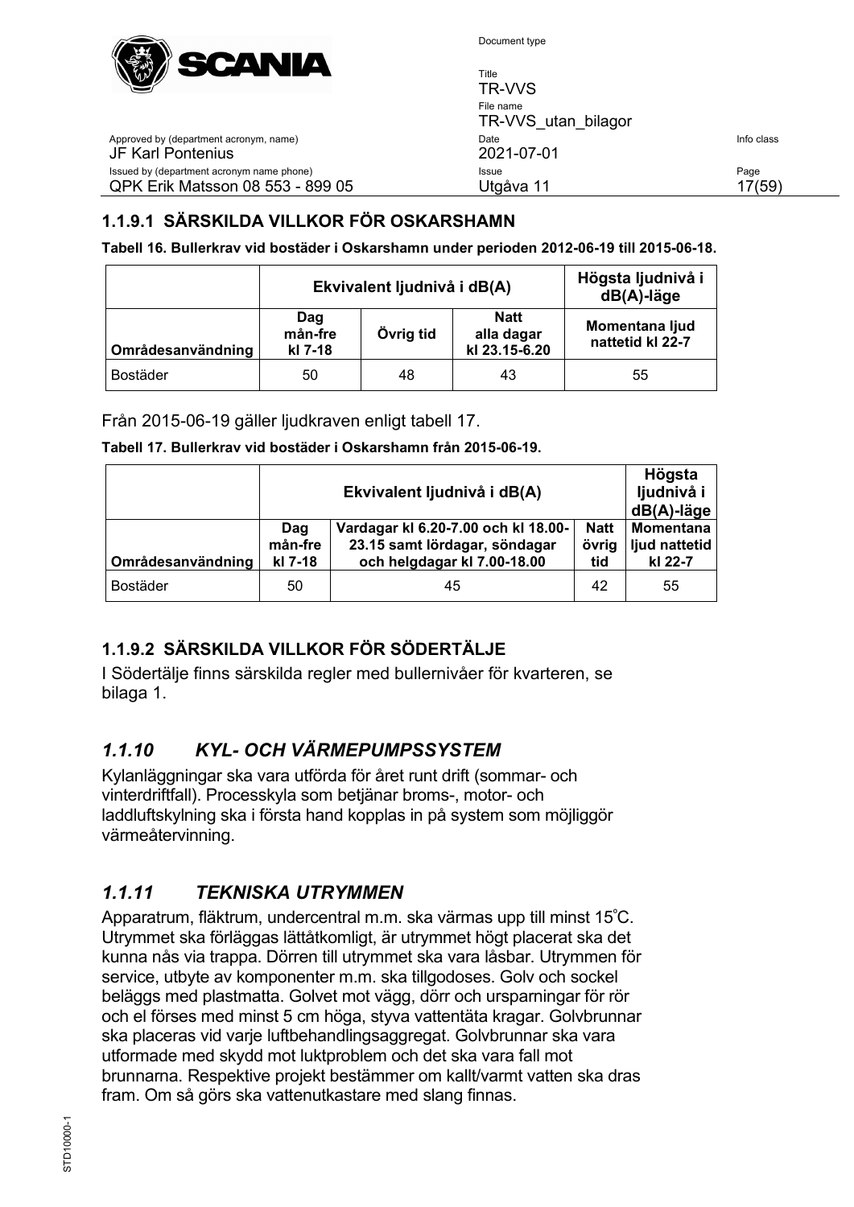#### 1.1.9.1 SÄRSKILDA VILLKOR FÖR OSKARSHAMN

**Tabell 16. Bullerkrav vid bostäder i Oskarshamn under perioden 2012-06-19 till 2015-06-18.**

| | Ekvivalent ljudnivå i dB(A) | | | Högsta ljudnivå i dB(A)-läge |
|---|---|---|---|---|
| Områdesanvändning | Dag mån-fre kl 7-18 | Övrig tid | Natt alla dagar kl 23.15-6.20 | Momentana ljud nattetid kl 22-7 |
| Bostäder | 50 | 48 | 43 | 55 |

Från 2015-06-19 gäller ljudkraven enligt tabell 17.

**Tabell 17. Bullerkrav vid bostäder i Oskarshamn från 2015-06-19.**

| | Ekvivalent ljudnivå i dB(A) | | | Högsta ljudnivå i dB(A)-läge |
|---|---|---|---|---|
| Områdesanvändning | Dag mån-fre kl 7-18 | Vardagar kl 6.20-7.00 och kl 18.00-23.15 samt lördagar, söndagar och helgdagar kl 7.00-18.00 | Natt övrig tid | Momentana ljud nattetid kl 22-7 |
| Bostäder | 50 | 45 | 42 | 55 |

#### 1.1.9.2 SÄRSKILDA VILLKOR FÖR SÖDERTÄLJE

I Södertälje finns särskilda regler med bullernivåer för kvarteren, se bilaga 1.

### *1.1.10 KYL- OCH VÄRMEPUMPSSYSTEM*

Kylanläggningar ska vara utförda för året runt drift (sommar- och vinterdriftfall). Processkyla som betjänar broms-, motor- och laddluftskylning ska i första hand kopplas in på system som möjliggör värmeåtervinning.

### *1.1.11 TEKNISKA UTRYMMEN*

Apparatrum, fläktrum, undercentral m.m. ska värmas upp till minst 15°C. Utrymmet ska förläggas lättåtkomligt, är utrymmet högt placerat ska det kunna nås via trappa. Dörren till utrymmet ska vara låsbar. Utrymmen för service, utbyte av komponenter m.m. ska tillgodoses. Golv och sockel beläggs med plastmatta. Golvet mot vägg, dörr och ursparningar för rör och el förses med minst 5 cm höga, styva vattentäta kragar. Golvbrunnar ska placeras vid varje luftbehandlingsaggregat. Golvbrunnar ska vara utformade med skydd mot luktproblem och det ska vara fall mot brunnarna. Respektive projekt bestämmer om kallt/varmt vatten ska dras fram. Om så görs ska vattenutkastare med slang finnas.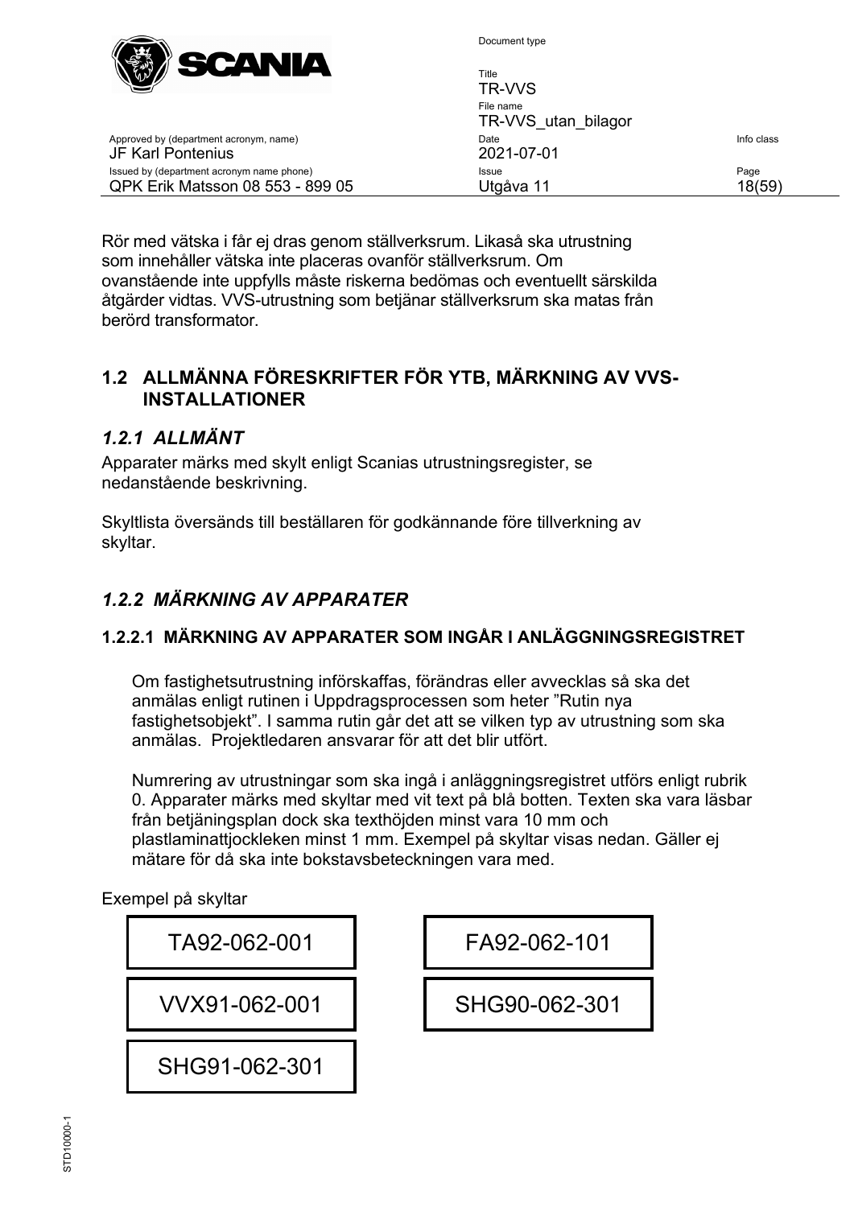Rör med vätska i får ej dras genom ställverksrum. Likaså ska utrustning som innehåller vätska inte placeras ovanför ställverksrum. Om ovanstående inte uppfylls måste riskerna bedömas och eventuellt särskilda åtgärder vidtas. VVS-utrustning som betjänar ställverksrum ska matas från berörd transformator.

## 1.2 ALLMÄNNA FÖRESKRIFTER FÖR YTB, MÄRKNING AV VVS-INSTALLATIONER

### *1.2.1 ALLMÄNT*

Apparater märks med skylt enligt Scanias utrustningsregister, se nedanstående beskrivning.

Skyltlista översänds till beställaren för godkännande före tillverkning av skyltar.

### *1.2.2 MÄRKNING AV APPARATER*

#### 1.2.2.1 MÄRKNING AV APPARATER SOM INGÅR I ANLÄGGNINGSREGISTRET

Om fastighetsutrustning införskaffas, förändras eller avvecklas så ska det anmälas enligt rutinen i Uppdragsprocessen som heter ”Rutin nya fastighetsobjekt”. I samma rutin går det att se vilken typ av utrustning som ska anmälas. Projektledaren ansvarar för att det blir utfört.

Numrering av utrustningar som ska ingå i anläggningsregistret utförs enligt rubrik 0. Apparater märks med skyltar med vit text på blå botten. Texten ska vara läsbar från betjäningsplan dock ska texthöjden minst vara 10 mm och plastlaminattjockleken minst 1 mm. Exempel på skyltar visas nedan. Gäller ej mätare för då ska inte bokstavsbeteckningen vara med.

Exempel på skyltar

| | |
|---|---|
| TA92-062-001 | FA92-062-101 |
| VVX91-062-001 | SHG90-062-301 |
| SHG91-062-301 | |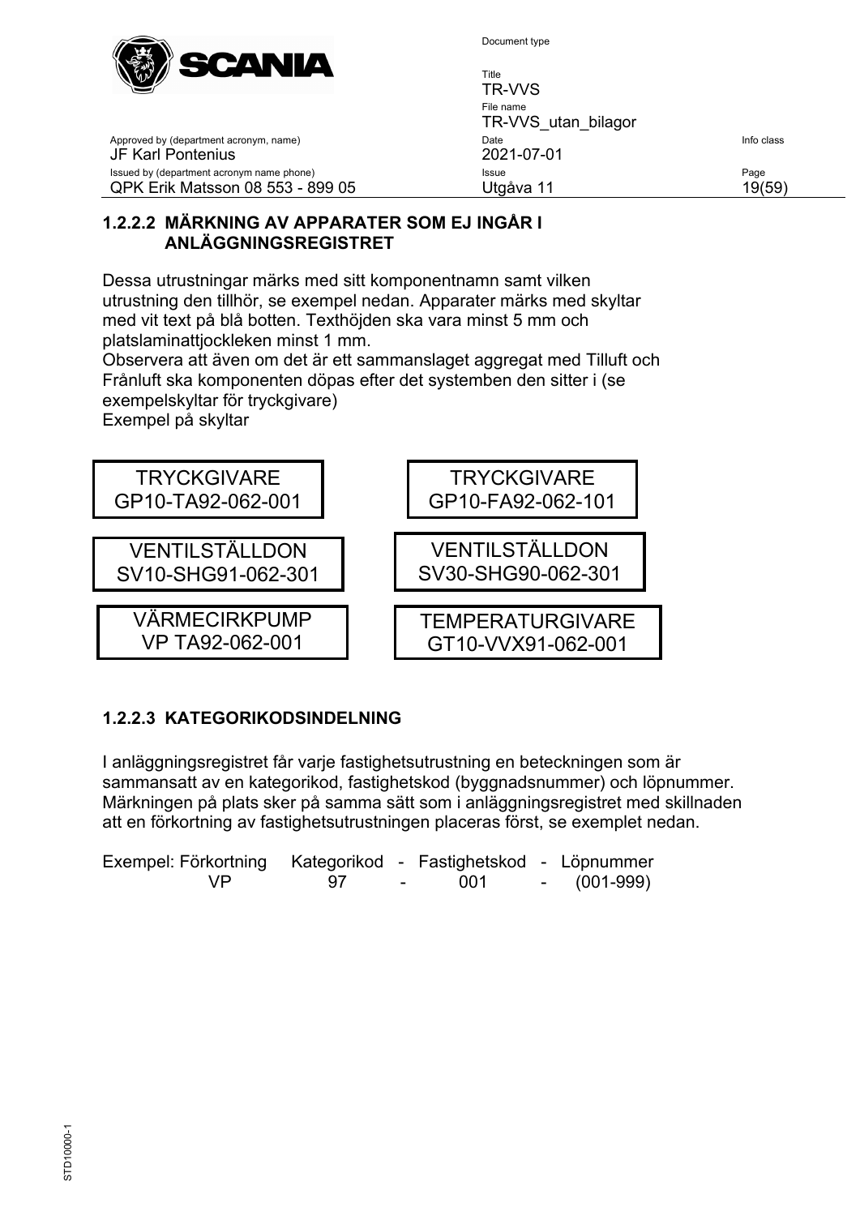### 1.2.2.2 MÄRKNING AV APPARATER SOM EJ INGÅR I ANLÄGGNINGSREGISTRET

Dessa utrustningar märks med sitt komponentnamn samt vilken utrustning den tillhör, se exempel nedan. Apparater märks med skyltar med vit text på blå botten. Texthöjden ska vara minst 5 mm och platslaminattjockleken minst 1 mm.
Observera att även om det är ett sammanslaget aggregat med Tilluft och Frånluft ska komponenten döpas efter det systemben den sitter i (se exempelskyltar för tryckgivare)
Exempel på skyltar

| | |
|---|---|
| TRYCKGIVARE<br>GP10-TA92-062-001 | TRYCKGIVARE<br>GP10-FA92-062-101 |
| VENTILSTÄLLDON<br>SV10-SHG91-062-301 | VENTILSTÄLLDON<br>SV30-SHG90-062-301 |
| VÄRMECIRKPUMP<br>VP TA92-062-001 | TEMPERATURGIVARE<br>GT10-VVX91-062-001 |

### 1.2.2.3 KATEGORIKODSINDELNING

I anläggningsregistret får varje fastighetsutrustning en beteckningen som är sammansatt av en kategorikod, fastighetskod (byggnadsnummer) och löpnummer. Märkningen på plats sker på samma sätt som i anläggningsregistret med skillnaden att en förkortning av fastighetsutrustningen placeras först, se exemplet nedan.

| Exempel: Förkortning | Kategorikod | - | Fastighetskod | - | Löpnummer |
|---|---|---|---|---|---|
| VP | 97 | - | 001 | - | (001-999) |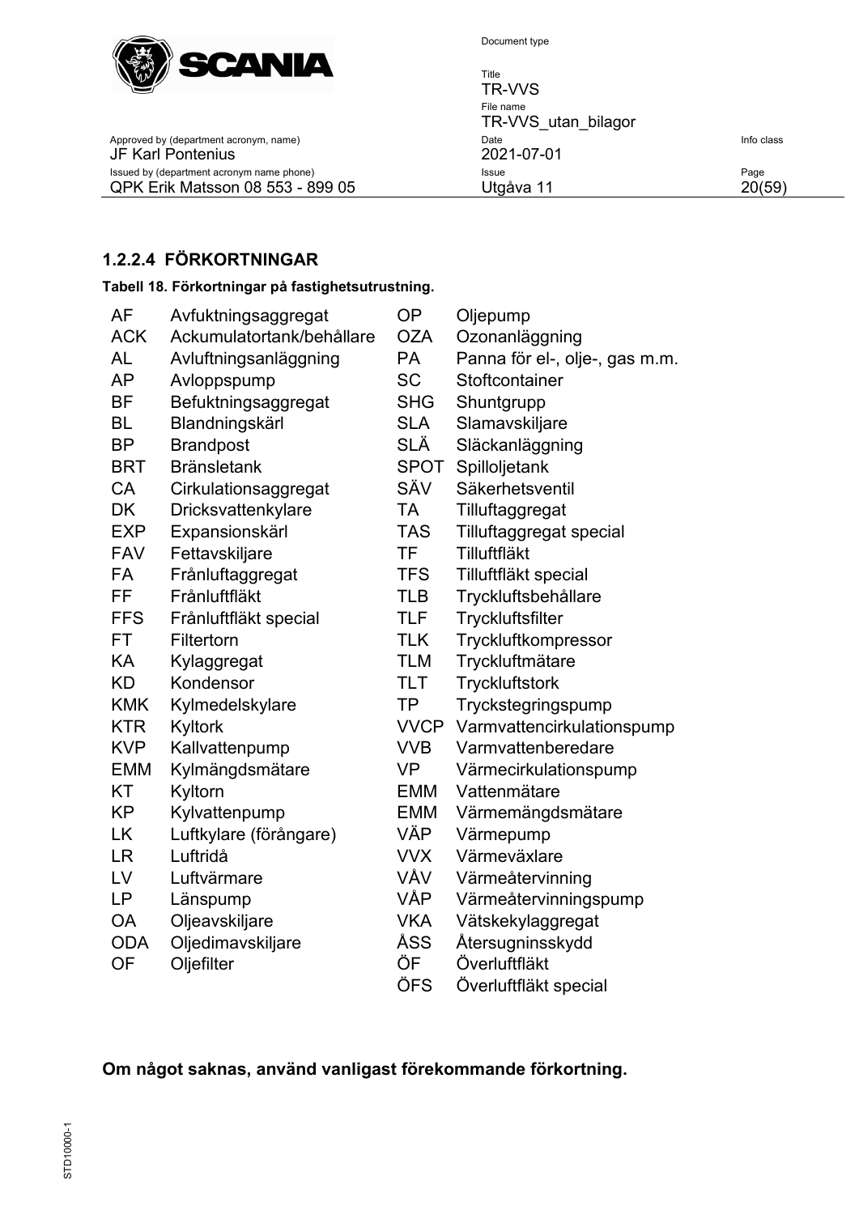### 1.2.2.4 FÖRKORTNINGAR

**Tabell 18. Förkortningar på fastighetsutrustning.**

| | | | |
|---|---|---|---|
| AF | Avfuktningsaggregat | OP | Oljepump |
| ACK | Ackumulatortank/behållare | OZA | Ozonanläggning |
| AL | Avluftningsanläggning | PA | Panna för el-, olje-, gas m.m. |
| AP | Avloppspump | SC | Stoftcontainer |
| BF | Befuktningsaggregat | SHG | Shuntgrupp |
| BL | Blandningskärl | SLA | Slamavskiljare |
| BP | Brandpost | SLÄ | Släckanläggning |
| BRT | Bränsletank | SPOT | Spilloljetank |
| CA | Cirkulationsaggregat | SÄV | Säkerhetsventil |
| DK | Dricksvattenkylare | TA | Tilluftaggregat |
| EXP | Expansionskärl | TAS | Tilluftaggregat special |
| FAV | Fettavskiljare | TF | Tilluftfläkt |
| FA | Frånluftaggregat | TFS | Tilluftfläkt special |
| FF | Frånluftfläkt | TLB | Tryckluftsbehållare |
| FFS | Frånluftfläkt special | TLF | Tryckluftsfilter |
| FT | Filtertorn | TLK | Tryckluftkompressor |
| KA | Kylaggregat | TLM | Tryckluftmätare |
| KD | Kondensor | TLT | Tryckluftstork |
| KMK | Kylmedelskylare | TP | Tryckstegringspump |
| KTR | Kyltork | VVCP | Varmvattencirkulationspump |
| KVP | Kallvattenpump | VVB | Varmvattenberedare |
| EMM | Kylmängdsmätare | VP | Värmecirkulationspump |
| KT | Kyltorn | EMM | Vattenmätare |
| KP | Kylvattenpump | EMM | Värmemängdsmätare |
| LK | Luftkylare (förångare) | VÄP | Värmepump |
| LR | Luftridå | VVX | Värmeväxlare |
| LV | Luftvärmare | VÅV | Värmeåtervinning |
| LP | Länspump | VÅP | Värmeåtervinningspump |
| OA | Oljeavskiljare | VKA | Vätskekylaggregat |
| ODA | Oljedimavskiljare | ÅSS | Återsugninsskydd |
| OF | Oljefilter | ÖF | Överluftfläkt |
| | | ÖFS | Överluftfläkt special |

**Om något saknas, använd vanligast förekommande förkortning.**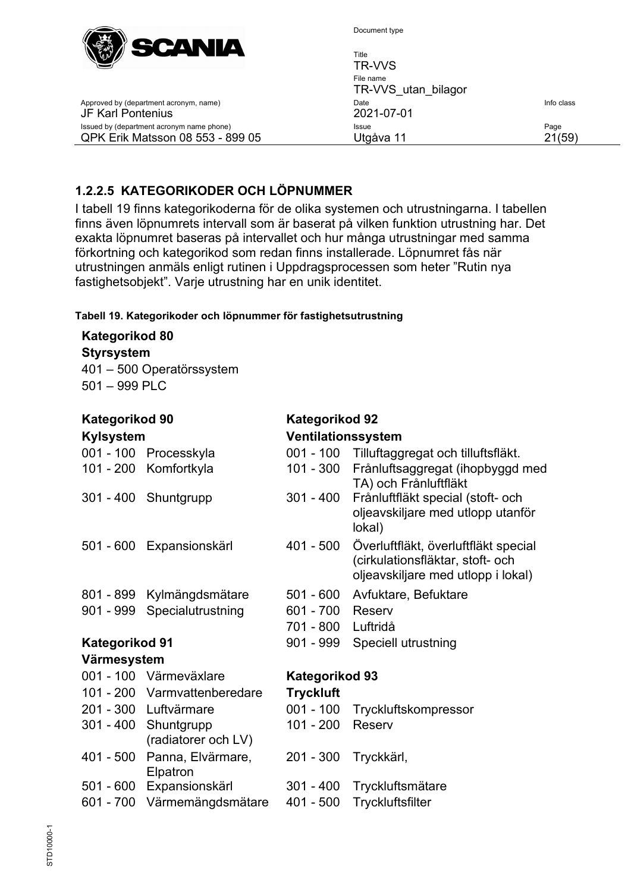### 1.2.2.5 KATEGORIKODER OCH LÖPNUMMER

I tabell 19 finns kategorikoderna för de olika systemen och utrustningarna. I tabellen finns även löpnumrets intervall som är baserat på vilken funktion utrustning har. Det exakta löpnumret baseras på intervallet och hur många utrustningar med samma förkortning och kategorikod som redan finns installerade. Löpnumret fås när utrustningen anmäls enligt rutinen i Uppdragsprocessen som heter "Rutin nya fastighetsobjekt". Varje utrustning har en unik identitet.

**Tabell 19. Kategorikoder och löpnummer för fastighetsutrustning**

**Kategorikod 80**
**Styrsystem**

401 – 500 Operatörssystem
501 – 999 PLC

**Kategorikod 90**
**Kylsystem**

| | |
|---|---|
| 001 - 100 | Processkyla |
| 101 - 200 | Komfortkyla |
| 301 - 400 | Shuntgrupp |
| 501 - 600 | Expansionskärl |
| 801 - 899 | Kylmängdsmätare |
| 901 - 999 | Specialutrustning |

**Kategorikod 91**
**Värmesystem**

| | |
|---|---|
| 001 - 100 | Värmeväxlare |
| 101 - 200 | Varmvattenberedare |
| 201 - 300 | Luftvärmare |
| 301 - 400 | Shuntgrupp (radiatorer och LV) |
| 401 - 500 | Panna, Elvärmare, Elpatron |
| 501 - 600 | Expansionskärl |
| 601 - 700 | Värmemängdsmätare |

**Kategorikod 92**
**Ventilationssystem**

| | |
|---|---|
| 001 - 100 | Tilluftaggregat och tilluftsfläkt. |
| 101 - 300 | Frånluftsaggregat (ihopbyggd med TA) och Frånluftfläkt |
| 301 - 400 | Frånluftfläkt special (stoft- och oljeavskiljare med utlopp utanför lokal) |
| 401 - 500 | Överluftfläkt, överluftfläkt special (cirkulationsfläktar, stoft- och oljeavskiljare med utlopp i lokal) |
| 501 - 600 | Avfuktare, Befuktare |
| 601 - 700 | Reserv |
| 701 - 800 | Luftridå |
| 901 - 999 | Speciell utrustning |

**Kategorikod 93**
**Tryckluft**

| | |
|---|---|
| 001 - 100 | Tryckluftskompressor |
| 101 - 200 | Reserv |
| 201 - 300 | Tryckkärl, |
| 301 - 400 | Tryckluftsmätare |
| 401 - 500 | Tryckluftsfilter |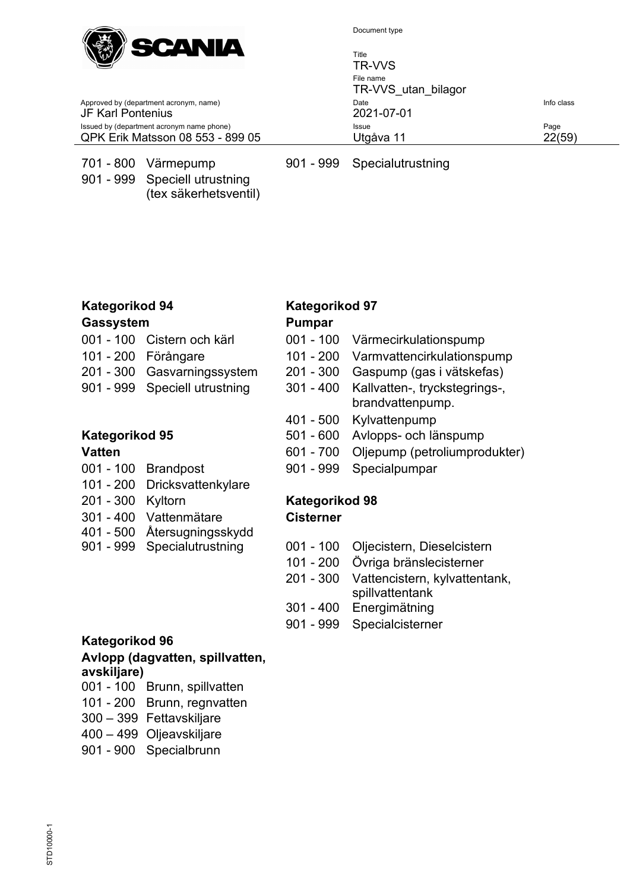701 - 800 Värmepump
901 - 999 Speciell utrustning (tex säkerhetsventil)

901 - 999 Specialutrustning

**Kategorikod 94**
**Gassystem**

001 - 100 Cistern och kärl
101 - 200 Förångare
201 - 300 Gasvarningssystem
901 - 999 Speciell utrustning

**Kategorikod 95**
**Vatten**

001 - 100 Brandpost
101 - 200 Dricksvattenkylare
201 - 300 Kyltorn
301 - 400 Vattenmätare
401 - 500 Återsugningsskydd
901 - 999 Specialutrustning

**Kategorikod 96**
**Avlopp (dagvatten, spillvatten, avskiljare)**

001 - 100 Brunn, spillvatten
101 - 200 Brunn, regnvatten
300 – 399 Fettavskiljare
400 – 499 Oljeavskiljare
901 - 900 Specialbrunn

**Kategorikod 97**
**Pumpar**

001 - 100 Värmecirkulationspump
101 - 200 Varmvattencirkulationspump
201 - 300 Gaspump (gas i vätskefas)
301 - 400 Kallvatten-, tryckstegrings-, brandvattenpump.
401 - 500 Kylvattenpump
501 - 600 Avlopps- och länspump
601 - 700 Oljepump (petroliumprodukter)
901 - 999 Specialpumpar

**Kategorikod 98**
**Cisterner**

001 - 100 Oljecistern, Dieselcistern
101 - 200 Övriga bränslecisterner
201 - 300 Vattencistern, kylvattentank, spillvattentank
301 - 400 Energimätning
901 - 999 Specialcisterner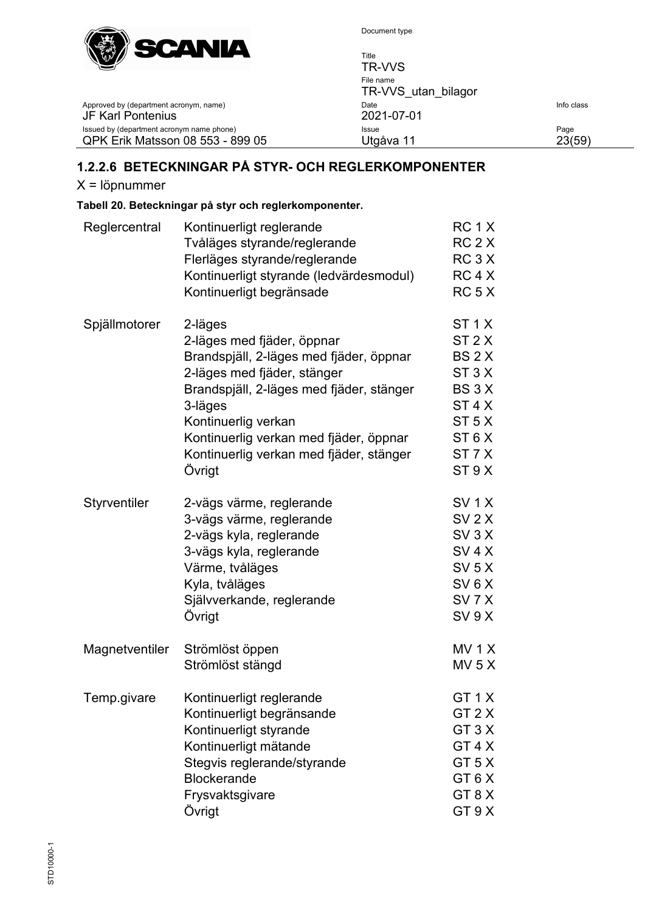## 1.2.2.6 BETECKNINGAR PÅ STYR- OCH REGLERKOMPONENTER

X = löpnummer

**Tabell 20. Beteckningar på styr och reglerkomponenter.**

| | | |
|---|---|---|
| Reglercentral | Kontinuerligt reglerande | RC 1 X |
| | Tvåläges styrande/reglerande | RC 2 X |
| | Flerläges styrande/reglerande | RC 3 X |
| | Kontinuerligt styrande (ledvärdesmodul) | RC 4 X |
| | Kontinuerligt begränsade | RC 5 X |
| Spjällmotorer | 2-läges | ST 1 X |
| | 2-läges med fjäder, öppnar | ST 2 X |
| | Brandspjäll, 2-läges med fjäder, öppnar | BS 2 X |
| | 2-läges med fjäder, stänger | ST 3 X |
| | Brandspjäll, 2-läges med fjäder, stänger | BS 3 X |
| | 3-läges | ST 4 X |
| | Kontinuerlig verkan | ST 5 X |
| | Kontinuerlig verkan med fjäder, öppnar | ST 6 X |
| | Kontinuerlig verkan med fjäder, stänger | ST 7 X |
| | Övrigt | ST 9 X |
| Styrventiler | 2-vägs värme, reglerande | SV 1 X |
| | 3-vägs värme, reglerande | SV 2 X |
| | 2-vägs kyla, reglerande | SV 3 X |
| | 3-vägs kyla, reglerande | SV 4 X |
| | Värme, tvåläges | SV 5 X |
| | Kyla, tvåläges | SV 6 X |
| | Självverkande, reglerande | SV 7 X |
| | Övrigt | SV 9 X |
| Magnetventiler | Strömlöst öppen | MV 1 X |
| | Strömlöst stängd | MV 5 X |
| Temp.givare | Kontinuerligt reglerande | GT 1 X |
| | Kontinuerligt begränsande | GT 2 X |
| | Kontinuerligt styrande | GT 3 X |
| | Kontinuerligt mätande | GT 4 X |
| | Stegvis reglerande/styrande | GT 5 X |
| | Blockerande | GT 6 X |
| | Frysvaktsgivare | GT 8 X |
| | Övrigt | GT 9 X |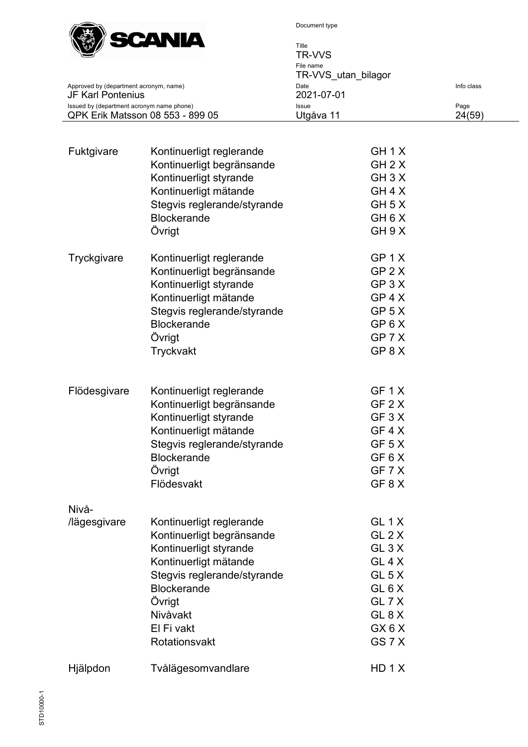| | | |
|---|---|---|
| Fuktgivare | Kontinuerligt reglerande | GH 1 X |
| | Kontinuerligt begränsande | GH 2 X |
| | Kontinuerligt styrande | GH 3 X |
| | Kontinuerligt mätande | GH 4 X |
| | Stegvis reglerande/styrande | GH 5 X |
| | Blockerande | GH 6 X |
| | Övrigt | GH 9 X |
| Tryckgivare | Kontinuerligt reglerande | GP 1 X |
| | Kontinuerligt begränsande | GP 2 X |
| | Kontinuerligt styrande | GP 3 X |
| | Kontinuerligt mätande | GP 4 X |
| | Stegvis reglerande/styrande | GP 5 X |
| | Blockerande | GP 6 X |
| | Övrigt | GP 7 X |
| | Tryckvakt | GP 8 X |
| Flödesgivare | Kontinuerligt reglerande | GF 1 X |
| | Kontinuerligt begränsande | GF 2 X |
| | Kontinuerligt styrande | GF 3 X |
| | Kontinuerligt mätande | GF 4 X |
| | Stegvis reglerande/styrande | GF 5 X |
| | Blockerande | GF 6 X |
| | Övrigt | GF 7 X |
| | Flödesvakt | GF 8 X |
| Nivå-/lägesgivare | Kontinuerligt reglerande | GL 1 X |
| | Kontinuerligt begränsande | GL 2 X |
| | Kontinuerligt styrande | GL 3 X |
| | Kontinuerligt mätande | GL 4 X |
| | Stegvis reglerande/styrande | GL 5 X |
| | Blockerande | GL 6 X |
| | Övrigt | GL 7 X |
| | Nivåvakt | GL 8 X |
| | El Fi vakt | GX 6 X |
| | Rotationsvakt | GS 7 X |
| Hjälpdon | Tvålägesomvandlare | HD 1 X |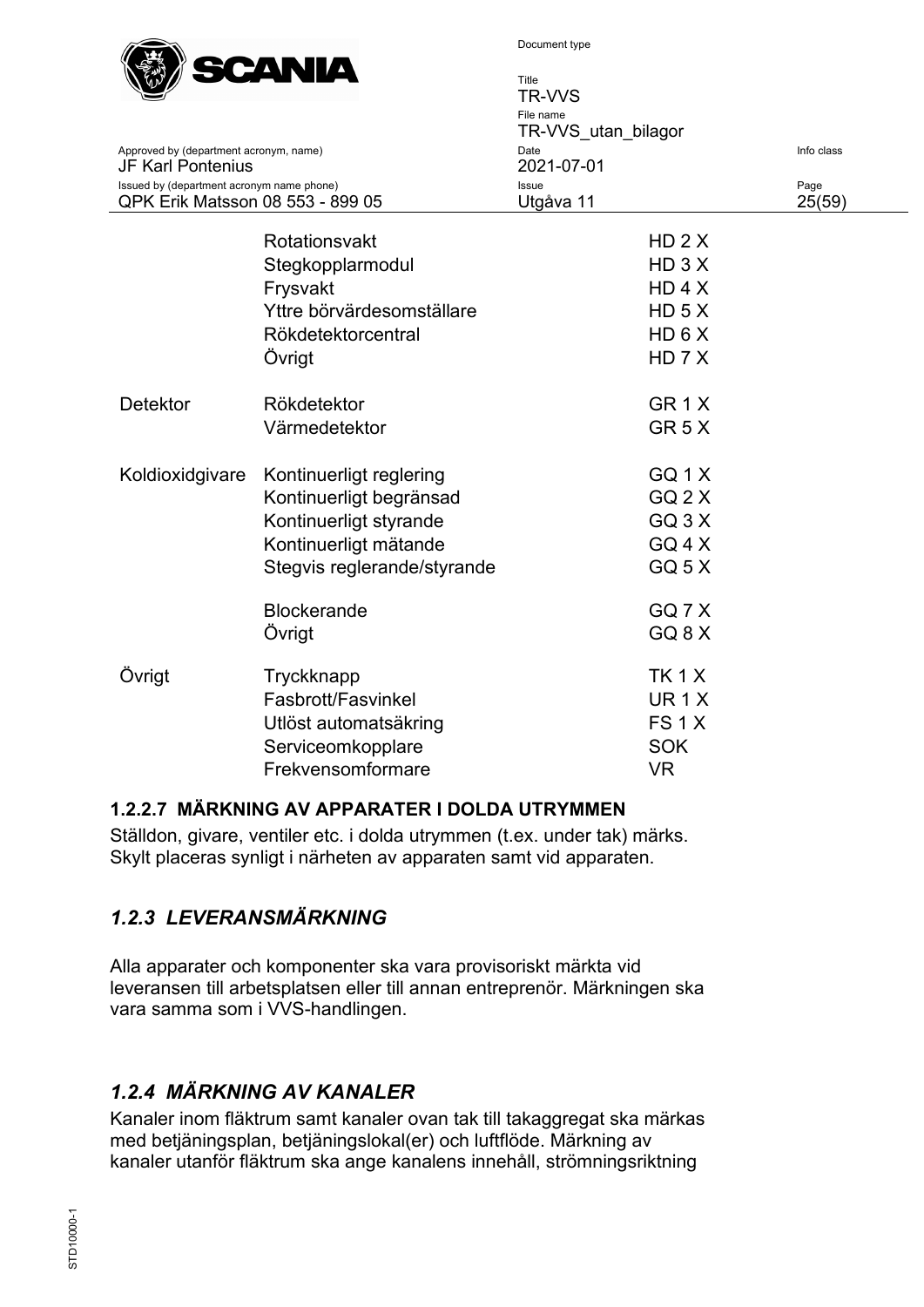| | | |
|---|---|---|
| | Rotationsvakt | HD 2 X |
| | Stegkopplarmodul | HD 3 X |
| | Frysvakt | HD 4 X |
| | Yttre börvärdesomställare | HD 5 X |
| | Rökdetektorcentral | HD 6 X |
| | Övrigt | HD 7 X |
| Detektor | Rökdetektor | GR 1 X |
| | Värmedetektor | GR 5 X |
| Koldioxidgivare | Kontinuerligt reglering | GQ 1 X |
| | Kontinuerligt begränsad | GQ 2 X |
| | Kontinuerligt styrande | GQ 3 X |
| | Kontinuerligt mätande | GQ 4 X |
| | Stegvis reglerande/styrande | GQ 5 X |
| | Blockerande | GQ 7 X |
| | Övrigt | GQ 8 X |
| Övrigt | Tryckknapp | TK 1 X |
| | Fasbrott/Fasvinkel | UR 1 X |
| | Utlöst automatsäkring | FS 1 X |
| | Serviceomkopplare | SOK |
| | Frekvensomformare | VR |

#### 1.2.2.7 MÄRKNING AV APPARATER I DOLDA UTRYMMEN

Ställdon, givare, ventiler etc. i dolda utrymmen (t.ex. under tak) märks. Skylt placeras synligt i närheten av apparaten samt vid apparaten.

### *1.2.3 LEVERANSMÄRKNING*

Alla apparater och komponenter ska vara provisoriskt märkta vid leveransen till arbetsplatsen eller till annan entreprenör. Märkningen ska vara samma som i VVS-handlingen.

### *1.2.4 MÄRKNING AV KANALER*

Kanaler inom fläktrum samt kanaler ovan tak till takaggregat ska märkas med betjäningsplan, betjäningslokal(er) och luftflöde. Märkning av kanaler utanför fläktrum ska ange kanalens innehåll, strömningsriktning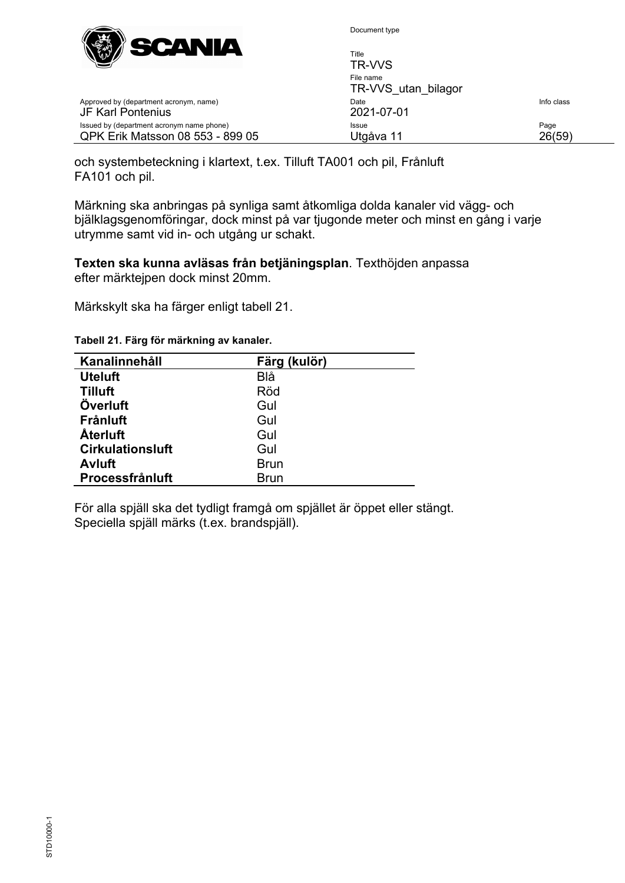och systembeteckning i klartext, t.ex. Tilluft TA001 och pil, Frånluft FA101 och pil.

Märkning ska anbringas på synliga samt åtkomliga dolda kanaler vid vägg- och bjälklagsgenomföringar, dock minst på var tjugonde meter och minst en gång i varje utrymme samt vid in- och utgång ur schakt.

**Texten ska kunna avläsas från betjäningsplan**. Texthöjden anpassa efter märktejpen dock minst 20mm.

Märkskylt ska ha färger enligt tabell 21.

**Tabell 21. Färg för märkning av kanaler.**

| Kanalinnehåll | Färg (kulör) |
|---|---|
| **Uteluft** | Blå |
| **Tilluft** | Röd |
| **Överluft** | Gul |
| **Frånluft** | Gul |
| **Återluft** | Gul |
| **Cirkulationsluft** | Gul |
| **Avluft** | Brun |
| **Processfrånluft** | Brun |

För alla spjäll ska det tydligt framgå om spjället är öppet eller stängt. Speciella spjäll märks (t.ex. brandspjäll).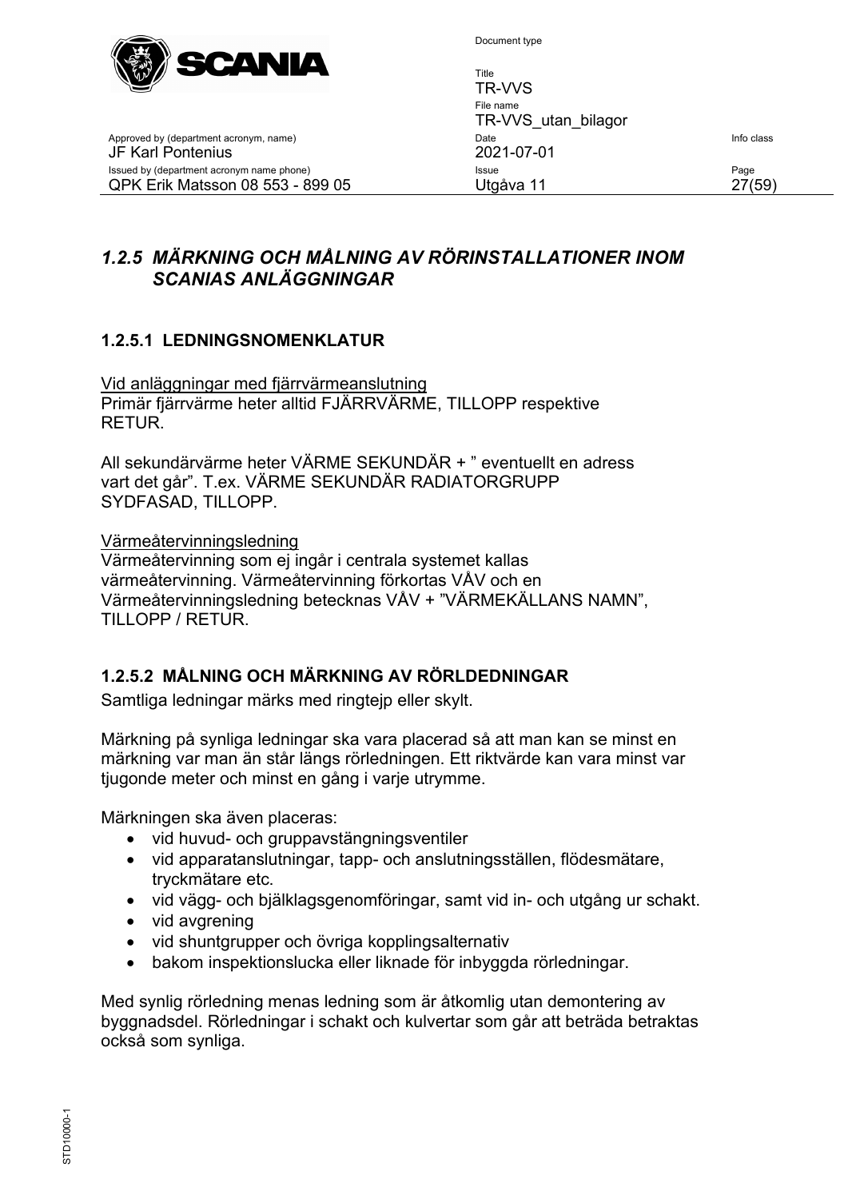## *1.2.5 MÄRKNING OCH MÅLNING AV RÖRINSTALLATIONER INOM SCANIAS ANLÄGGNINGAR*

### 1.2.5.1 LEDNINGSNOMENKLATUR

Vid anläggningar med fjärrvärmeanslutning
Primär fjärrvärme heter alltid FJÄRRVÄRME, TILLOPP respektive RETUR.

All sekundärvärme heter VÄRME SEKUNDÄR + " eventuellt en adress vart det går". T.ex. VÄRME SEKUNDÄR RADIATORGRUPP SYDFASAD, TILLOPP.

Värmeåtervinningsledning
Värmeåtervinning som ej ingår i centrala systemet kallas värmeåtervinning. Värmeåtervinning förkortas VÅV och en Värmeåtervinningsledning betecknas VÅV + "VÄRMEKÄLLANS NAMN", TILLOPP / RETUR.

### 1.2.5.2 MÅLNING OCH MÄRKNING AV RÖRLDEDNINGAR

Samtliga ledningar märks med ringtejp eller skylt.

Märkning på synliga ledningar ska vara placerad så att man kan se minst en märkning var man än står längs rörledningen. Ett riktvärde kan vara minst var tjugonde meter och minst en gång i varje utrymme.

Märkningen ska även placeras:

- vid huvud- och gruppavstängningsventiler
- vid apparatanslutningar, tapp- och anslutningsställen, flödesmätare, tryckmätare etc.
- vid vägg- och bjälklagsgenomföringar, samt vid in- och utgång ur schakt.
- vid avgrening
- vid shuntgrupper och övriga kopplingsalternativ
- bakom inspektionslucka eller liknade för inbyggda rörledningar.

Med synlig rörledning menas ledning som är åtkomlig utan demontering av byggnadsdel. Rörledningar i schakt och kulvertar som går att beträda betraktas också som synliga.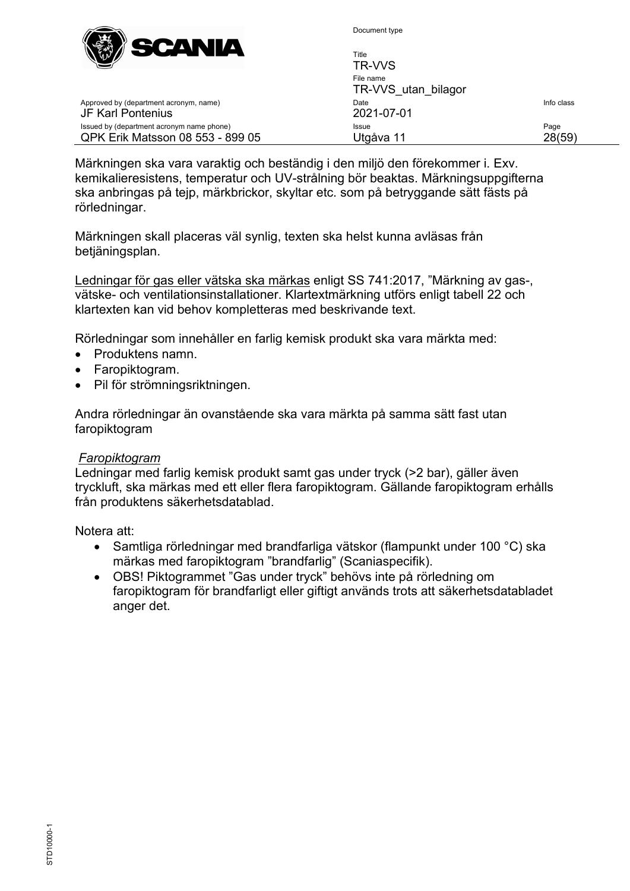Märkningen ska vara varaktig och beständig i den miljö den förekommer i. Exv. kemikalieresistens, temperatur och UV-strålning bör beaktas. Märkningsuppgifterna ska anbringas på tejp, märkbrickor, skyltar etc. som på betryggande sätt fästs på rörledningar.

Märkningen skall placeras väl synlig, texten ska helst kunna avläsas från betjäningsplan.

<u>Ledningar för gas eller vätska ska märkas</u> enligt SS 741:2017, ”Märkning av gas-, vätske- och ventilationsinstallationer. Klartextmärkning utförs enligt tabell 22 och klartexten kan vid behov kompletteras med beskrivande text.

Rörledningar som innehåller en farlig kemisk produkt ska vara märkta med:

- Produktens namn.
- Faropiktogram.
- Pil för strömningsriktningen.

Andra rörledningar än ovanstående ska vara märkta på samma sätt fast utan faropiktogram

*<u>Faropiktogram</u>*

Ledningar med farlig kemisk produkt samt gas under tryck (>2 bar), gäller även tryckluft, ska märkas med ett eller flera faropiktogram. Gällande faropiktogram erhålls från produktens säkerhetsdatablad.

Notera att:

- Samtliga rörledningar med brandfarliga vätskor (flampunkt under 100 °C) ska märkas med faropiktogram ”brandfarlig” (Scaniaspecifik).
- OBS! Piktogrammet ”Gas under tryck” behövs inte på rörledning om faropiktogram för brandfarligt eller giftigt används trots att säkerhetsdatabladet anger det.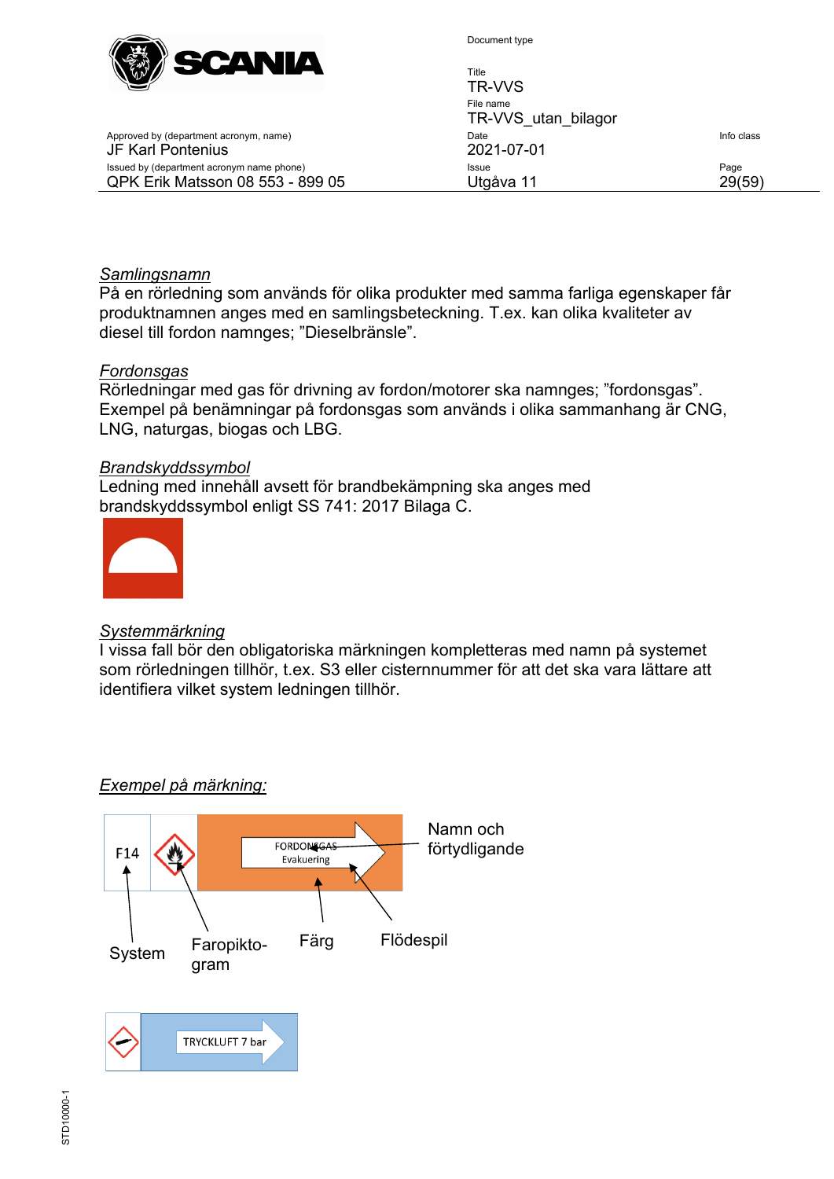*Samlingsnamn*
På en rörledning som används för olika produkter med samma farliga egenskaper får produktnamnen anges med en samlingsbeteckning. T.ex. kan olika kvaliteter av diesel till fordon namnges; ”Dieselbränsle”.

*Fordonsgas*
Rörledningar med gas för drivning av fordon/motorer ska namnges; ”fordonsgas”. Exempel på benämningar på fordonsgas som används i olika sammanhang är CNG, LNG, naturgas, biogas och LBG.

*Brandskyddssymbol*
Ledning med innehåll avsett för brandbekämpning ska anges med brandskyddssymbol enligt SS 741: 2017 Bilaga C.

*Systemmärkning*
I vissa fall bör den obligatoriska märkningen kompletteras med namn på systemet som rörledningen tillhör, t.ex. S3 eller cisternnummer för att det ska vara lättare att identifiera vilket system ledningen tillhör.

*Exempel på märkning:*

F14 FORDONSGAS Evakuering

Namn och förtydligande

System Faropiktogram Färg Flödespil

TRYCKLUFT 7 bar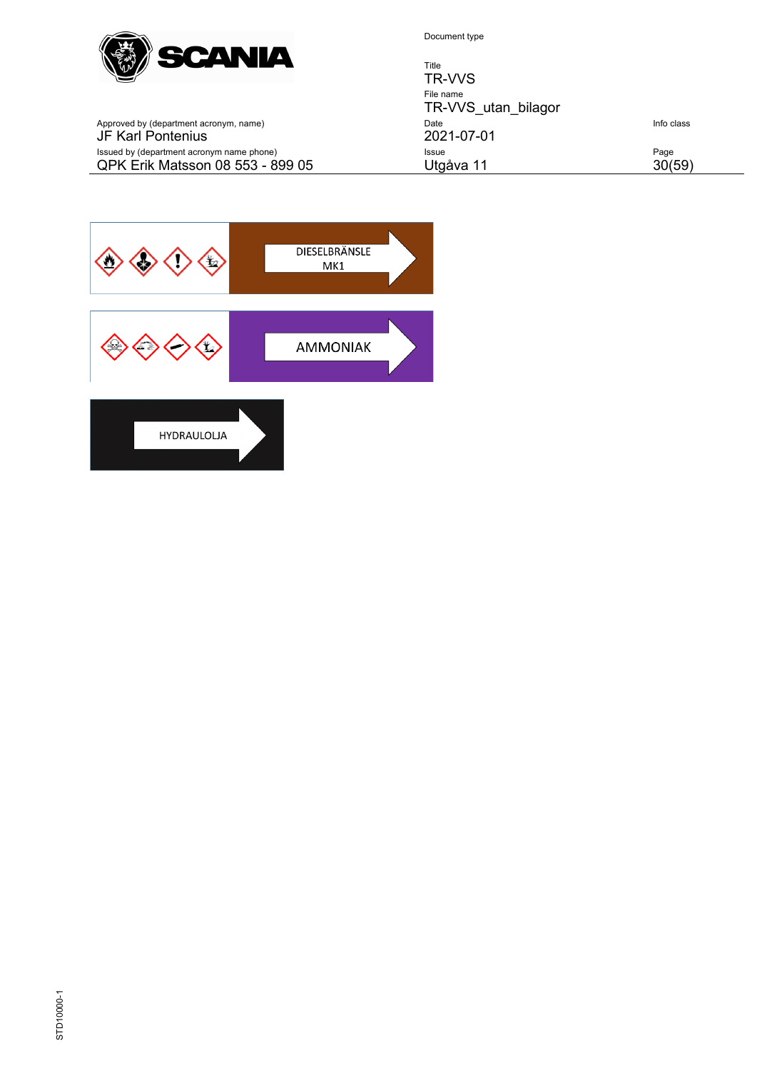DIESELBRÄNSLE
MK1

AMMONIAK

HYDRAULOLJA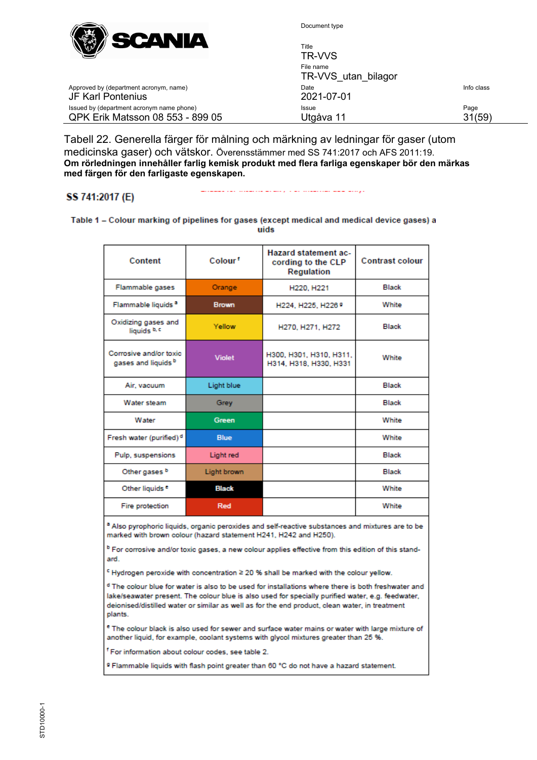Tabell 22. Generella färger för målning och märkning av ledningar för gaser (utom medicinska gaser) och vätskor. Överensstämmer med SS 741:2017 och AFS 2011:19.
**Om rörledningen innehåller farlig kemisk produkt med flera farliga egenskaper bör den märkas med färgen för den farligaste egenskapen.**

**SS 741:2017 (E)**

**Table 1 – Colour marking of pipelines for gases (except medical and medical device gases) a uids**

| Content | Colour [f] | Hazard statement according to the CLP Regulation | Contrast colour |
|---|---|---|---|
| Flammable gases | Orange | H220, H221 | Black |
| Flammable liquids [a] | Brown | H224, H225, H226 [g] | White |
| Oxidizing gases and liquids [b, c] | Yellow | H270, H271, H272 | Black |
| Corrosive and/or toxic gases and liquids [b] | Violet | H300, H301, H310, H311, H314, H318, H330, H331 | White |
| Air, vacuum | Light blue | | Black |
| Water steam | Grey | | Black |
| Water | Green | | White |
| Fresh water (purified) [d] | Blue | | White |
| Pulp, suspensions | Light red | | Black |
| Other gases [b] | Light brown | | Black |
| Other liquids [e] | Black | | White |
| Fire protection | Red | | White |

[a] Also pyrophoric liquids, organic peroxides and self-reactive substances and mixtures are to be marked with brown colour (hazard statement H241, H242 and H250).

[b] For corrosive and/or toxic gases, a new colour applies effective from this edition of this standard.

[c] Hydrogen peroxide with concentration ≥ 20 % shall be marked with the colour yellow.

[d] The colour blue for water is also to be used for installations where there is both freshwater and lake/seawater present. The colour blue is also used for specially purified water, e.g. feedwater, deionised/distilled water or similar as well as for the end product, clean water, in treatment plants.

[e] The colour black is also used for sewer and surface water mains or water with large mixture of another liquid, for example, coolant systems with glycol mixtures greater than 25 %.

[f] For information about colour codes, see table 2.

[g] Flammable liquids with flash point greater than 60 °C do not have a hazard statement.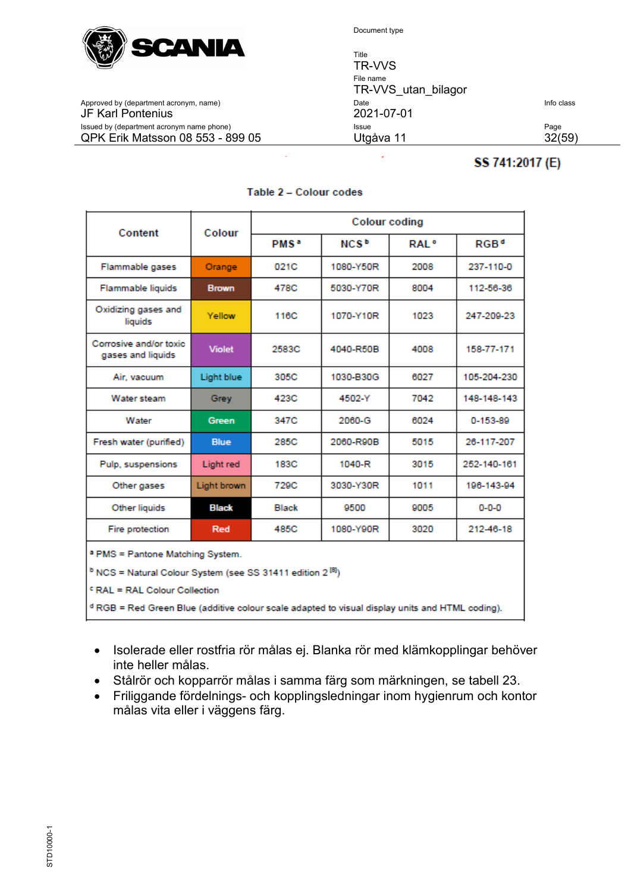SS 741:2017 (E)

**Table 2 – Colour codes**

| Content | Colour | Colour coding | | | |
|---|---|---|---|---|---|
| | | PMS [a] | NCS [b] | RAL [c] | RGB [d] |
| Flammable gases | Orange | 021C | 1080-Y50R | 2008 | 237-110-0 |
| Flammable liquids | Brown | 478C | 5030-Y70R | 8004 | 112-56-36 |
| Oxidizing gases and liquids | Yellow | 116C | 1070-Y10R | 1023 | 247-209-23 |
| Corrosive and/or toxic gases and liquids | Violet | 2583C | 4040-R50B | 4008 | 158-77-171 |
| Air, vacuum | Light blue | 305C | 1030-B30G | 6027 | 105-204-230 |
| Water steam | Grey | 423C | 4502-Y | 7042 | 148-148-143 |
| Water | Green | 347C | 2060-G | 6024 | 0-153-89 |
| Fresh water (purified) | Blue | 285C | 2060-R90B | 5015 | 26-117-207 |
| Pulp, suspensions | Light red | 183C | 1040-R | 3015 | 252-140-161 |
| Other gases | Light brown | 729C | 3030-Y30R | 1011 | 196-143-94 |
| Other liquids | Black | Black | 9500 | 9005 | 0-0-0 |
| Fire protection | Red | 485C | 1080-Y90R | 3020 | 212-46-18 |

[a] PMS = Pantone Matching System.

[b] NCS = Natural Colour System (see SS 31411 edition 2 [8])

[c] RAL = RAL Colour Collection

[d] RGB = Red Green Blue (additive colour scale adapted to visual display units and HTML coding).

- Isolerade eller rostfria rör målas ej. Blanka rör med klämkopplingar behöver inte heller målas.
- Stålrör och kopparrör målas i samma färg som märkningen, se tabell 23.
- Friliggande fördelnings- och kopplingsledningar inom hygienrum och kontor målas vita eller i väggens färg.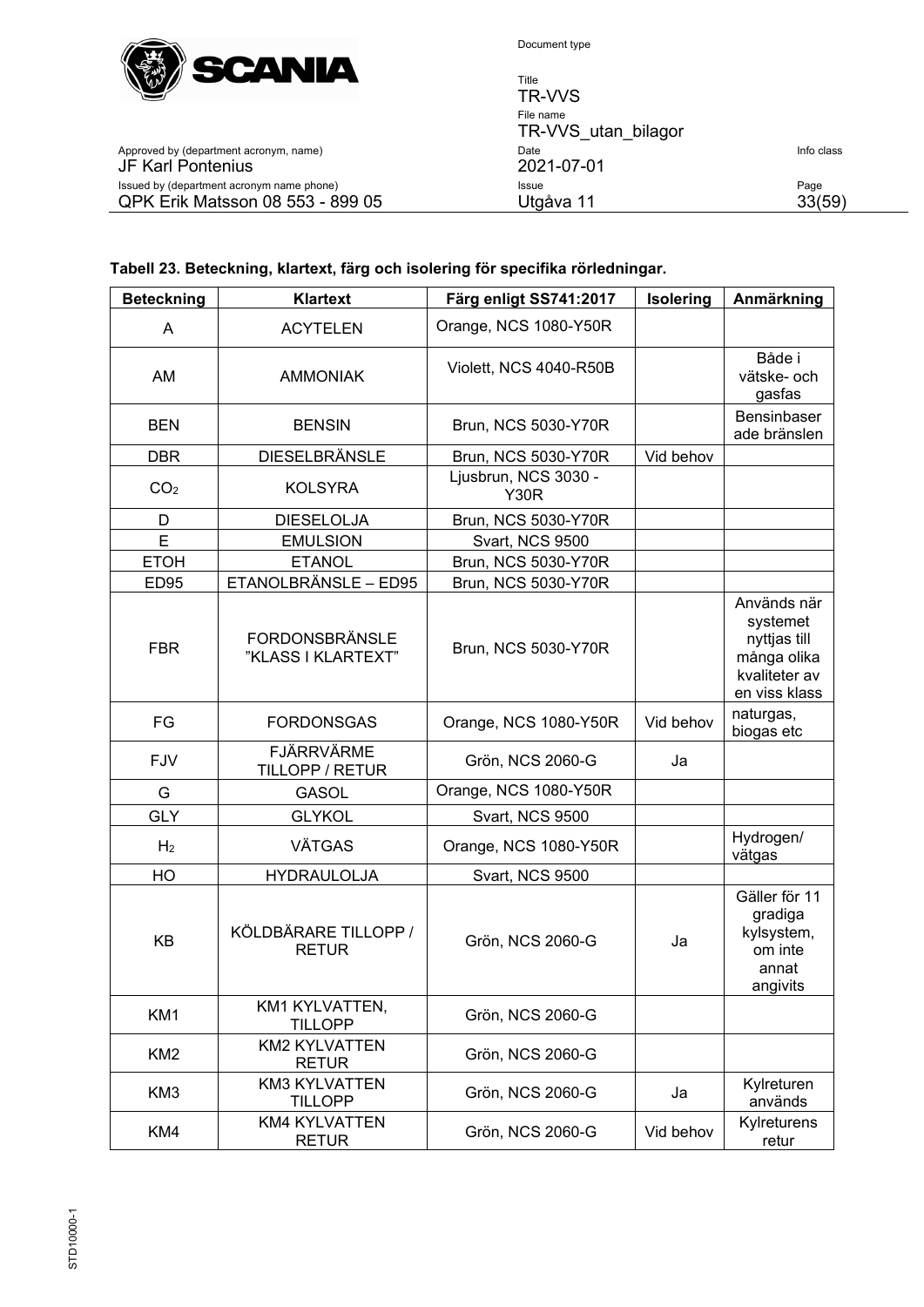**Tabell 23. Beteckning, klartext, färg och isolering för specifika rörledningar.**

| Beteckning | Klartext | Färg enligt SS741:2017 | Isolering | Anmärkning |
|---|---|---|---|---|
| A | ACYTELEN | Orange, NCS 1080-Y50R | | |
| AM | AMMONIAK | Violett, NCS 4040-R50B | | Både i vätske- och gasfas |
| BEN | BENSIN | Brun, NCS 5030-Y70R | | Bensinbaserade bränslen |
| DBR | DIESELBRÄNSLE | Brun, NCS 5030-Y70R | Vid behov | |
| $CO_2$ | KOLSYRA | Ljusbrun, NCS 3030 - Y30R | | |
| D | DIESELOLJA | Brun, NCS 5030-Y70R | | |
| E | EMULSION | Svart, NCS 9500 | | |
| ETOH | ETANOL | Brun, NCS 5030-Y70R | | |
| ED95 | ETANOLBRÄNSLE – ED95 | Brun, NCS 5030-Y70R | | |
| FBR | FORDONSBRÄNSLE ”KLASS I KLARTEXT” | Brun, NCS 5030-Y70R | | Används när systemet nyttjas till många olika kvaliteter av en viss klass |
| FG | FORDONSGAS | Orange, NCS 1080-Y50R | Vid behov | naturgas, biogas etc |
| FJV | FJÄRRVÄRME TILLOPP / RETUR | Grön, NCS 2060-G | Ja | |
| G | GASOL | Orange, NCS 1080-Y50R | | |
| GLY | GLYKOL | Svart, NCS 9500 | | |
| $H_2$ | VÄTGAS | Orange, NCS 1080-Y50R | | Hydrogen/ vätgas |
| HO | HYDRAULOLJA | Svart, NCS 9500 | | |
| KB | KÖLDBÄRARE TILLOPP / RETUR | Grön, NCS 2060-G | Ja | Gäller för 11 gradiga kylsystem, om inte annat angivits |
| KM1 | KM1 KYLVATTEN, TILLOPP | Grön, NCS 2060-G | | |
| KM2 | KM2 KYLVATTEN RETUR | Grön, NCS 2060-G | | |
| KM3 | KM3 KYLVATTEN TILLOPP | Grön, NCS 2060-G | Ja | Kylreturen används |
| KM4 | KM4 KYLVATTEN RETUR | Grön, NCS 2060-G | Vid behov | Kylreturens retur |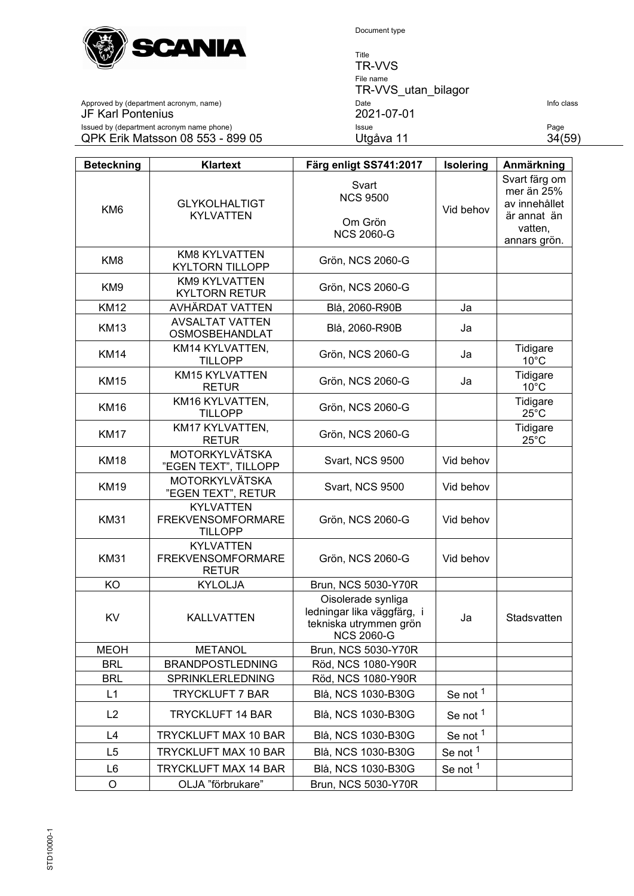| Beteckning | Klartext | Färg enligt SS741:2017 | Isolering | Anmärkning |
|---|---|---|---|---|
| KM6 | GLYKOLHALTIGT KYLVATTEN | Svart NCS 9500<br><br>Om Grön NCS 2060-G | Vid behov | Svart färg om mer än 25% av innehållet är annat än vatten, annars grön. |
| KM8 | KM8 KYLVATTEN KYLTORN TILLOPP | Grön, NCS 2060-G | | |
| KM9 | KM9 KYLVATTEN KYLTORN RETUR | Grön, NCS 2060-G | | |
| KM12 | AVHÄRDAT VATTEN | Blå, 2060-R90B | Ja | |
| KM13 | AVSALTAT VATTEN OSMOSBEHANDLAT | Blå, 2060-R90B | Ja | |
| KM14 | KM14 KYLVATTEN, TILLOPP | Grön, NCS 2060-G | Ja | Tidigare 10°C |
| KM15 | KM15 KYLVATTEN RETUR | Grön, NCS 2060-G | Ja | Tidigare 10°C |
| KM16 | KM16 KYLVATTEN, TILLOPP | Grön, NCS 2060-G | | Tidigare 25°C |
| KM17 | KM17 KYLVATTEN, RETUR | Grön, NCS 2060-G | | Tidigare 25°C |
| KM18 | MOTORKYLVÄTSKA ”EGEN TEXT”, TILLOPP | Svart, NCS 9500 | Vid behov | |
| KM19 | MOTORKYLVÄTSKA ”EGEN TEXT”, RETUR | Svart, NCS 9500 | Vid behov | |
| KM31 | KYLVATTEN FREKVENSOMFORMARE TILLOPP | Grön, NCS 2060-G | Vid behov | |
| KM31 | KYLVATTEN FREKVENSOMFORMARE RETUR | Grön, NCS 2060-G | Vid behov | |
| KO | KYLOLJA | Brun, NCS 5030-Y70R | | |
| KV | KALLVATTEN | Oisolerade synliga ledningar lika väggfärg, i tekniska utrymmen grön NCS 2060-G | Ja | Stadsvatten |
| MEOH | METANOL | Brun, NCS 5030-Y70R | | |
| BRL | BRANDPOSTLEDNING | Röd, NCS 1080-Y90R | | |
| BRL | SPRINKLERLEDNING | Röd, NCS 1080-Y90R | | |
| L1 | TRYCKLUFT 7 BAR | Blå, NCS 1030-B30G | Se not [1] | |
| L2 | TRYCKLUFT 14 BAR | Blå, NCS 1030-B30G | Se not [1] | |
| L4 | TRYCKLUFT MAX 10 BAR | Blå, NCS 1030-B30G | Se not [1] | |
| L5 | TRYCKLUFT MAX 10 BAR | Blå, NCS 1030-B30G | Se not [1] | |
| L6 | TRYCKLUFT MAX 14 BAR | Blå, NCS 1030-B30G | Se not [1] | |
| O | OLJA ”förbrukare” | Brun, NCS 5030-Y70R | | |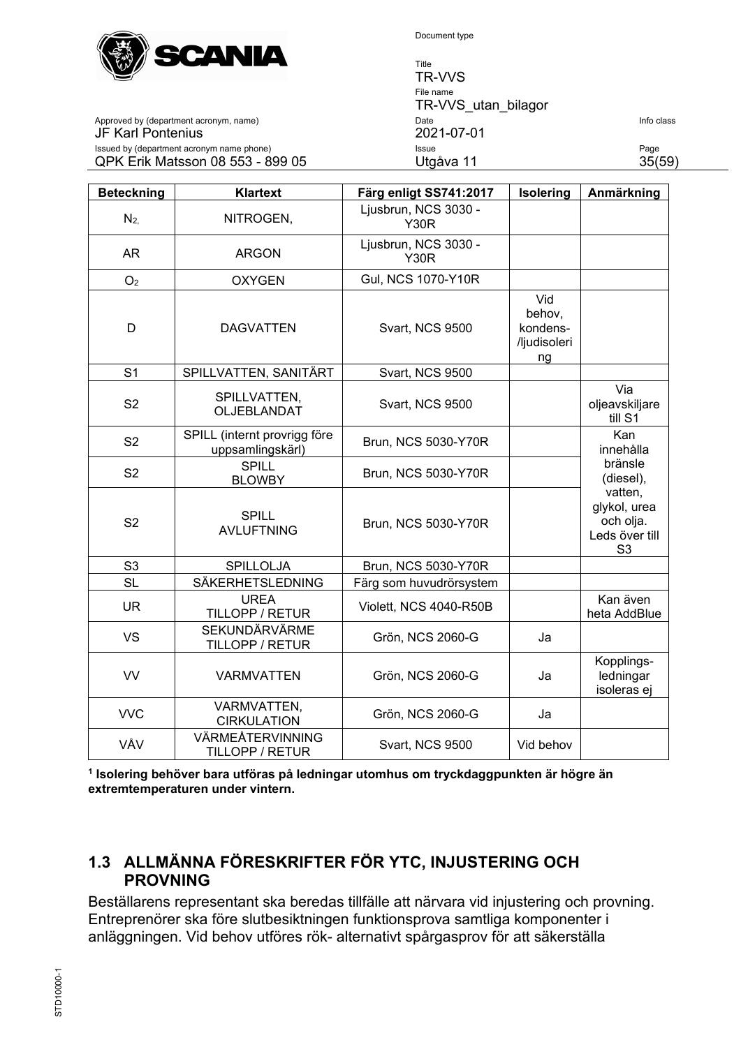| Beteckning | Klartext | Färg enligt SS741:2017 | Isolering | Anmärkning |
|---|---|---|---|---|
| $N_2$, | NITROGEN, | Ljusbrun, NCS 3030 - Y30R | | |
| AR | ARGON | Ljusbrun, NCS 3030 - Y30R | | |
| $O_2$ | OXYGEN | Gul, NCS 1070-Y10R | | |
| D | DAGVATTEN | Svart, NCS 9500 | Vid behov, kondens-/ljudisolering | |
| S1 | SPILLVATTEN, SANITÄRT | Svart, NCS 9500 | | |
| S2 | SPILLVATTEN, OLJEBLANDAT | Svart, NCS 9500 | | Via oljeavskiljare till S1 |
| S2 | SPILL (internt provrigg före uppsamlingskärl) | Brun, NCS 5030-Y70R | | Kan innehålla bränsle (diesel), vatten, glykol, urea och olja. Leds över till S3 |
| S2 | SPILL BLOWBY | Brun, NCS 5030-Y70R | | |
| S2 | SPILL AVLUFTNING | Brun, NCS 5030-Y70R | | |
| S3 | SPILLOLJA | Brun, NCS 5030-Y70R | | |
| SL | SÄKERHETSLEDNING | Färg som huvudrörsystem | | |
| UR | UREA TILLOPP / RETUR | Violett, NCS 4040-R50B | | Kan även heta AddBlue |
| VS | SEKUNDÄRVÄRME TILLOPP / RETUR | Grön, NCS 2060-G | Ja | |
| VV | VARMVATTEN | Grön, NCS 2060-G | Ja | Kopplings-ledningar isoleras ej |
| VVC | VARMVATTEN, CIRKULATION | Grön, NCS 2060-G | Ja | |
| VÅV | VÄRMEÅTERVINNING TILLOPP / RETUR | Svart, NCS 9500 | Vid behov | |

**[1] Isolering behöver bara utföras på ledningar utomhus om tryckdaggpunkten är högre än extremtemperaturen under vintern.**

## 1.3 ALLMÄNNA FÖRESKRIFTER FÖR YTC, INJUSTERING OCH PROVNING

Beställarens representant ska beredas tillfälle att närvara vid injustering och provning. Entreprenörer ska före slutbesiktningen funktionsprova samtliga komponenter i anläggningen. Vid behov utföres rök- alternativt spårgasprov för att säkerställa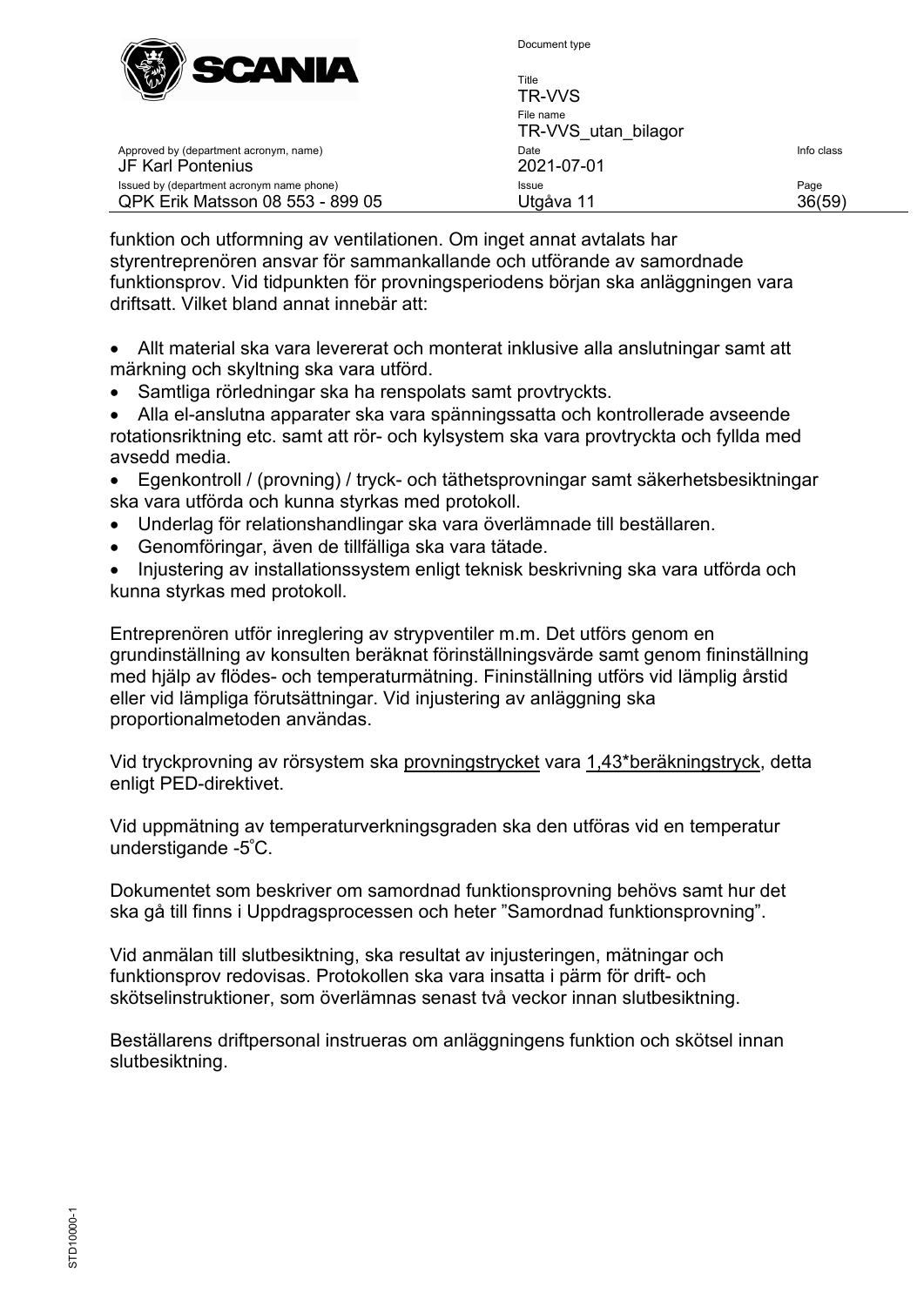funktion och utformning av ventilationen. Om inget annat avtalats har styrentreprenören ansvar för sammankallande och utförande av samordnade funktionsprov. Vid tidpunkten för provningsperiodens början ska anläggningen vara driftsatt. Vilket bland annat innebär att:

- Allt material ska vara levererat och monterat inklusive alla anslutningar samt att märkning och skyltning ska vara utförd.
- Samtliga rörledningar ska ha renspolats samt provtryckts.
- Alla el-anslutna apparater ska vara spänningssatta och kontrollerade avseende rotationsriktning etc. samt att rör- och kylsystem ska vara provtryckta och fyllda med avsedd media.
- Egenkontroll / (provning) / tryck- och täthetsprovningar samt säkerhetsbesiktningar ska vara utförda och kunna styrkas med protokoll.
- Underlag för relationshandlingar ska vara överlämnade till beställaren.
- Genomföringar, även de tillfälliga ska vara tätade.
- Injustering av installationssystem enligt teknisk beskrivning ska vara utförda och kunna styrkas med protokoll.

Entreprenören utför inreglering av strypventiler m.m. Det utförs genom en grundinställning av konsulten beräknat förinställningsvärde samt genom fininställning med hjälp av flödes- och temperaturmätning. Fininställning utförs vid lämplig årstid eller vid lämpliga förutsättningar. Vid injustering av anläggning ska proportionalmetoden användas.

Vid tryckprovning av rörsystem ska <u>provningstrycket</u> vara <u>1,43*beräkningstryck</u>, detta enligt PED-direktivet.

Vid uppmätning av temperaturverkningsgraden ska den utföras vid en temperatur understigande -5°C.

Dokumentet som beskriver om samordnad funktionsprovning behövs samt hur det ska gå till finns i Uppdragsprocessen och heter ”Samordnad funktionsprovning”.

Vid anmälan till slutbesiktning, ska resultat av injusteringen, mätningar och funktionsprov redovisas. Protokollen ska vara insatta i pärm för drift- och skötselinstruktioner, som överlämnas senast två veckor innan slutbesiktning.

Beställarens driftpersonal instrueras om anläggningens funktion och skötsel innan slutbesiktning.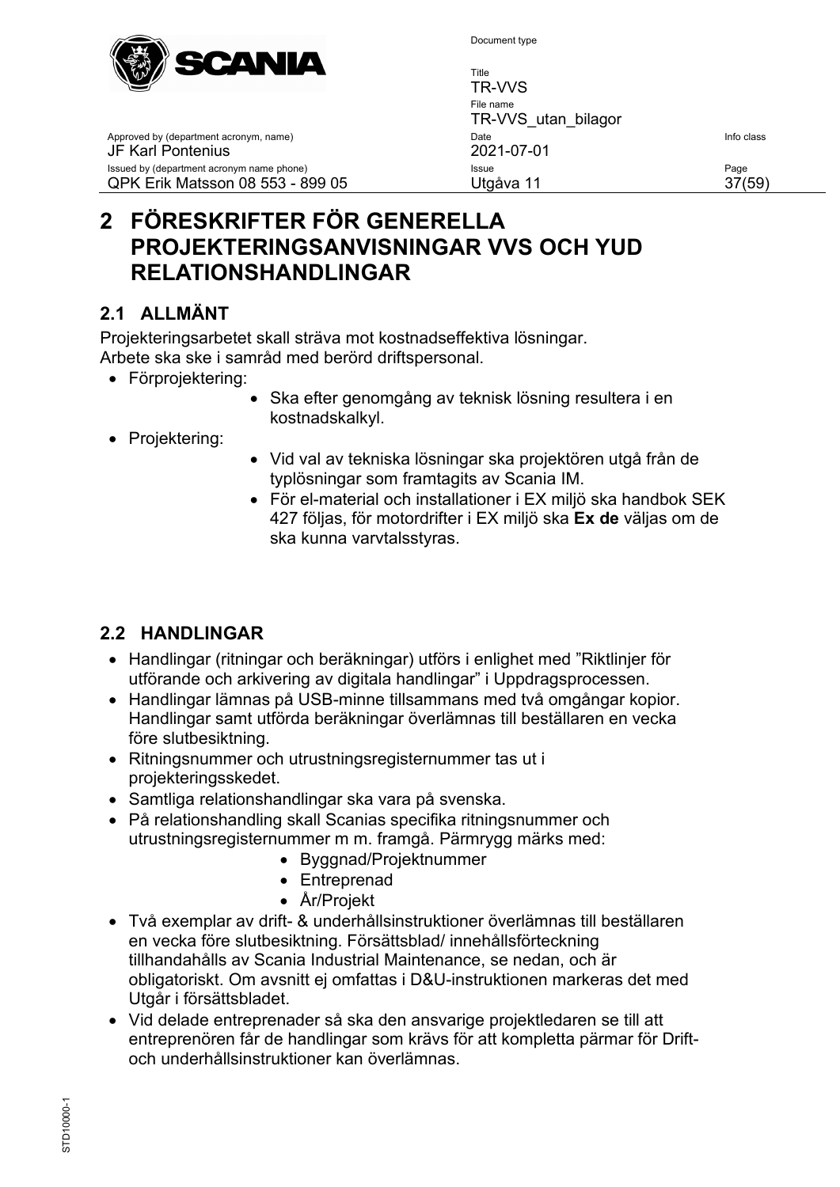# 2 FÖRESKRIFTER FÖR GENERELLA PROJEKTERINGSANVISNINGAR VVS OCH YUD RELATIONSHANDLINGAR

## 2.1 ALLMÄNT

Projekteringsarbetet skall sträva mot kostnadseffektiva lösningar.
Arbete ska ske i samråd med berörd driftspersonal.

- Förprojektering:
  - Ska efter genomgång av teknisk lösning resultera i en kostnadskalkyl.
- Projektering:
  - Vid val av tekniska lösningar ska projektören utgå från de typlösningar som framtagits av Scania IM.
  - För el-material och installationer i EX miljö ska handbok SEK 427 följas, för motordrifter i EX miljö ska **Ex de** väljas om de ska kunna varvtalsstyras.

## 2.2 HANDLINGAR

- Handlingar (ritningar och beräkningar) utförs i enlighet med ”Riktlinjer för utförande och arkivering av digitala handlingar” i Uppdragsprocessen.
- Handlingar lämnas på USB-minne tillsammans med två omgångar kopior. Handlingar samt utförda beräkningar överlämnas till beställaren en vecka före slutbesiktning.
- Ritningsnummer och utrustningsregisternummer tas ut i projekteringsskedet.
- Samtliga relationshandlingar ska vara på svenska.
- På relationshandling skall Scanias specifika ritningsnummer och utrustningsregisternummer m m. framgå. Pärmrygg märks med:
  - Byggnad/Projektnummer
  - Entreprenad
  - År/Projekt
- Två exemplar av drift- & underhållsinstruktioner överlämnas till beställaren en vecka före slutbesiktning. Försättsblad/ innehållsförteckning tillhandahålls av Scania Industrial Maintenance, se nedan, och är obligatoriskt. Om avsnitt ej omfattas i D&U-instruktionen markeras det med Utgår i försättsbladet.
- Vid delade entreprenader så ska den ansvarige projektledaren se till att entreprenören får de handlingar som krävs för att kompletta pärmar för Drift- och underhållsinstruktioner kan överlämnas.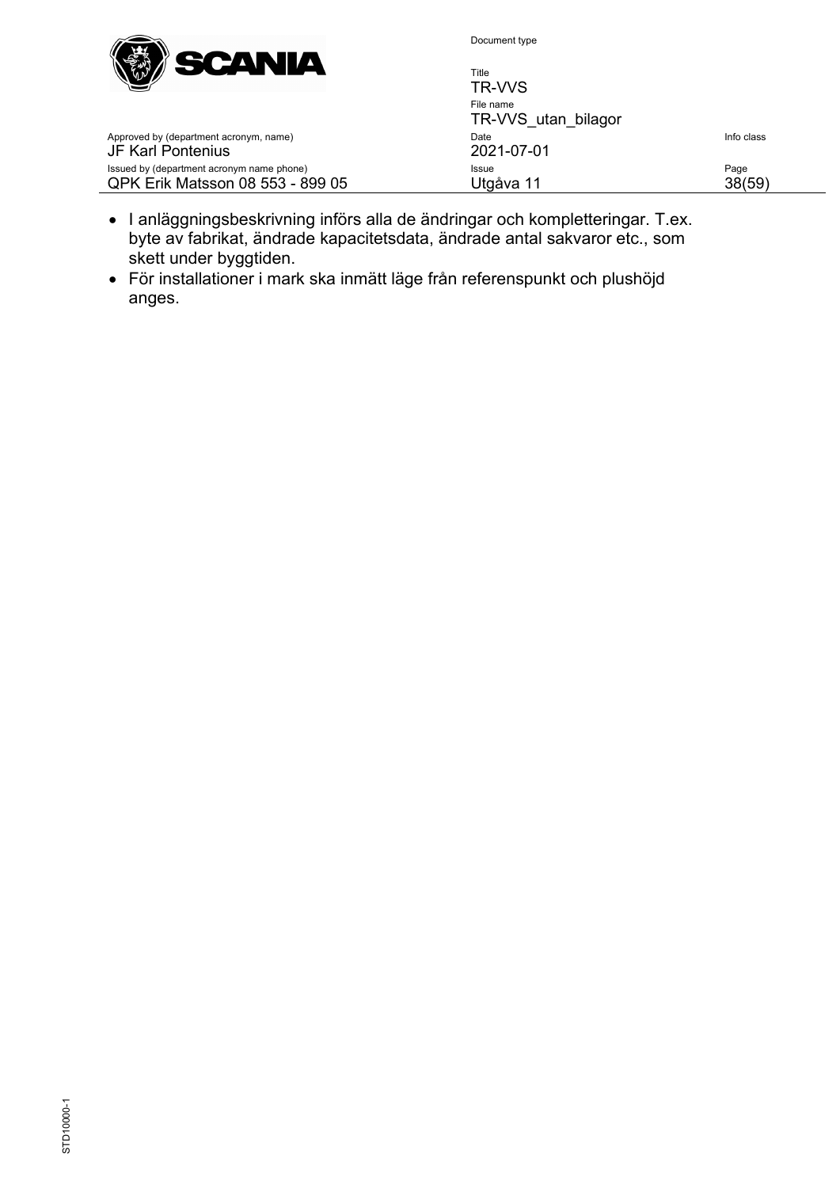- I anläggningsbeskrivning införs alla de ändringar och kompletteringar. T.ex. byte av fabrikat, ändrade kapacitetsdata, ändrade antal sakvaror etc., som skett under byggtiden.
- För installationer i mark ska inmätt läge från referenspunkt och plushöjd anges.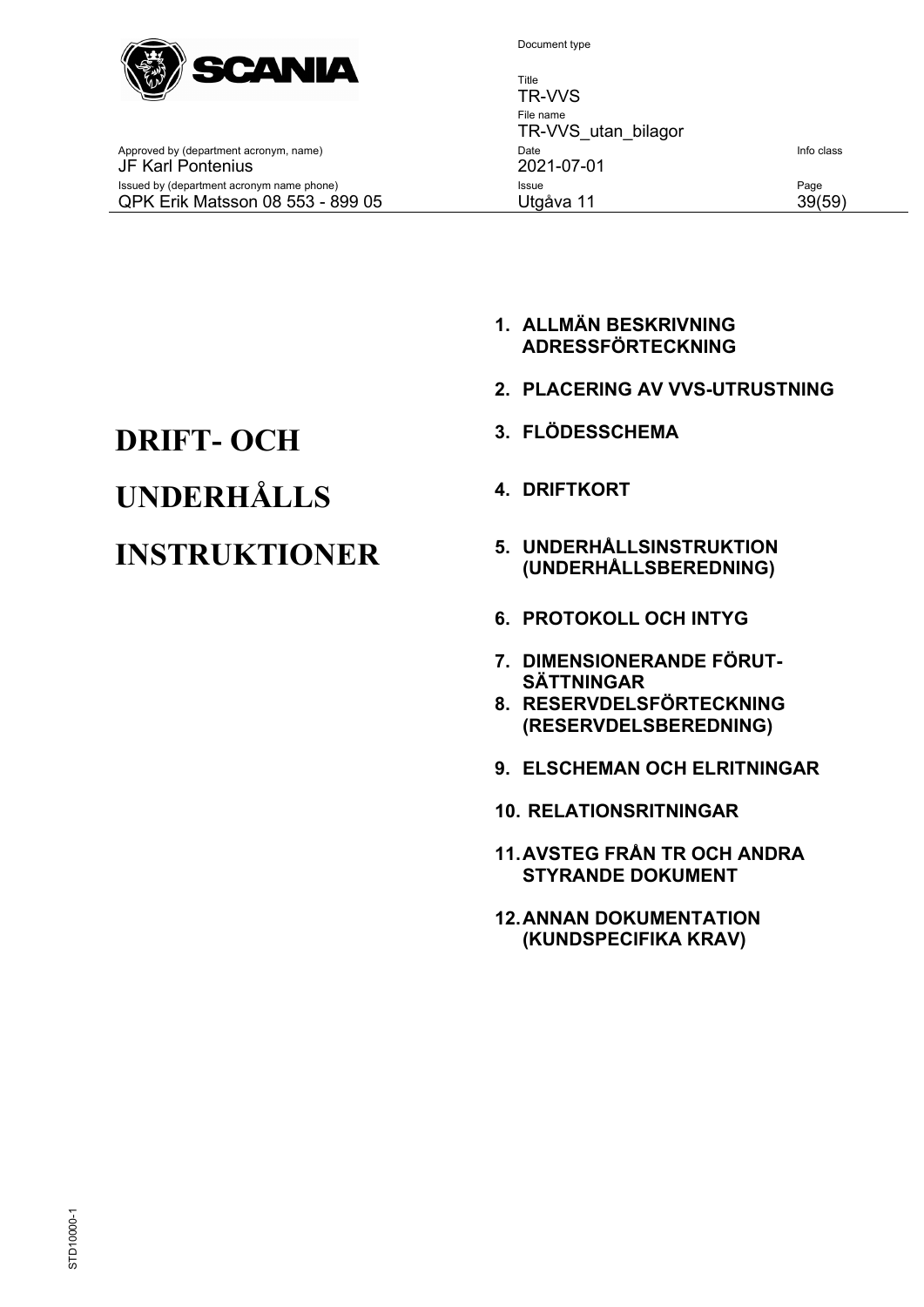# DRIFT- OCH UNDERHÅLLS INSTRUKTIONER

1. **ALLMÄN BESKRIVNING ADRESSFÖRTECKNING**
2. **PLACERING AV VVS-UTRUSTNING**
3. **FLÖDESSCHEMA**
4. **DRIFTKORT**
5. **UNDERHÅLLSINSTRUKTION (UNDERHÅLLSBEREDNING)**
6. **PROTOKOLL OCH INTYG**
7. **DIMENSIONERANDE FÖRUT-SÄTTNINGAR**
8. **RESERVDELSFÖRTECKNING (RESERVDELSBEREDNING)**
9. **ELSCHEMAN OCH ELRITNINGAR**
10. **RELATIONSRITNINGAR**
11. **AVSTEG FRÅN TR OCH ANDRA STYRANDE DOKUMENT**
12. **ANNAN DOKUMENTATION (KUNDSPECIFIKA KRAV)**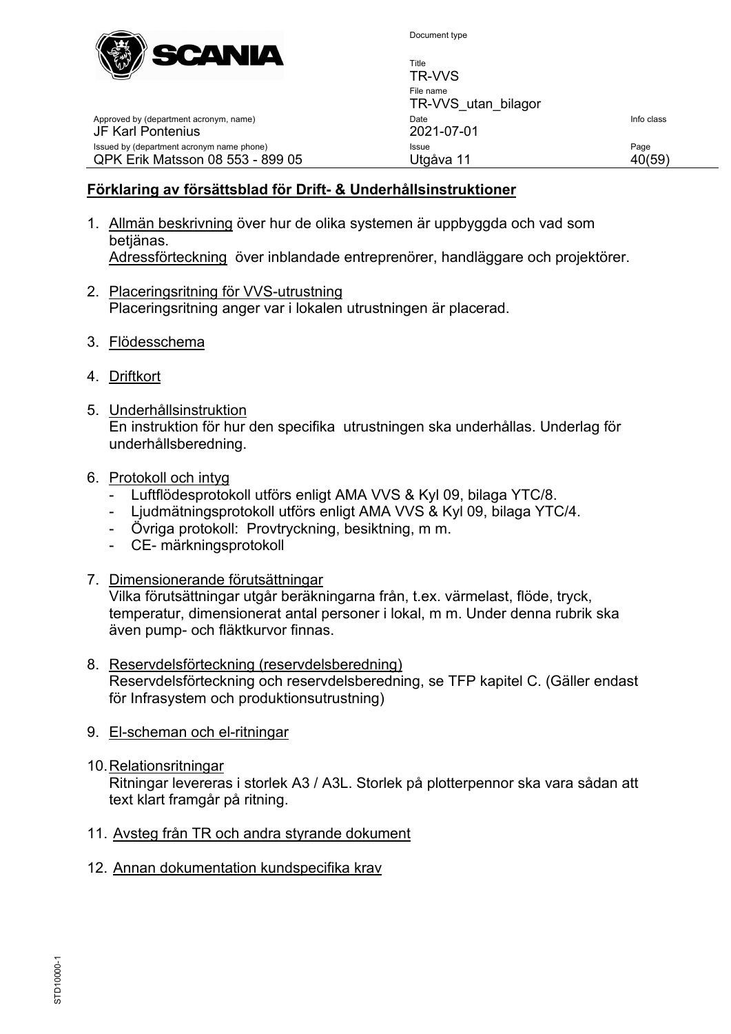**Förklaring av försättsblad för Drift- & Underhållsinstruktioner**

1. Allmän beskrivning över hur de olika systemen är uppbyggda och vad som betjänas.
   Adressförteckning över inblandade entreprenörer, handläggare och projektörer.

2. Placeringsritning för VVS-utrustning
   Placeringsritning anger var i lokalen utrustningen är placerad.

3. Flödesschema

4. Driftkort

5. Underhållsinstruktion
   En instruktion för hur den specifika utrustningen ska underhållas. Underlag för underhållsberedning.

6. Protokoll och intyg
   - Luftflödesprotokoll utförs enligt AMA VVS & Kyl 09, bilaga YTC/8.
   - Ljudmätningsprotokoll utförs enligt AMA VVS & Kyl 09, bilaga YTC/4.
   - Övriga protokoll: Provtryckning, besiktning, m m.
   - CE- märkningsprotokoll

7. Dimensionerande förutsättningar
   Vilka förutsättningar utgår beräkningarna från, t.ex. värmelast, flöde, tryck, temperatur, dimensionerat antal personer i lokal, m m. Under denna rubrik ska även pump- och fläktkurvor finnas.

8. Reservdelsförteckning (reservdelsberedning)
   Reservdelsförteckning och reservdelsberedning, se TFP kapitel C. (Gäller endast för Infrasystem och produktionsutrustning)

9. El-scheman och el-ritningar

10. Relationsritningar
    Ritningar levereras i storlek A3 / A3L. Storlek på plotterpennor ska vara sådan att text klart framgår på ritning.

11. Avsteg från TR och andra styrande dokument

12. Annan dokumentation kundspecifika krav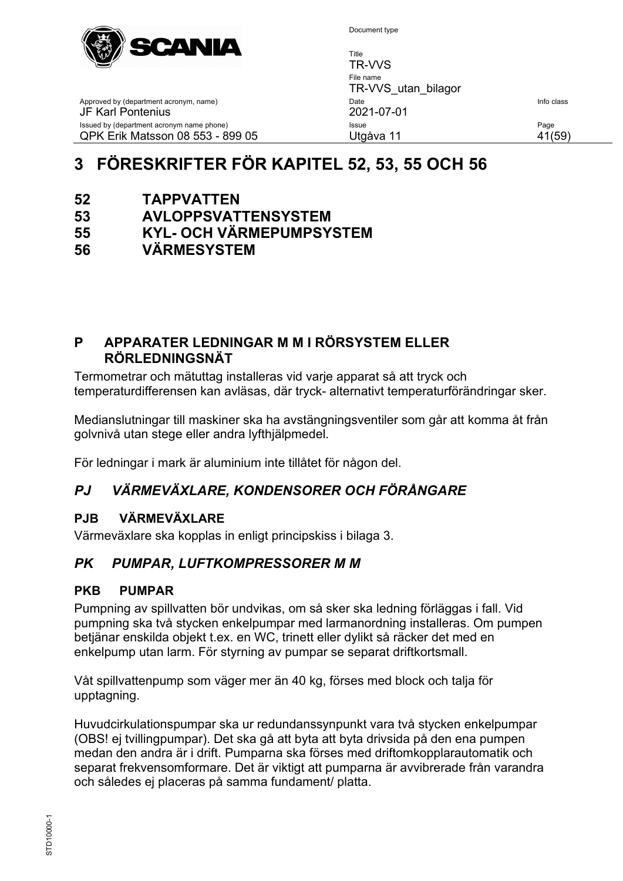# 3 FÖRESKRIFTER FÖR KAPITEL 52, 53, 55 OCH 56

## 52 TAPPVATTEN
## 53 AVLOPPSVATTENSYSTEM
## 55 KYL- OCH VÄRMEPUMPSYSTEM
## 56 VÄRMESYSTEM

## P APPARATER LEDNINGAR M M I RÖRSYSTEM ELLER RÖRLEDNINGSNÄT

Termometrar och mätuttag installeras vid varje apparat så att tryck och temperaturdifferensen kan avläsas, där tryck- alternativt temperaturförändringar sker.

Medianslutningar till maskiner ska ha avstängningsventiler som går att komma åt från golvnivå utan stege eller andra lyfthjälpmedel.

För ledningar i mark är aluminium inte tillåtet för någon del.

### *PJ VÄRMEVÄXLARE, KONDENSORER OCH FÖRÅNGARE*

#### PJB VÄRMEVÄXLARE

Värmeväxlare ska kopplas in enligt principskiss i bilaga 3.

### *PK PUMPAR, LUFTKOMPRESSORER M M*

#### PKB PUMPAR

Pumpning av spillvatten bör undvikas, om så sker ska ledning förläggas i fall. Vid pumpning ska två stycken enkelpumpar med larmanordning installeras. Om pumpen betjänar enskilda objekt t.ex. en WC, trinett eller dylikt så räcker det med en enkelpump utan larm. För styrning av pumpar se separat driftkortsmall.

Våt spillvattenpump som väger mer än 40 kg, förses med block och talja för upptagning.

Huvudcirkulationspumpar ska ur redundanssynpunkt vara två stycken enkelpumpar (OBS! ej tvillingpumpar). Det ska gå att byta att byta drivsida på den ena pumpen medan den andra är i drift. Pumparna ska förses med driftomkopplarautomatik och separat frekvensomformare. Det är viktigt att pumparna är avvibrerade från varandra och således ej placeras på samma fundament/ platta.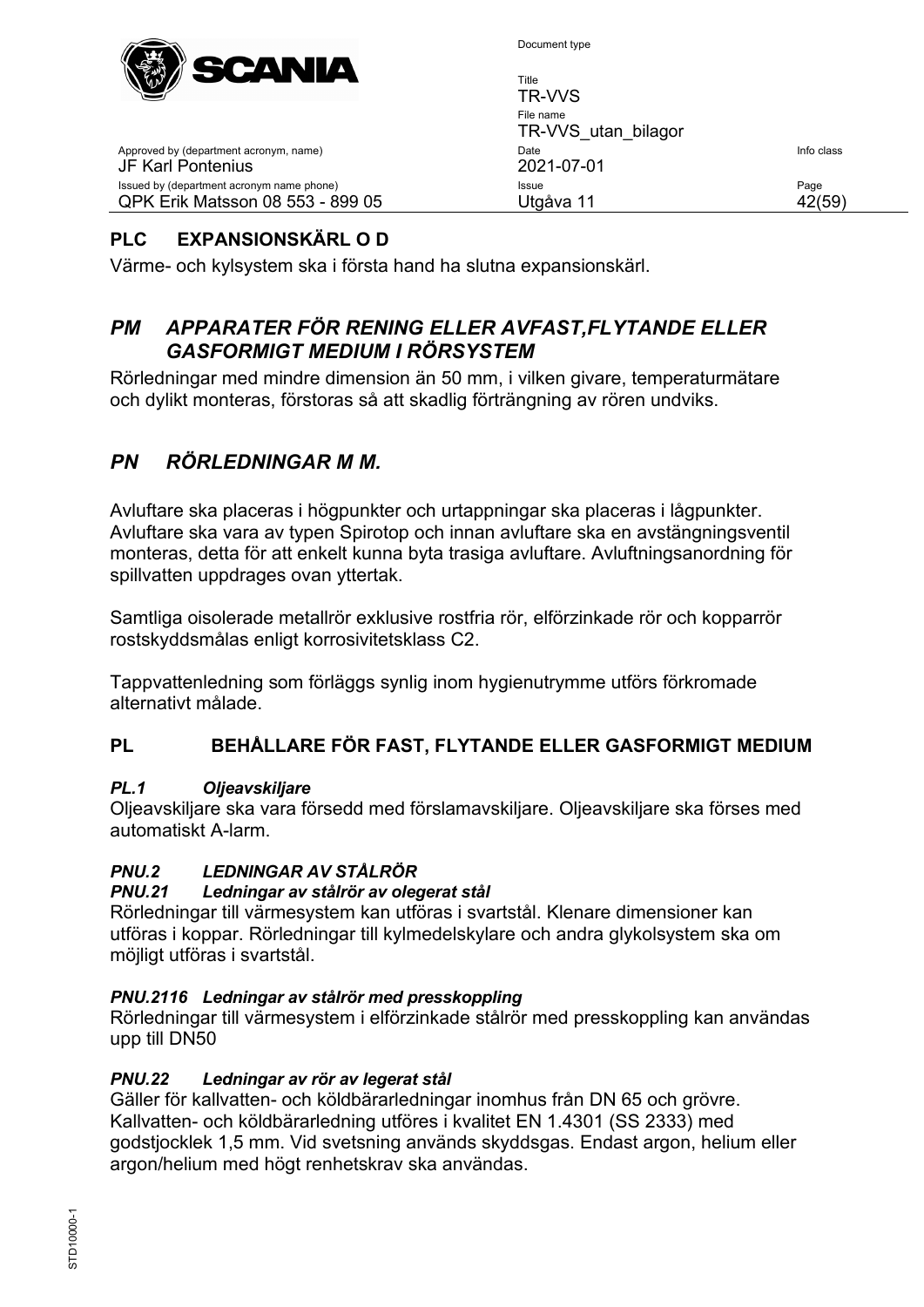## PLC EXPANSIONSKÄRL O D

Värme- och kylsystem ska i första hand ha slutna expansionskärl.

## *PM APPARATER FÖR RENING ELLER AVFAST,FLYTANDE ELLER GASFORMIGT MEDIUM I RÖRSYSTEM*

Rörledningar med mindre dimension än 50 mm, i vilken givare, temperaturmätare och dylikt monteras, förstoras så att skadlig förträngning av rören undviks.

## *PN RÖRLEDNINGAR M M.*

Avluftare ska placeras i högpunkter och urtappningar ska placeras i lågpunkter. Avluftare ska vara av typen Spirotop och innan avluftare ska en avstängningsventil monteras, detta för att enkelt kunna byta trasiga avluftare. Avluftningsanordning för spillvatten uppdrages ovan yttertak.

Samtliga oisolerade metallrör exklusive rostfria rör, elförzinkade rör och kopparrör rostskyddsmålas enligt korrosivitetsklass C2.

Tappvattenledning som förläggs synlig inom hygienutrymme utförs förkromade alternativt målade.

## PL BEHÅLLARE FÖR FAST, FLYTANDE ELLER GASFORMIGT MEDIUM

### *PL.1 Oljeavskiljare*

Oljeavskiljare ska vara försedd med förslamavskiljare. Oljeavskiljare ska förses med automatiskt A-larm.

### *PNU.2 LEDNINGAR AV STÅLRÖR*

### *PNU.21 Ledningar av stålrör av olegerat stål*

Rörledningar till värmesystem kan utföras i svartstål. Klenare dimensioner kan utföras i koppar. Rörledningar till kylmedelskylare och andra glykolsystem ska om möjligt utföras i svartstål.

### *PNU.2116 Ledningar av stålrör med presskoppling*

Rörledningar till värmesystem i elförzinkade stålrör med presskoppling kan användas upp till DN50

### *PNU.22 Ledningar av rör av legerat stål*

Gäller för kallvatten- och köldbärarledningar inomhus från DN 65 och grövre. Kallvatten- och köldbärarledning utföres i kvalitet EN 1.4301 (SS 2333) med godstjocklek 1,5 mm. Vid svetsning används skyddsgas. Endast argon, helium eller argon/helium med högt renhetskrav ska användas.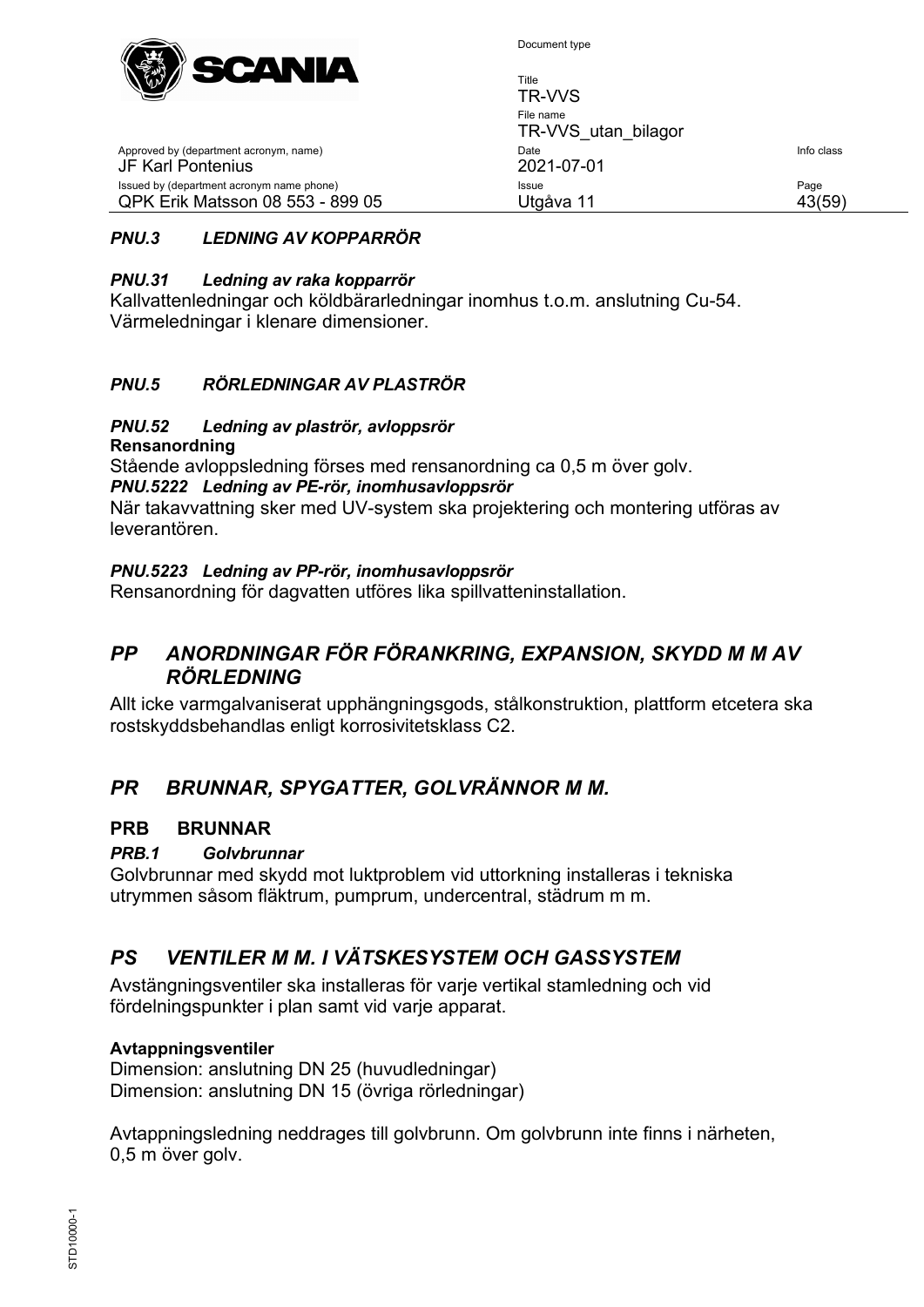### *PNU.3 LEDNING AV KOPPARRÖR*

#### *PNU.31 Ledning av raka kopparrör*

Kallvattenledningar och köldbärarledningar inomhus t.o.m. anslutning Cu-54.
Värmeledningar i klenare dimensioner.

### *PNU.5 RÖRLEDNINGAR AV PLASTRÖR*

#### *PNU.52 Ledning av plaströr, avloppsrör*

**Rensanordning**

Stående avloppsledning förses med rensanordning ca 0,5 m över golv.

#### *PNU.5222 Ledning av PE-rör, inomhusavloppsrör*

När takavvattning sker med UV-system ska projektering och montering utföras av leverantören.

#### *PNU.5223 Ledning av PP-rör, inomhusavloppsrör*

Rensanordning för dagvatten utföres lika spillvatteninstallation.

## *PP ANORDNINGAR FÖR FÖRANKRING, EXPANSION, SKYDD M M AV RÖRLEDNING*

Allt icke varmgalvaniserat upphängningsgods, stålkonstruktion, plattform etcetera ska rostskyddsbehandlas enligt korrosivitetsklass C2.

## *PR BRUNNAR, SPYGATTER, GOLVRÄNNOR M M.*

### PRB BRUNNAR

#### *PRB.1 Golvbrunnar*

Golvbrunnar med skydd mot luktproblem vid uttorkning installeras i tekniska utrymmen såsom fläktrum, pumprum, undercentral, städrum m m.

## *PS VENTILER M M. I VÄTSKESYSTEM OCH GASSYSTEM*

Avstängningsventiler ska installeras för varje vertikal stamledning och vid fördelningspunkter i plan samt vid varje apparat.

**Avtappningsventiler**

Dimension: anslutning DN 25 (huvudledningar)
Dimension: anslutning DN 15 (övriga rörledningar)

Avtappningsledning neddrages till golvbrunn. Om golvbrunn inte finns i närheten, 0,5 m över golv.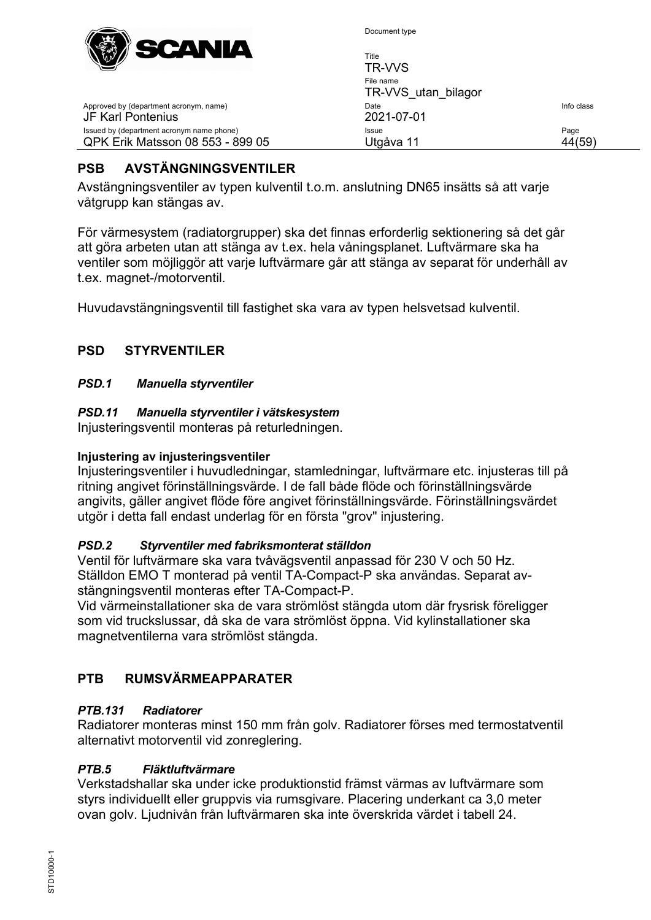## PSB AVSTÄNGNINGSVENTILER

Avstängningsventiler av typen kulventil t.o.m. anslutning DN65 insätts så att varje våtgrupp kan stängas av.

För värmesystem (radiatorgrupper) ska det finnas erforderlig sektionering så det går att göra arbeten utan att stänga av t.ex. hela våningsplanet. Luftvärmare ska ha ventiler som möjliggör att varje luftvärmare går att stänga av separat för underhåll av t.ex. magnet-/motorventil.

Huvudavstängningsventil till fastighet ska vara av typen helsvetsad kulventil.

## PSD STYRVENTILER

### *PSD.1 Manuella styrventiler*

### *PSD.11 Manuella styrventiler i vätskesystem*

Injusteringsventil monteras på returledningen.

**Injustering av injusteringsventiler**

Injusteringsventiler i huvudledningar, stamledningar, luftvärmare etc. injusteras till på ritning angivet förinställningsvärde. I de fall både flöde och förinställningsvärde angivits, gäller angivet flöde före angivet förinställningsvärde. Förinställningsvärdet utgör i detta fall endast underlag för en första "grov" injustering.

### *PSD.2 Styrventiler med fabriksmonterat ställdon*

Ventil för luftvärmare ska vara tvåvägsventil anpassad för 230 V och 50 Hz. Ställdon EMO T monterad på ventil TA-Compact-P ska användas. Separat avstängningsventil monteras efter TA-Compact-P.
Vid värmeinstallationer ska de vara strömlöst stängda utom där frysrisk föreligger som vid truckslussar, då ska de vara strömlöst öppna. Vid kylinstallationer ska magnetventilerna vara strömlöst stängda.

## PTB RUMSVÄRMEAPPARATER

### *PTB.131 Radiatorer*

Radiatorer monteras minst 150 mm från golv. Radiatorer förses med termostatventil alternativt motorventil vid zonreglering.

### *PTB.5 Fläktluftvärmare*

Verkstadshallar ska under icke produktionstid främst värmas av luftvärmare som styrs individuellt eller gruppvis via rumsgivare. Placering underkant ca 3,0 meter ovan golv. Ljudnivån från luftvärmaren ska inte överskrida värdet i tabell 24.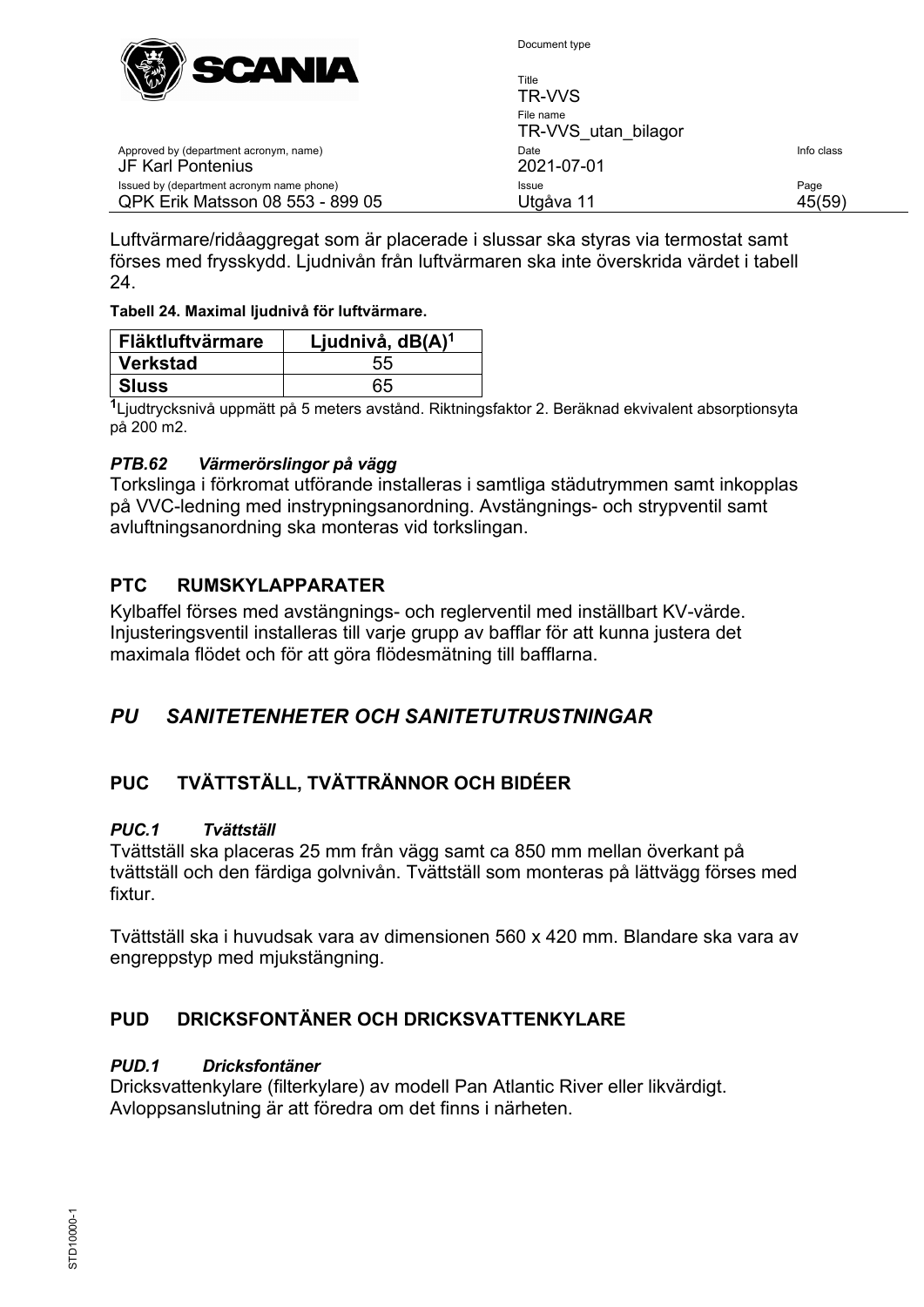Luftvärmare/ridåaggregat som är placerade i slussar ska styras via termostat samt förses med frysskydd. Ljudnivån från luftvärmaren ska inte överskrida värdet i tabell 24.

**Tabell 24. Maximal ljudnivå för luftvärmare.**

| Fläktluftvärmare | Ljudnivå, dB(A)[1] |
|---|---|
| **Verkstad** | 55 |
| **Sluss** | 65 |

[1]Ljudtrycksnivå uppmätt på 5 meters avstånd. Riktningsfaktor 2. Beräknad ekvivalent absorptionsyta på 200 m2.

#### *PTB.62 Värmerörslingor på vägg*

Torkslinga i förkromat utförande installeras i samtliga städutrymmen samt inkopplas på VVC-ledning med instrypningsanordning. Avstängnings- och strypventil samt avluftningsanordning ska monteras vid torkslingan.

### PTC RUMSKYLAPPARATER

Kylbaffel förses med avstängnings- och reglerventil med inställbart KV-värde. Injusteringsventil installeras till varje grupp av bafflar för att kunna justera det maximala flödet och för att göra flödesmätning till bafflarna.

## *PU SANITETENHETER OCH SANITETUTRUSTNINGAR*

### PUC TVÄTTSTÄLL, TVÄTTRÄNNOR OCH BIDÉER

#### *PUC.1 Tvättställ*

Tvättställ ska placeras 25 mm från vägg samt ca 850 mm mellan överkant på tvättställ och den färdiga golvnivån. Tvättställ som monteras på lättvägg förses med fixtur.

Tvättställ ska i huvudsak vara av dimensionen 560 x 420 mm. Blandare ska vara av engreppstyp med mjukstängning.

### PUD DRICKSFONTÄNER OCH DRICKSVATTENKYLARE

#### *PUD.1 Dricksfontäner*

Dricksvattenkylare (filterkylare) av modell Pan Atlantic River eller likvärdigt. Avloppsanslutning är att föredra om det finns i närheten.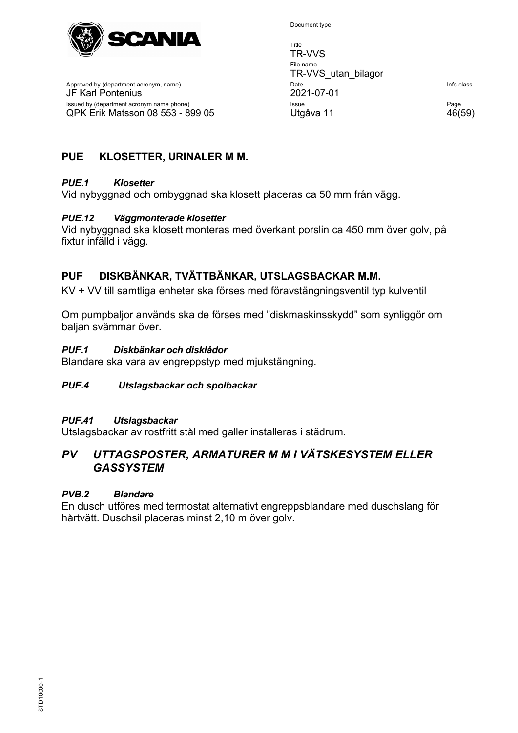## PUE KLOSETTER, URINALER M M.

### *PUE.1 Klosetter*

Vid nybyggnad och ombyggnad ska klosett placeras ca 50 mm från vägg.

### *PUE.12 Väggmonterade klosetter*

Vid nybyggnad ska klosett monteras med överkant porslin ca 450 mm över golv, på fixtur infälld i vägg.

## PUF DISKBÄNKAR, TVÄTTBÄNKAR, UTSLAGSBACKAR M.M.

KV + VV till samtliga enheter ska förses med föravstängningsventil typ kulventil

Om pumpbaljor används ska de förses med "diskmaskinsskydd" som synliggör om baljan svämmar över.

### *PUF.1 Diskbänkar och disklådor*

Blandare ska vara av engreppstyp med mjukstängning.

### *PUF.4 Utslagsbackar och spolbackar*

### *PUF.41 Utslagsbackar*

Utslagsbackar av rostfritt stål med galler installeras i städrum.

## *PV UTTAGSPOSTER, ARMATURER M M I VÄTSKESYSTEM ELLER GASSYSTEM*

### *PVB.2 Blandare*

En dusch utföres med termostat alternativt engreppsblandare med duschslang för hårtvätt. Duschsil placeras minst 2,10 m över golv.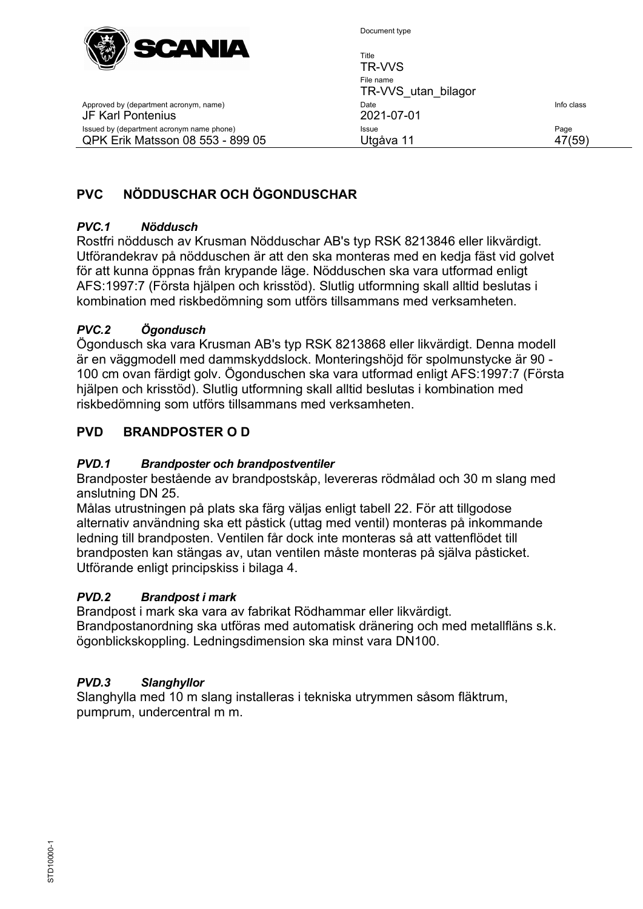## PVC NÖDDUSCHAR OCH ÖGONDUSCHAR

### *PVC.1 Nöddusch*

Rostfri nöddusch av Krusman Nödduschar AB's typ RSK 8213846 eller likvärdigt. Utförandekrav på nödduschen är att den ska monteras med en kedja fäst vid golvet för att kunna öppnas från krypande läge. Nödduschen ska vara utformad enligt AFS:1997:7 (Första hjälpen och krisstöd). Slutlig utformning skall alltid beslutas i kombination med riskbedömning som utförs tillsammans med verksamheten.

### *PVC.2 Ögondusch*

Ögondusch ska vara Krusman AB's typ RSK 8213868 eller likvärdigt. Denna modell är en väggmodell med dammskyddslock. Monteringshöjd för spolmunstycke är 90 - 100 cm ovan färdigt golv. Ögonduschen ska vara utformad enligt AFS:1997:7 (Första hjälpen och krisstöd). Slutlig utformning skall alltid beslutas i kombination med riskbedömning som utförs tillsammans med verksamheten.

## PVD BRANDPOSTER O D

### *PVD.1 Brandposter och brandpostventiler*

Brandposter bestående av brandpostskåp, levereras rödmålad och 30 m slang med anslutning DN 25.
Målas utrustningen på plats ska färg väljas enligt tabell 22. För att tillgodose alternativ användning ska ett påstick (uttag med ventil) monteras på inkommande ledning till brandposten. Ventilen får dock inte monteras så att vattenflödet till brandposten kan stängas av, utan ventilen måste monteras på själva påsticket. Utförande enligt principskiss i bilaga 4.

### *PVD.2 Brandpost i mark*

Brandpost i mark ska vara av fabrikat Rödhammar eller likvärdigt.
Brandpostanordning ska utföras med automatisk dränering och med metallfläns s.k. ögonblickskoppling. Ledningsdimension ska minst vara DN100.

### *PVD.3 Slanghyllor*

Slanghylla med 10 m slang installeras i tekniska utrymmen såsom fläktrum, pumprum, undercentral m m.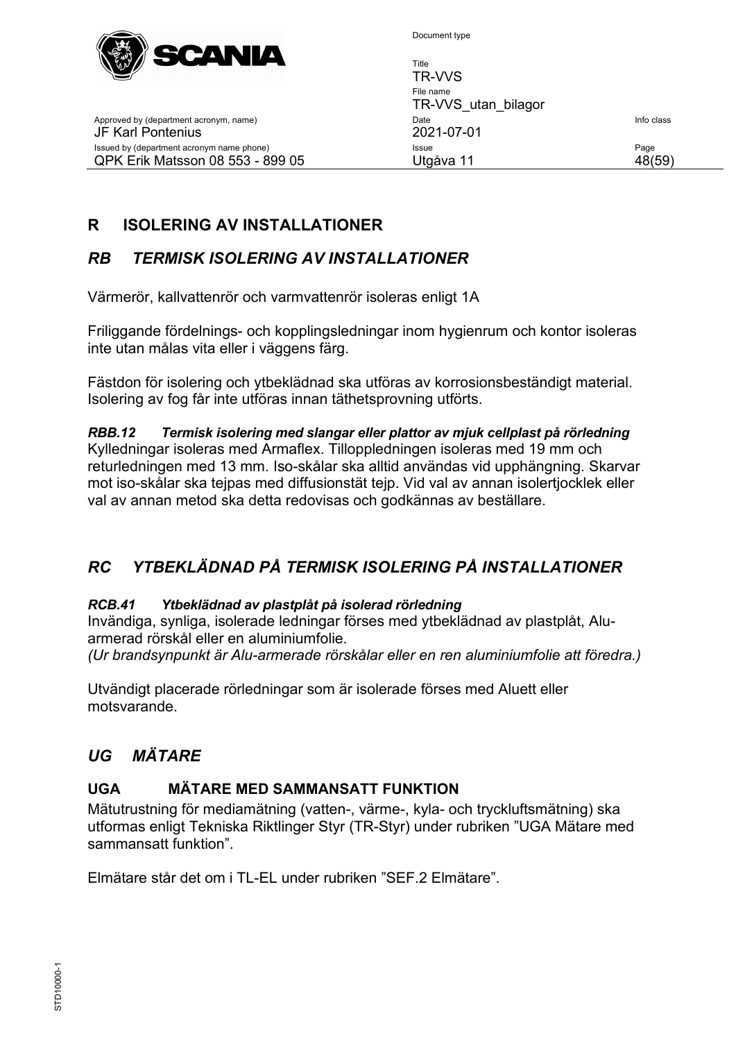# R ISOLERING AV INSTALLATIONER

## *RB TERMISK ISOLERING AV INSTALLATIONER*

Värmerör, kallvattenrör och varmvattenrör isoleras enligt 1A

Friliggande fördelnings- och kopplingsledningar inom hygienrum och kontor isoleras inte utan målas vita eller i väggens färg.

Fästdon för isolering och ytbeklädnad ska utföras av korrosionsbeständigt material. Isolering av fog får inte utföras innan täthetsprovning utförts.

***RBB.12 Termisk isolering med slangar eller plattor av mjuk cellplast på rörledning***
Kylledningar isoleras med Armaflex. Tilloppledningen isoleras med 19 mm och returledningen med 13 mm. Iso-skålar ska alltid användas vid upphängning. Skarvar mot iso-skålar ska tejpas med diffusionstät tejp. Vid val av annan isolertjocklek eller val av annan metod ska detta redovisas och godkännas av beställare.

## *RC YTBEKLÄDNAD PÅ TERMISK ISOLERING PÅ INSTALLATIONER*

***RCB.41 Ytbeklädnad av plastplåt på isolerad rörledning***
Invändiga, synliga, isolerade ledningar förses med ytbeklädnad av plastplåt, Alu-armerad rörskål eller en aluminiumfolie.
*(Ur brandsynpunkt är Alu-armerade rörskålar eller en ren aluminiumfolie att föredra.)*

Utvändigt placerade rörledningar som är isolerade förses med Aluett eller motsvarande.

## *UG MÄTARE*

### UGA MÄTARE MED SAMMANSATT FUNKTION

Mätutrustning för mediamätning (vatten-, värme-, kyla- och tryckluftsmätning) ska utformas enligt Tekniska Riktlinger Styr (TR-Styr) under rubriken "UGA Mätare med sammansatt funktion".

Elmätare står det om i TL-EL under rubriken "SEF.2 Elmätare".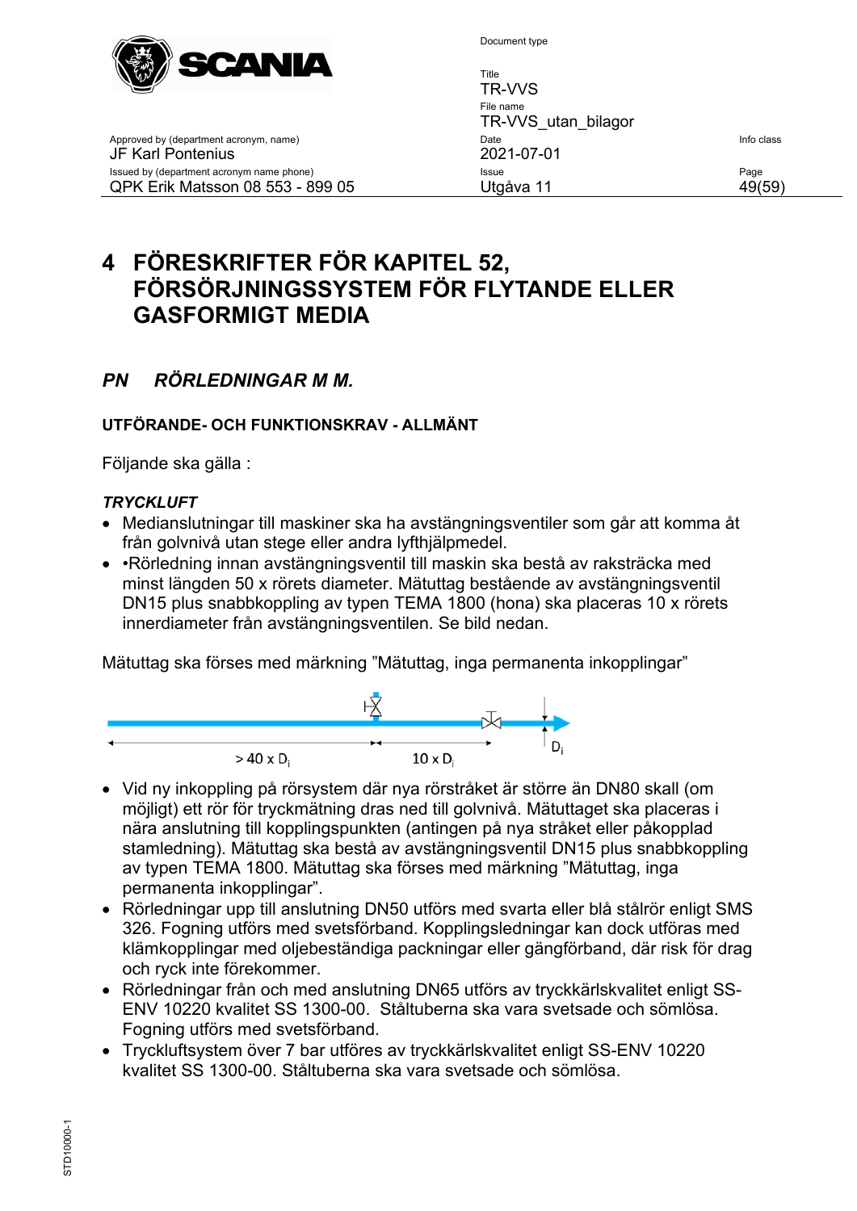# 4 FÖRESKRIFTER FÖR KAPITEL 52, FÖRSÖRJNINGSSYSTEM FÖR FLYTANDE ELLER GASFORMIGT MEDIA

## *PN RÖRLEDNINGAR M M.*

### UTFÖRANDE- OCH FUNKTIONSKRAV - ALLMÄNT

Följande ska gälla :

#### *TRYCKLUFT*

- Medianslutningar till maskiner ska ha avstängningsventiler som går att komma åt från golvnivå utan stege eller andra lyfthjälpmedel.
- •Rörledning innan avstängningsventil till maskin ska bestå av raksträcka med minst längden 50 x rörets diameter. Mätuttag bestående av avstängningsventil DN15 plus snabbkoppling av typen TEMA 1800 (hona) ska placeras 10 x rörets innerdiameter från avstängningsventilen. Se bild nedan.

Mätuttag ska förses med märkning ”Mätuttag, inga permanenta inkopplingar”

> 40 x $D_i$ 10 x $D_i$ $D_i$

- Vid ny inkoppling på rörsystem där nya rörstråket är större än DN80 skall (om möjligt) ett rör för tryckmätning dras ned till golvnivå. Mätuttaget ska placeras i nära anslutning till kopplingspunkten (antingen på nya stråket eller påkopplad stamledning). Mätuttag ska bestå av avstängningsventil DN15 plus snabbkoppling av typen TEMA 1800. Mätuttag ska förses med märkning ”Mätuttag, inga permanenta inkopplingar”.
- Rörledningar upp till anslutning DN50 utförs med svarta eller blå stålrör enligt SMS 326. Fogning utförs med svetsförband. Kopplingsledningar kan dock utföras med klämkopplingar med oljebeständiga packningar eller gängförband, där risk för drag och ryck inte förekommer.
- Rörledningar från och med anslutning DN65 utförs av tryckkärlskvalitet enligt SS-ENV 10220 kvalitet SS 1300-00. Ståltuberna ska vara svetsade och sömlösa. Fogning utförs med svetsförband.
- Tryckluftsystem över 7 bar utföres av tryckkärlskvalitet enligt SS-ENV 10220 kvalitet SS 1300-00. Ståltuberna ska vara svetsade och sömlösa.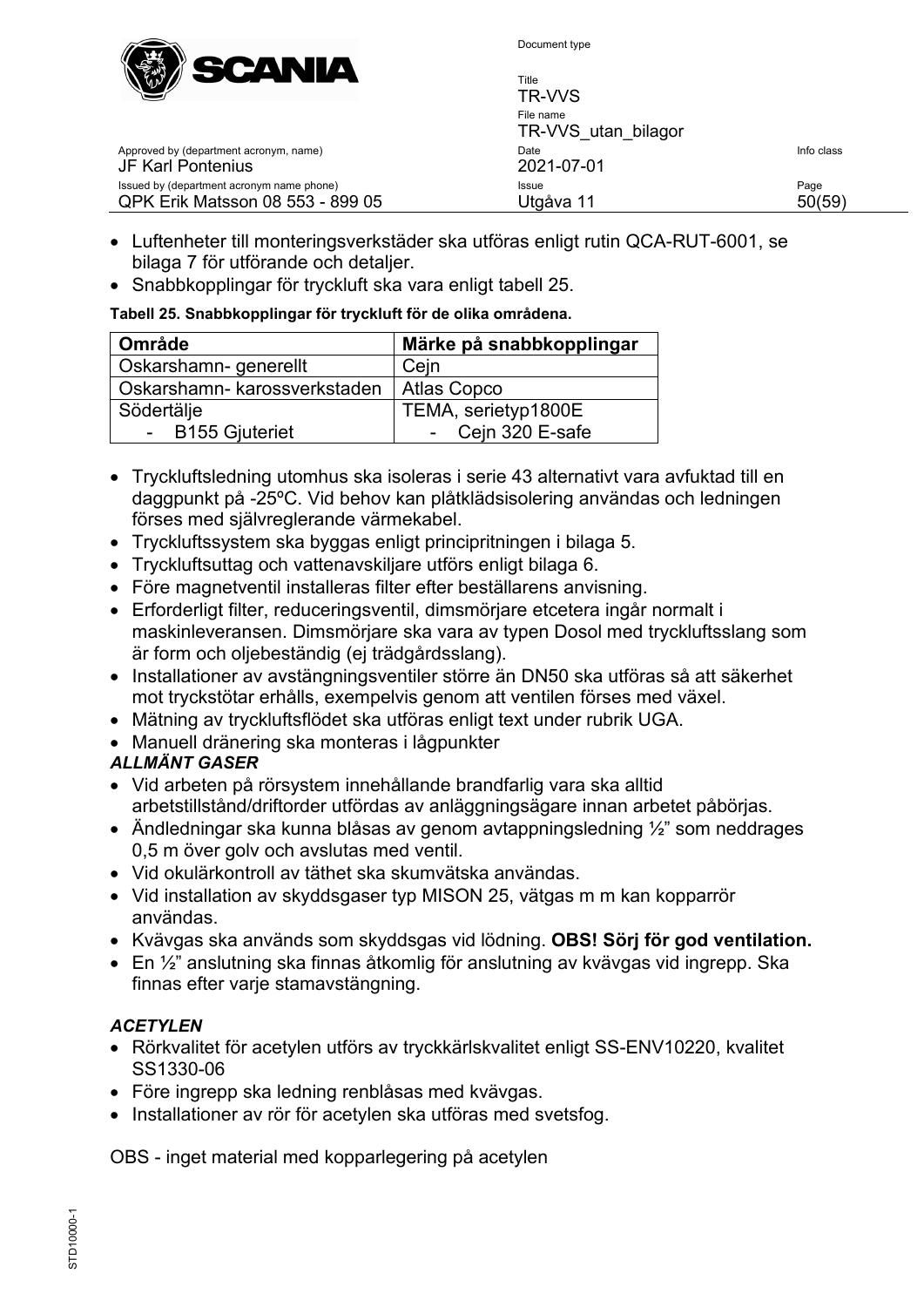- Luftenheter till monteringsverkstäder ska utföras enligt rutin QCA-RUT-6001, se bilaga 7 för utförande och detaljer.
- Snabbkopplingar för tryckluft ska vara enligt tabell 25.

**Tabell 25. Snabbkopplingar för tryckluft för de olika områdena.**

| Område | Märke på snabbkopplingar |
|---|---|
| Oskarshamn- generellt | Cejn |
| Oskarshamn- karossverkstaden | Atlas Copco |
| Södertälje | TEMA, serietyp1800E |
| - B155 Gjuteriet | - Cejn 320 E-safe |

- Tryckluftsledning utomhus ska isoleras i serie 43 alternativt vara avfuktad till en daggpunkt på -25ºC. Vid behov kan plåtklädsisolering användas och ledningen förses med självreglerande värmekabel.
- Tryckluftssystem ska byggas enligt principritningen i bilaga 5.
- Tryckluftsuttag och vattenavskiljare utförs enligt bilaga 6.
- Före magnetventil installeras filter efter beställarens anvisning.
- Erforderligt filter, reduceringsventil, dimsmörjare etcetera ingår normalt i maskinleveransen. Dimsmörjare ska vara av typen Dosol med tryckluftsslang som är form och oljebeständig (ej trädgårdsslang).
- Installationer av avstängningsventiler större än DN50 ska utföras så att säkerhet mot tryckstötar erhålls, exempelvis genom att ventilen förses med växel.
- Mätning av tryckluftsflödet ska utföras enligt text under rubrik UGA.
- Manuell dränering ska monteras i lågpunkter

***ALLMÄNT GASER***

- Vid arbeten på rörsystem innehållande brandfarlig vara ska alltid arbetstillstånd/driftorder utfördas av anläggningsägare innan arbetet påbörjas.
- Ändledningar ska kunna blåsas av genom avtappningsledning ½" som neddrages 0,5 m över golv och avslutas med ventil.
- Vid okulärkontroll av täthet ska skumvätska användas.
- Vid installation av skyddsgaser typ MISON 25, vätgas m m kan kopparrör användas.
- Kvävgas ska används som skyddsgas vid lödning. **OBS! Sörj för god ventilation.**
- En ½" anslutning ska finnas åtkomlig för anslutning av kvävgas vid ingrepp. Ska finnas efter varje stamavstängning.

***ACETYLEN***

- Rörkvalitet för acetylen utförs av tryckkärlskvalitet enligt SS-ENV10220, kvalitet SS1330-06
- Före ingrepp ska ledning renblåsas med kvävgas.
- Installationer av rör för acetylen ska utföras med svetsfog.

OBS - inget material med kopparlegering på acetylen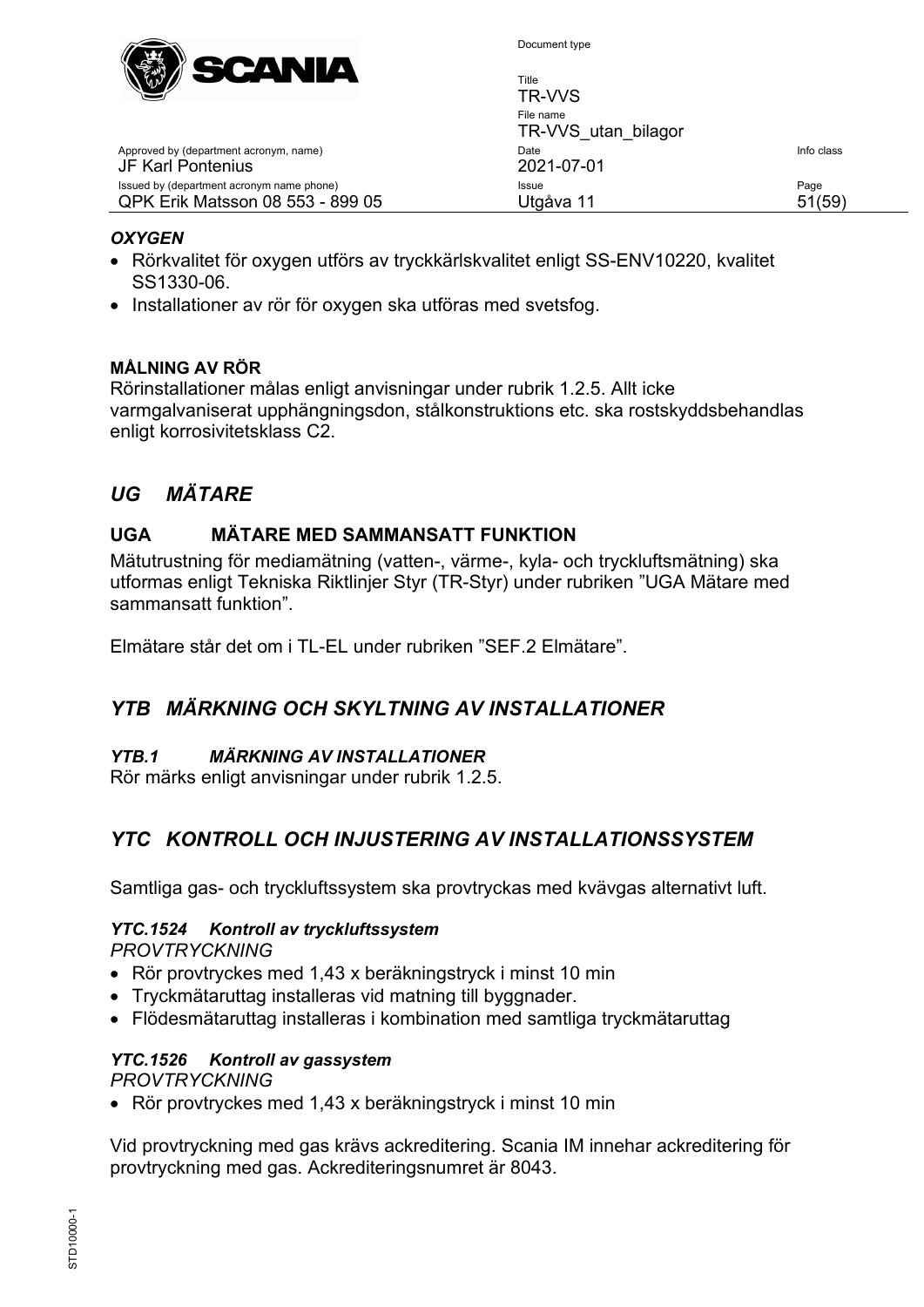***OXYGEN***

- Rörkvalitet för oxygen utförs av tryckkärlskvalitet enligt SS-ENV10220, kvalitet SS1330-06.
- Installationer av rör för oxygen ska utföras med svetsfog.

**MÅLNING AV RÖR**

Rörinstallationer målas enligt anvisningar under rubrik 1.2.5. Allt icke varmgalvaniserat upphängningsdon, stålkonstruktions etc. ska rostskyddsbehandlas enligt korrosivitetsklass C2.

## *UG MÄTARE*

### UGA MÄTARE MED SAMMANSATT FUNKTION

Mätutrustning för mediamätning (vatten-, värme-, kyla- och tryckluftsmätning) ska utformas enligt Tekniska Riktlinjer Styr (TR-Styr) under rubriken ”UGA Mätare med sammansatt funktion”.

Elmätare står det om i TL-EL under rubriken ”SEF.2 Elmätare”.

## *YTB MÄRKNING OCH SKYLTNING AV INSTALLATIONER*

### *YTB.1 MÄRKNING AV INSTALLATIONER*

Rör märks enligt anvisningar under rubrik 1.2.5.

## *YTC KONTROLL OCH INJUSTERING AV INSTALLATIONSSYSTEM*

Samtliga gas- och tryckluftssystem ska provtryckas med kvävgas alternativt luft.

### *YTC.1524 Kontroll av tryckluftssystem*

*PROVTRYCKNING*

- Rör provtryckes med 1,43 x beräkningstryck i minst 10 min
- Tryckmätaruttag installeras vid matning till byggnader.
- Flödesmätaruttag installeras i kombination med samtliga tryckmätaruttag

### *YTC.1526 Kontroll av gassystem*

*PROVTRYCKNING*

- Rör provtryckes med 1,43 x beräkningstryck i minst 10 min

Vid provtryckning med gas krävs ackreditering. Scania IM innehar ackreditering för provtryckning med gas. Ackrediteringsnumret är 8043.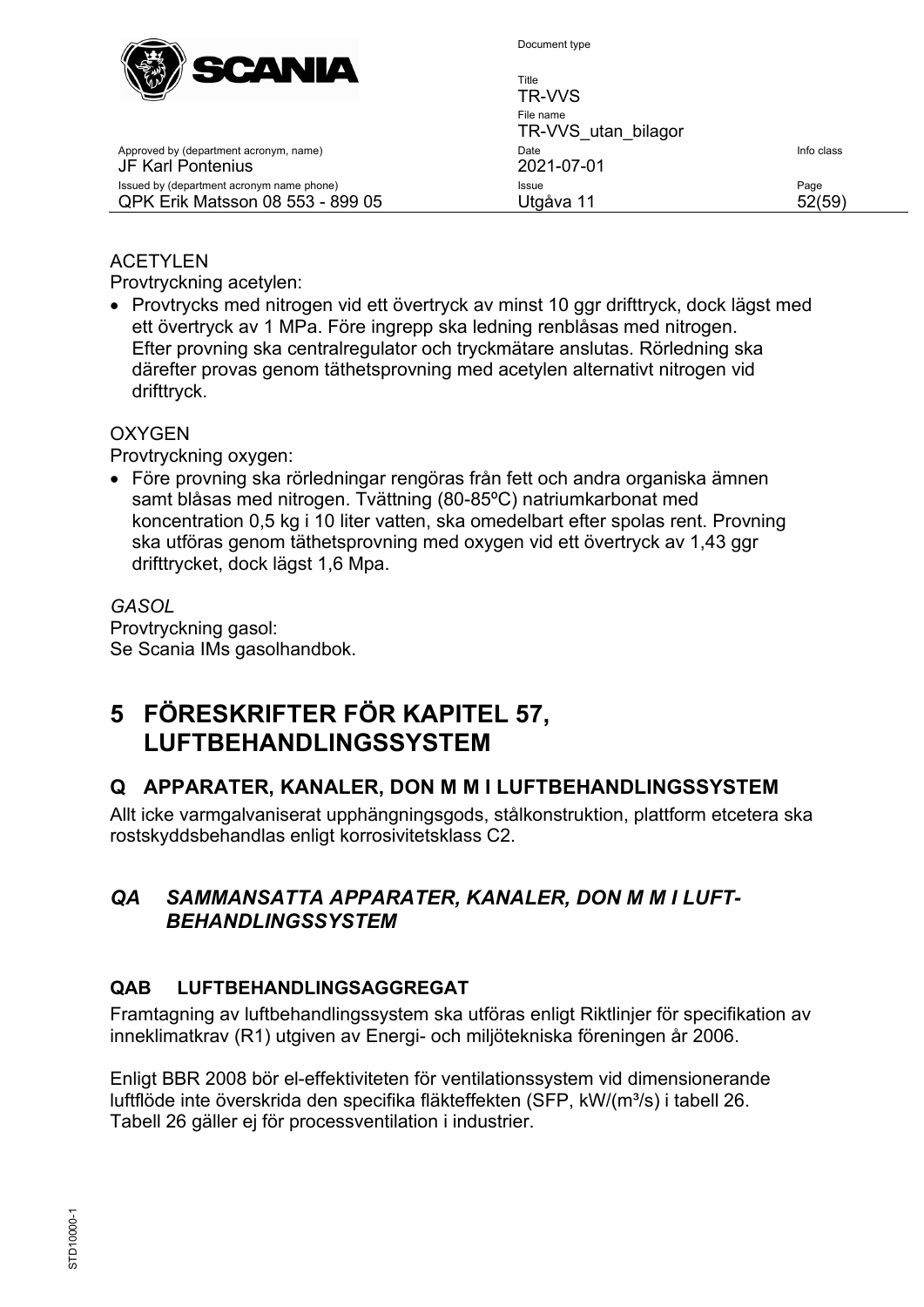ACETYLEN

Provtryckning acetylen:

- Provtrycks med nitrogen vid ett övertryck av minst 10 ggr drifttryck, dock lägst med ett övertryck av 1 MPa. Före ingrepp ska ledning renblåsas med nitrogen. Efter provning ska centralregulator och tryckmätare anslutas. Rörledning ska därefter provas genom täthetsprovning med acetylen alternativt nitrogen vid drifttryck.

OXYGEN

Provtryckning oxygen:

- Före provning ska rörledningar rengöras från fett och andra organiska ämnen samt blåsas med nitrogen. Tvättning (80-85ºC) natriumkarbonat med koncentration 0,5 kg i 10 liter vatten, ska omedelbart efter spolas rent. Provning ska utföras genom täthetsprovning med oxygen vid ett övertryck av 1,43 ggr drifttrycket, dock lägst 1,6 Mpa.

*GASOL*

Provtryckning gasol:
Se Scania IMs gasolhandbok.

# 5 FÖRESKRIFTER FÖR KAPITEL 57, LUFTBEHANDLINGSSYSTEM

## Q APPARATER, KANALER, DON M M I LUFTBEHANDLINGSSYSTEM

Allt icke varmgalvaniserat upphängningsgods, stålkonstruktion, plattform etcetera ska rostskyddsbehandlas enligt korrosivitetsklass C2.

## *QA SAMMANSATTA APPARATER, KANALER, DON M M I LUFT-BEHANDLINGSSYSTEM*

### QAB LUFTBEHANDLINGSAGGREGAT

Framtagning av luftbehandlingssystem ska utföras enligt Riktlinjer för specifikation av inneklimatkrav (R1) utgiven av Energi- och miljötekniska föreningen år 2006.

Enligt BBR 2008 bör el-effektiviteten för ventilationssystem vid dimensionerande luftflöde inte överskrida den specifika fläkteffekten (SFP, kW/(m³/s) i tabell 26. Tabell 26 gäller ej för processventilation i industrier.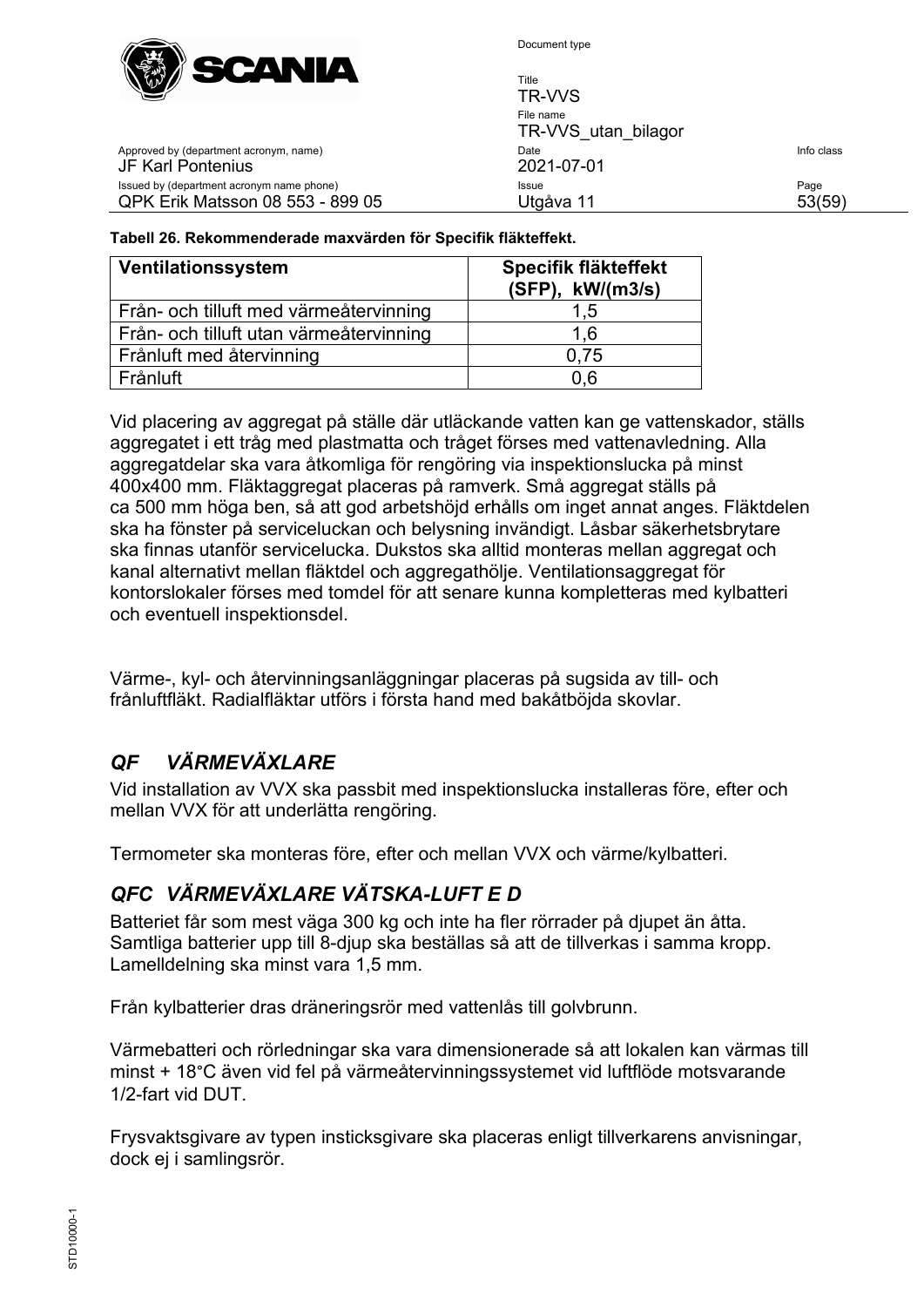**Tabell 26. Rekommenderade maxvärden för Specifik fläkteffekt.**

| Ventilationssystem | Specifik fläkteffekt (SFP), kW/(m3/s) |
|---|---|
| Från- och tilluft med värmeåtervinning | 1,5 |
| Från- och tilluft utan värmeåtervinning | 1,6 |
| Frånluft med återvinning | 0,75 |
| Frånluft | 0,6 |

Vid placering av aggregat på ställe där utläckande vatten kan ge vattenskador, ställs aggregatet i ett tråg med plastmatta och tråget förses med vattenavledning. Alla aggregatdelar ska vara åtkomliga för rengöring via inspektionslucka på minst 400x400 mm. Fläktaggregat placeras på ramverk. Små aggregat ställs på ca 500 mm höga ben, så att god arbetshöjd erhålls om inget annat anges. Fläktdelen ska ha fönster på serviceluckan och belysning invändigt. Låsbar säkerhetsbrytare ska finnas utanför servicelucka. Dukstos ska alltid monteras mellan aggregat och kanal alternativt mellan fläktdel och aggregathölje. Ventilationsaggregat för kontorslokaler förses med tomdel för att senare kunna kompletteras med kylbatteri och eventuell inspektionsdel.

Värme-, kyl- och återvinningsanläggningar placeras på sugsida av till- och frånluftfläkt. Radialfläktar utförs i första hand med bakåtböjda skovlar.

## *QF VÄRMEVÄXLARE*

Vid installation av VVX ska passbit med inspektionslucka installeras före, efter och mellan VVX för att underlätta rengöring.

Termometer ska monteras före, efter och mellan VVX och värme/kylbatteri.

## *QFC VÄRMEVÄXLARE VÄTSKA-LUFT E D*

Batteriet får som mest väga 300 kg och inte ha fler rörrader på djupet än åtta. Samtliga batterier upp till 8-djup ska beställas så att de tillverkas i samma kropp. Lamelldelning ska minst vara 1,5 mm.

Från kylbatterier dras dräneringsrör med vattenlås till golvbrunn.

Värmebatteri och rörledningar ska vara dimensionerade så att lokalen kan värmas till minst + 18°C även vid fel på värmeåtervinningssystemet vid luftflöde motsvarande 1/2-fart vid DUT.

Frysvaktsgivare av typen insticksgivare ska placeras enligt tillverkarens anvisningar, dock ej i samlingsrör.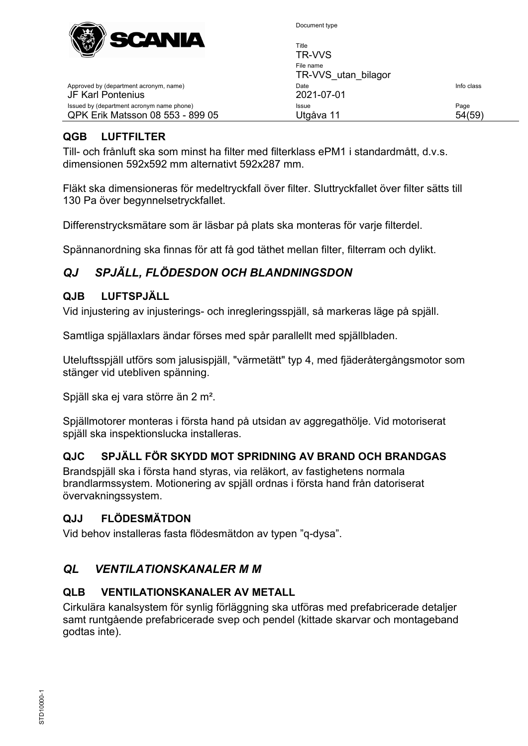### QGB LUFTFILTER

Till- och frånluft ska som minst ha filter med filterklass ePM1 i standardmått, d.v.s. dimensionen 592x592 mm alternativt 592x287 mm.

Fläkt ska dimensioneras för medeltryckfall över filter. Sluttryckfallet över filter sätts till 130 Pa över begynnelsetryckfallet.

Differenstrycksmätare som är läsbar på plats ska monteras för varje filterdel.

Spännanordning ska finnas för att få god täthet mellan filter, filterram och dylikt.

## *QJ SPJÄLL, FLÖDESDON OCH BLANDNINGSDON*

### QJB LUFTSPJÄLL

Vid injustering av injusterings- och inregleringsspjäll, så markeras läge på spjäll.

Samtliga spjällaxlars ändar förses med spår parallellt med spjällbladen.

Uteluftsspjäll utförs som jalusispjäll, "värmetätt" typ 4, med fjäderåtergångsmotor som stänger vid utebliven spänning.

Spjäll ska ej vara större än 2 m².

Spjällmotorer monteras i första hand på utsidan av aggregathölje. Vid motoriserat spjäll ska inspektionslucka installeras.

### QJC SPJÄLL FÖR SKYDD MOT SPRIDNING AV BRAND OCH BRANDGAS

Brandspjäll ska i första hand styras, via reläkort, av fastighetens normala brandlarmssystem. Motionering av spjäll ordnas i första hand från datoriserat övervakningssystem.

### QJJ FLÖDESMÄTDON

Vid behov installeras fasta flödesmätdon av typen ”q-dysa”.

## *QL VENTILATIONSKANALER M M*

### QLB VENTILATIONSKANALER AV METALL

Cirkulära kanalsystem för synlig förläggning ska utföras med prefabricerade detaljer samt runtgående prefabricerade svep och pendel (kittade skarvar och montageband godtas inte).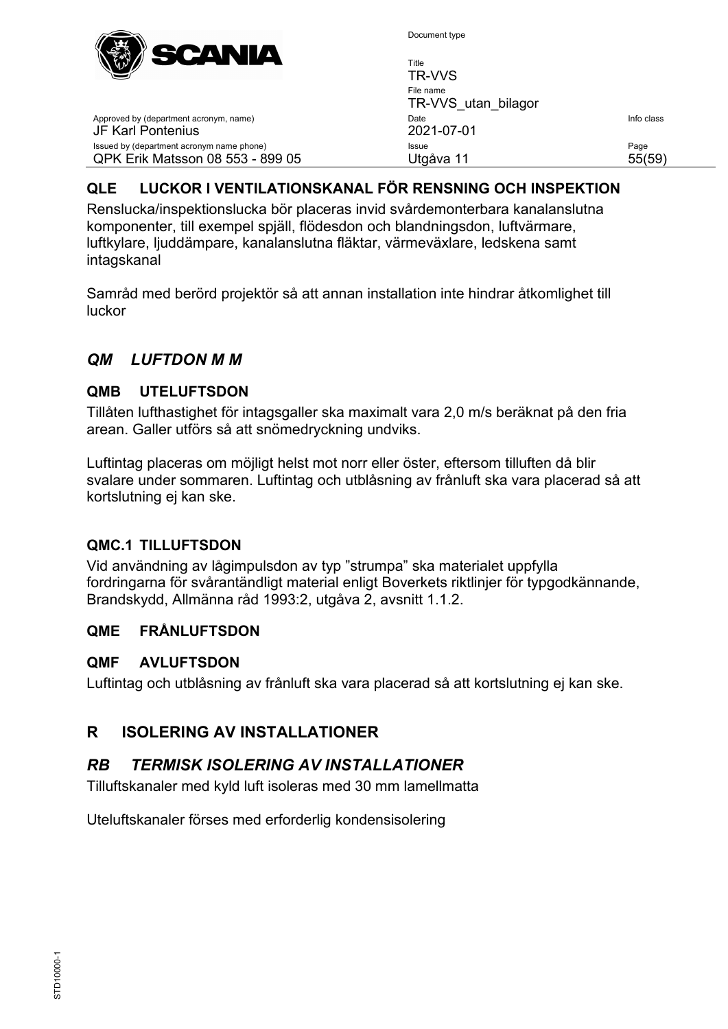### QLE LUCKOR I VENTILATIONSKANAL FÖR RENSNING OCH INSPEKTION

Renslucka/inspektionslucka bör placeras invid svårdemonterbara kanalanslutna komponenter, till exempel spjäll, flödesdon och blandningsdon, luftvärmare, luftkylare, ljuddämpare, kanalanslutna fläktar, värmeväxlare, ledskena samt intagskanal

Samråd med berörd projektör så att annan installation inte hindrar åtkomlighet till luckor

## *QM LUFTDON M M*

### QMB UTELUFTSDON

Tillåten lufthastighet för intagsgaller ska maximalt vara 2,0 m/s beräknat på den fria arean. Galler utförs så att snömedryckning undviks.

Luftintag placeras om möjligt helst mot norr eller öster, eftersom tilluften då blir svalare under sommaren. Luftintag och utblåsning av frånluft ska vara placerad så att kortslutning ej kan ske.

### QMC.1 TILLUFTSDON

Vid användning av lågimpulsdon av typ ”strumpa” ska materialet uppfylla fordringarna för svårantändligt material enligt Boverkets riktlinjer för typgodkännande, Brandskydd, Allmänna råd 1993:2, utgåva 2, avsnitt 1.1.2.

### QME FRÅNLUFTSDON

### QMF AVLUFTSDON

Luftintag och utblåsning av frånluft ska vara placerad så att kortslutning ej kan ske.

# R ISOLERING AV INSTALLATIONER

## *RB TERMISK ISOLERING AV INSTALLATIONER*

Tilluftskanaler med kyld luft isoleras med 30 mm lamellmatta

Uteluftskanaler förses med erforderlig kondensisolering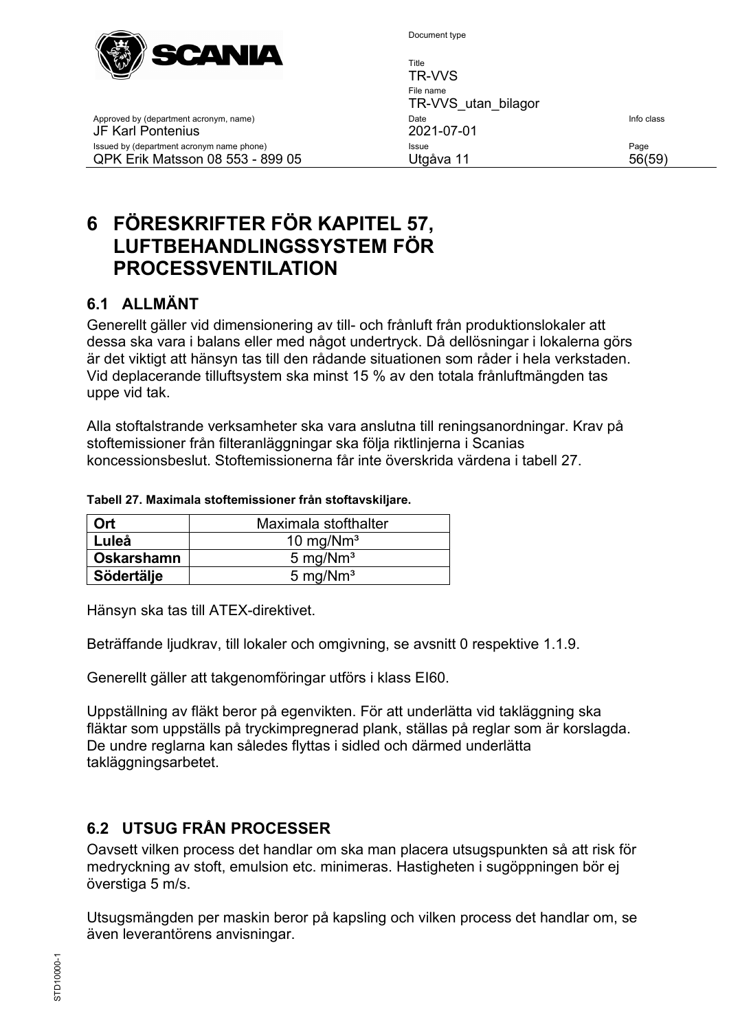# 6 FÖRESKRIFTER FÖR KAPITEL 57, LUFTBEHANDLINGSSYSTEM FÖR PROCESSVENTILATION

## 6.1 ALLMÄNT

Generellt gäller vid dimensionering av till- och frånluft från produktionslokaler att dessa ska vara i balans eller med något undertryck. Då dellösningar i lokalerna görs är det viktigt att hänsyn tas till den rådande situationen som råder i hela verkstaden. Vid deplacerande tilluftsystem ska minst 15 % av den totala frånluftmängden tas uppe vid tak.

Alla stoftalstrande verksamheter ska vara anslutna till reningsanordningar. Krav på stoftemissioner från filteranläggningar ska följa riktlinjerna i Scanias koncessionsbeslut. Stoftemissionerna får inte överskrida värdena i tabell 27.

**Tabell 27. Maximala stoftemissioner från stoftavskiljare.**

| Ort | Maximala stofthalter |
|---|---|
| **Luleå** | 10 mg/Nm³ |
| **Oskarshamn** | 5 mg/Nm³ |
| **Södertälje** | 5 mg/Nm³ |

Hänsyn ska tas till ATEX-direktivet.

Beträffande ljudkrav, till lokaler och omgivning, se avsnitt 0 respektive 1.1.9.

Generellt gäller att takgenomföringar utförs i klass EI60.

Uppställning av fläkt beror på egenvikten. För att underlätta vid takläggning ska fläktar som uppställs på tryckimpregnerad plank, ställas på reglar som är korslagda. De undre reglarna kan således flyttas i sidled och därmed underlätta takläggningsarbetet.

## 6.2 UTSUG FRÅN PROCESSER

Oavsett vilken process det handlar om ska man placera utsugspunkten så att risk för medryckning av stoft, emulsion etc. minimeras. Hastigheten i sugöppningen bör ej överstiga 5 m/s.

Utsugsmängden per maskin beror på kapsling och vilken process det handlar om, se även leverantörens anvisningar.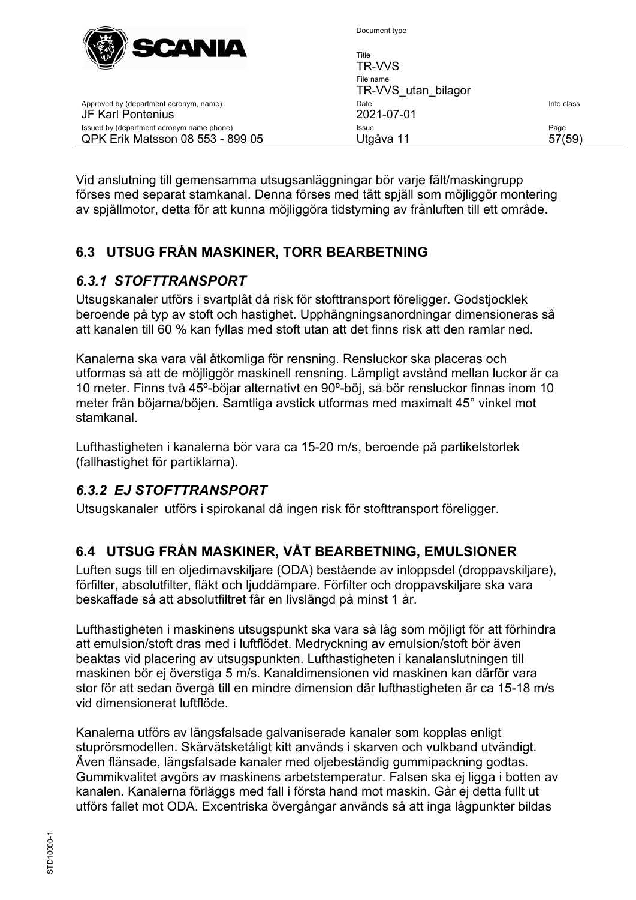Vid anslutning till gemensamma utsugsanläggningar bör varje fält/maskingrupp förses med separat stamkanal. Denna förses med tätt spjäll som möjliggör montering av spjällmotor, detta för att kunna möjliggöra tidstyrning av frånluften till ett område.

## 6.3 UTSUG FRÅN MASKINER, TORR BEARBETNING

### *6.3.1 STOFTTRANSPORT*

Utsugskanaler utförs i svartplåt då risk för stofttransport föreligger. Godstjocklek beroende på typ av stoft och hastighet. Upphängningsanordningar dimensioneras så att kanalen till 60 % kan fyllas med stoft utan att det finns risk att den ramlar ned.

Kanalerna ska vara väl åtkomliga för rensning. Rensluckor ska placeras och utformas så att de möjliggör maskinell rensning. Lämpligt avstånd mellan luckor är ca 10 meter. Finns två 45º-böjar alternativt en 90º-böj, så bör rensluckor finnas inom 10 meter från böjarna/böjen. Samtliga avstick utformas med maximalt 45° vinkel mot stamkanal.

Lufthastigheten i kanalerna bör vara ca 15-20 m/s, beroende på partikelstorlek (fallhastighet för partiklarna).

### *6.3.2 EJ STOFTTRANSPORT*

Utsugskanaler utförs i spirokanal då ingen risk för stofttransport föreligger.

## 6.4 UTSUG FRÅN MASKINER, VÅT BEARBETNING, EMULSIONER

Luften sugs till en oljedimavskiljare (ODA) bestående av inloppsdel (droppavskiljare), förfilter, absolutfilter, fläkt och ljuddämpare. Förfilter och droppavskiljare ska vara beskaffade så att absolutfiltret får en livslängd på minst 1 år.

Lufthastigheten i maskinens utsugspunkt ska vara så låg som möjligt för att förhindra att emulsion/stoft dras med i luftflödet. Medryckning av emulsion/stoft bör även beaktas vid placering av utsugspunkten. Lufthastigheten i kanalanslutningen till maskinen bör ej överstiga 5 m/s. Kanaldimensionen vid maskinen kan därför vara stor för att sedan övergå till en mindre dimension där lufthastigheten är ca 15-18 m/s vid dimensionerat luftflöde.

Kanalerna utförs av längsfalsade galvaniserade kanaler som kopplas enligt stuprörsmodellen. Skärvätsketåligt kitt används i skarven och vulkband utvändigt. Även flänsade, längsfalsade kanaler med oljebeständig gummipackning godtas. Gummikvalitet avgörs av maskinens arbetstemperatur. Falsen ska ej ligga i botten av kanalen. Kanalerna förläggs med fall i första hand mot maskin. Går ej detta fullt ut utförs fallet mot ODA. Excentriska övergångar används så att inga lågpunkter bildas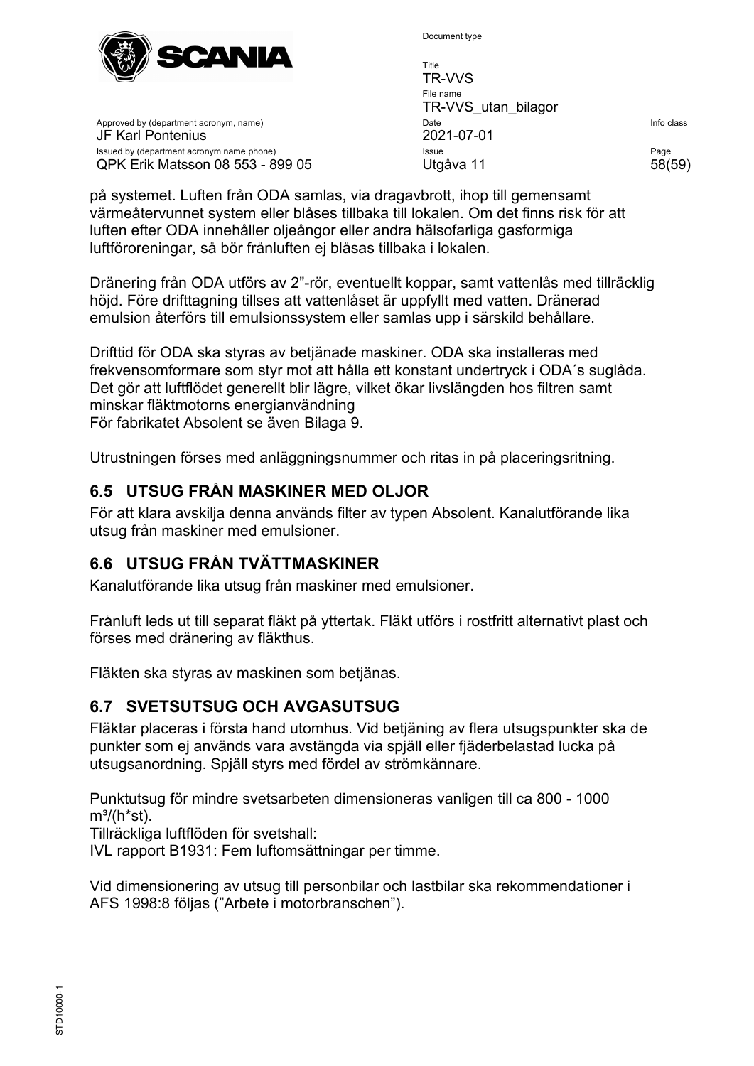på systemet. Luften från ODA samlas, via dragavbrott, ihop till gemensamt värmeåtervunnet system eller blåses tillbaka till lokalen. Om det finns risk för att luften efter ODA innehåller oljeångor eller andra hälsofarliga gasformiga luftföroreningar, så bör frånluften ej blåsas tillbaka i lokalen.

Dränering från ODA utförs av 2”-rör, eventuellt koppar, samt vattenlås med tillräcklig höjd. Före drifttagning tillses att vattenlåset är uppfyllt med vatten. Dränerad emulsion återförs till emulsionssystem eller samlas upp i särskild behållare.

Drifttid för ODA ska styras av betjänade maskiner. ODA ska installeras med frekvensomformare som styr mot att hålla ett konstant undertryck i ODA´s suglåda. Det gör att luftflödet generellt blir lägre, vilket ökar livslängden hos filtren samt minskar fläktmotorns energianvändning
För fabrikatet Absolent se även Bilaga 9.

Utrustningen förses med anläggningsnummer och ritas in på placeringsritning.

## 6.5 UTSUG FRÅN MASKINER MED OLJOR

För att klara avskilja denna används filter av typen Absolent. Kanalutförande lika utsug från maskiner med emulsioner.

## 6.6 UTSUG FRÅN TVÄTTMASKINER

Kanalutförande lika utsug från maskiner med emulsioner.

Frånluft leds ut till separat fläkt på yttertak. Fläkt utförs i rostfritt alternativt plast och förses med dränering av fläkthus.

Fläkten ska styras av maskinen som betjänas.

## 6.7 SVETSUTSUG OCH AVGASUTSUG

Fläktar placeras i första hand utomhus. Vid betjäning av flera utsugspunkter ska de punkter som ej används vara avstängda via spjäll eller fjäderbelastad lucka på utsugsanordning. Spjäll styrs med fördel av strömkännare.

Punktutsug för mindre svetsarbeten dimensioneras vanligen till ca 800 - 1000 $m^3/(h*st)$.
Tillräckliga luftflöden för svetshall:
IVL rapport B1931: Fem luftomsättningar per timme.

Vid dimensionering av utsug till personbilar och lastbilar ska rekommendationer i AFS 1998:8 följas (”Arbete i motorbranschen”).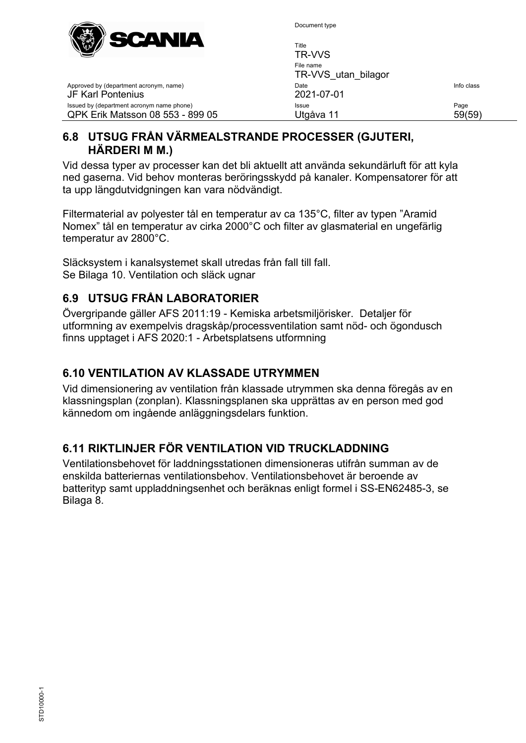## 6.8 UTSUG FRÅN VÄRMEALSTRANDE PROCESSER (GJUTERI, HÄRDERI M M.)

Vid dessa typer av processer kan det bli aktuellt att använda sekundärluft för att kyla ned gaserna. Vid behov monteras beröringsskydd på kanaler. Kompensatorer för att ta upp längdutvidgningen kan vara nödvändigt.

Filtermaterial av polyester tål en temperatur av ca 135°C, filter av typen ”Aramid Nomex” tål en temperatur av cirka 2000°C och filter av glasmaterial en ungefärlig temperatur av 2800°C.

Släcksystem i kanalsystemet skall utredas från fall till fall.
Se Bilaga 10. Ventilation och släck ugnar

## 6.9 UTSUG FRÅN LABORATORIER

Övergripande gäller AFS 2011:19 - Kemiska arbetsmiljörisker. Detaljer för utformning av exempelvis dragskåp/processventilation samt nöd- och ögondusch finns upptaget i AFS 2020:1 - Arbetsplatsens utformning

## 6.10 VENTILATION AV KLASSADE UTRYMMEN

Vid dimensionering av ventilation från klassade utrymmen ska denna föregås av en klassningsplan (zonplan). Klassningsplanen ska upprättas av en person med god kännedom om ingående anläggningsdelars funktion.

## 6.11 RIKTLINJER FÖR VENTILATION VID TRUCKLADDNING

Ventilationsbehovet för laddningsstationen dimensioneras utifrån summan av de enskilda batteriernas ventilationsbehov. Ventilationsbehovet är beroende av batterityp samt uppladdningsenhet och beräknas enligt formel i SS-EN62485-3, se Bilaga 8.